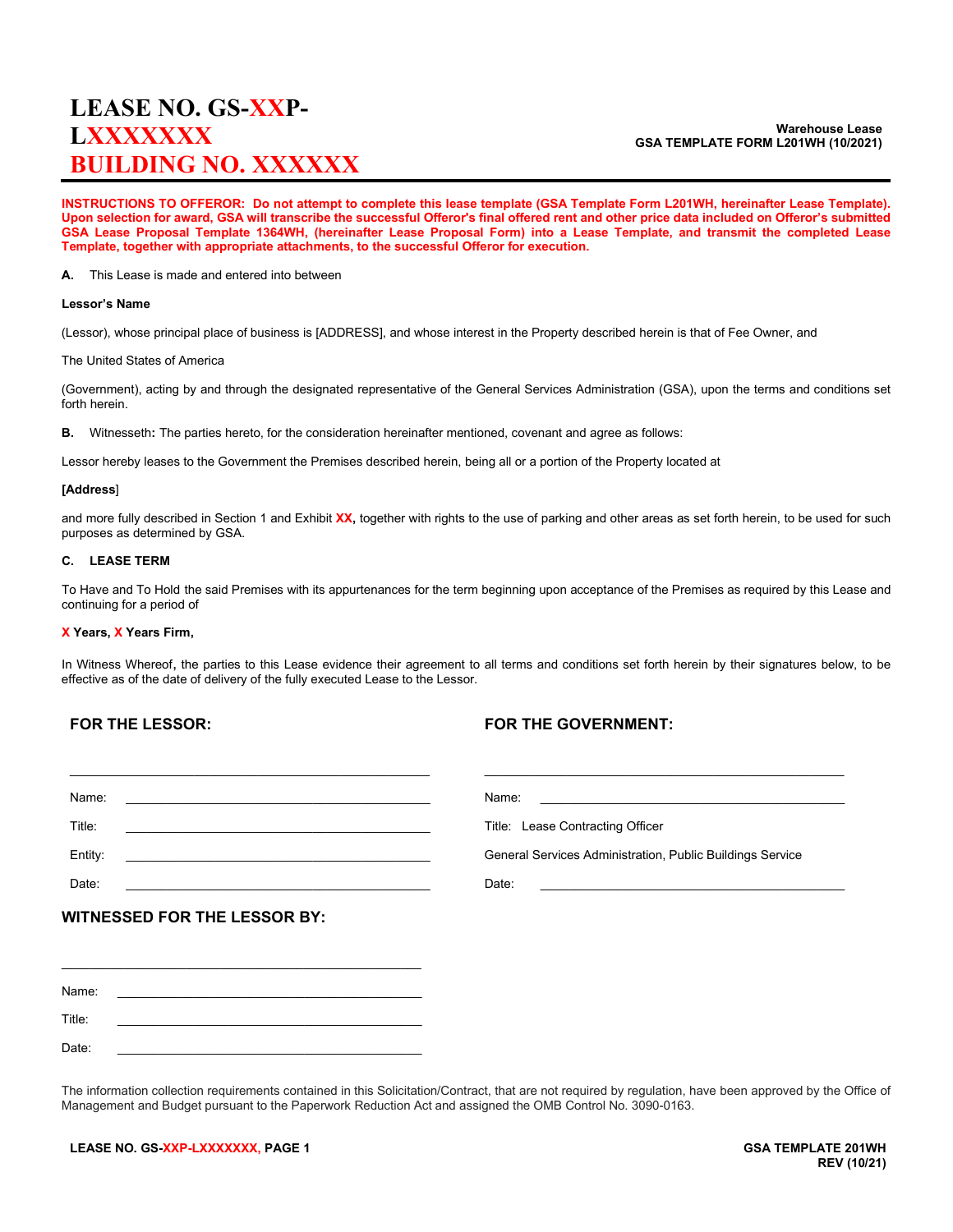# LEASE NO. GS-XXP-LXXXXXXX
# BUILDING NO. XXXXXX

**Warehouse Lease**
**GSA TEMPLATE FORM L201WH (10/2021)**

**INSTRUCTIONS TO OFFEROR: Do not attempt to complete this lease template (GSA Template Form L201WH, hereinafter Lease Template). Upon selection for award, GSA will transcribe the successful Offeror's final offered rent and other price data included on Offeror's submitted GSA Lease Proposal Template 1364WH, (hereinafter Lease Proposal Form) into a Lease Template, and transmit the completed Lease Template, together with appropriate attachments, to the successful Offeror for execution.**

**A.** This Lease is made and entered into between

**Lessor's Name**

(Lessor), whose principal place of business is [ADDRESS], and whose interest in the Property described herein is that of Fee Owner, and

The United States of America

(Government), acting by and through the designated representative of the General Services Administration (GSA), upon the terms and conditions set forth herein.

**B.** Witnesseth**:** The parties hereto, for the consideration hereinafter mentioned, covenant and agree as follows:

Lessor hereby leases to the Government the Premises described herein, being all or a portion of the Property located at

**[Address**]

and more fully described in Section 1 and Exhibit **XX,** together with rights to the use of parking and other areas as set forth herein, to be used for such purposes as determined by GSA.

**C. LEASE TERM**

To Have and To Hold the said Premises with its appurtenances for the term beginning upon acceptance of the Premises as required by this Lease and continuing for a period of

**X Years, X Years Firm,**

In Witness Whereof**,** the parties to this Lease evidence their agreement to all terms and conditions set forth herein by their signatures below, to be effective as of the date of delivery of the fully executed Lease to the Lessor.

| **FOR THE LESSOR:** | **FOR THE GOVERNMENT:** |
|---|---|
| ______________________________ | ______________________________ |
| Name: ______________________________ | Name: ______________________________ |
| Title: ______________________________ | Title: Lease Contracting Officer |
| Entity: ______________________________ | General Services Administration, Public Buildings Service |
| Date: ______________________________ | Date: ______________________________ |

## WITNESSED FOR THE LESSOR BY:

______________________________

Name: ______________________________

Title: ______________________________

Date: ______________________________

The information collection requirements contained in this Solicitation/Contract, that are not required by regulation, have been approved by the Office of Management and Budget pursuant to the Paperwork Reduction Act and assigned the OMB Control No. 3090-0163.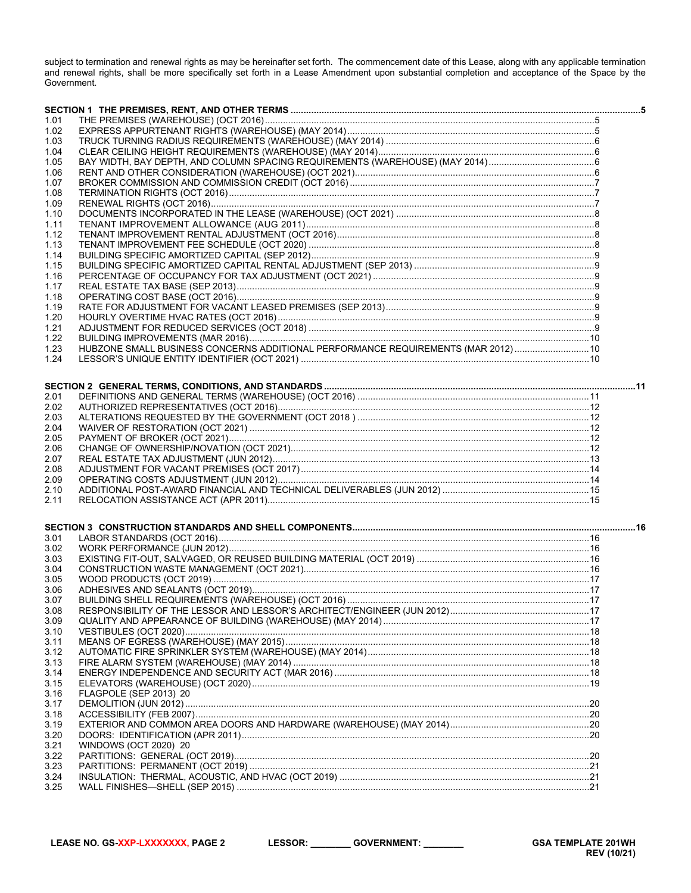subject to termination and renewal rights as may be hereinafter set forth. The commencement date of this Lease, along with any applicable termination and renewal rights, shall be more specifically set forth in a Lease Amendment upon substantial completion and acceptance of the Space by the Government.

| | | |
|---|---|---|
| **SECTION 1** | **THE PREMISES, RENT, AND OTHER TERMS** | **5** |
| 1.01 | THE PREMISES (WAREHOUSE) (OCT 2016) | 5 |
| 1.02 | EXPRESS APPURTENANT RIGHTS (WAREHOUSE) (MAY 2014) | 5 |
| 1.03 | TRUCK TURNING RADIUS REQUIREMENTS (WAREHOUSE) (MAY 2014) | 6 |
| 1.04 | CLEAR CEILING HEIGHT REQUIREMENTS (WAREHOUSE) (MAY 2014) | 6 |
| 1.05 | BAY WIDTH, BAY DEPTH, AND COLUMN SPACING REQUIREMENTS (WAREHOUSE) (MAY 2014) | 6 |
| 1.06 | RENT AND OTHER CONSIDERATION (WAREHOUSE) (OCT 2021) | 6 |
| 1.07 | BROKER COMMISSION AND COMMISSION CREDIT (OCT 2016) | 7 |
| 1.08 | TERMINATION RIGHTS (OCT 2016) | 7 |
| 1.09 | RENEWAL RIGHTS (OCT 2016) | 7 |
| 1.10 | DOCUMENTS INCORPORATED IN THE LEASE (WAREHOUSE) (OCT 2021) | 8 |
| 1.11 | TENANT IMPROVEMENT ALLOWANCE (AUG 2011) | 8 |
| 1.12 | TENANT IMPROVEMENT RENTAL ADJUSTMENT (OCT 2016) | 8 |
| 1.13 | TENANT IMPROVEMENT FEE SCHEDULE (OCT 2020) | 8 |
| 1.14 | BUILDING SPECIFIC AMORTIZED CAPITAL (SEP 2012) | 9 |
| 1.15 | BUILDING SPECIFIC AMORTIZED CAPITAL RENTAL ADJUSTMENT (SEP 2013) | 9 |
| 1.16 | PERCENTAGE OF OCCUPANCY FOR TAX ADJUSTMENT (OCT 2021) | 9 |
| 1.17 | REAL ESTATE TAX BASE (SEP 2013) | 9 |
| 1.18 | OPERATING COST BASE (OCT 2016) | 9 |
| 1.19 | RATE FOR ADJUSTMENT FOR VACANT LEASED PREMISES (SEP 2013) | 9 |
| 1.20 | HOURLY OVERTIME HVAC RATES (OCT 2016) | 9 |
| 1.21 | ADJUSTMENT FOR REDUCED SERVICES (OCT 2018) | 9 |
| 1.22 | BUILDING IMPROVEMENTS (MAR 2016) | 10 |
| 1.23 | HUBZONE SMALL BUSINESS CONCERNS ADDITIONAL PERFORMANCE REQUIREMENTS (MAR 2012) | 10 |
| 1.24 | LESSOR'S UNIQUE ENTITY IDENTIFIER (OCT 2021) | 10 |
| **SECTION 2** | **GENERAL TERMS, CONDITIONS, AND STANDARDS** | **11** |
| 2.01 | DEFINITIONS AND GENERAL TERMS (WAREHOUSE) (OCT 2016) | 11 |
| 2.02 | AUTHORIZED REPRESENTATIVES (OCT 2016) | 12 |
| 2.03 | ALTERATIONS REQUESTED BY THE GOVERNMENT (OCT 2018 ) | 12 |
| 2.04 | WAIVER OF RESTORATION (OCT 2021) | 12 |
| 2.05 | PAYMENT OF BROKER (OCT 2021) | 12 |
| 2.06 | CHANGE OF OWNERSHIP/NOVATION (OCT 2021) | 12 |
| 2.07 | REAL ESTATE TAX ADJUSTMENT (JUN 2012) | 13 |
| 2.08 | ADJUSTMENT FOR VACANT PREMISES (OCT 2017) | 14 |
| 2.09 | OPERATING COSTS ADJUSTMENT (JUN 2012) | 14 |
| 2.10 | ADDITIONAL POST-AWARD FINANCIAL AND TECHNICAL DELIVERABLES (JUN 2012) | 15 |
| 2.11 | RELOCATION ASSISTANCE ACT (APR 2011) | 15 |
| **SECTION 3** | **CONSTRUCTION STANDARDS AND SHELL COMPONENTS** | **16** |
| 3.01 | LABOR STANDARDS (OCT 2016) | 16 |
| 3.02 | WORK PERFORMANCE (JUN 2012) | 16 |
| 3.03 | EXISTING FIT-OUT, SALVAGED, OR REUSED BUILDING MATERIAL (OCT 2019) | 16 |
| 3.04 | CONSTRUCTION WASTE MANAGEMENT (OCT 2021) | 16 |
| 3.05 | WOOD PRODUCTS (OCT 2019) | 17 |
| 3.06 | ADHESIVES AND SEALANTS (OCT 2019) | 17 |
| 3.07 | BUILDING SHELL REQUIREMENTS (WAREHOUSE) (OCT 2016) | 17 |
| 3.08 | RESPONSIBILITY OF THE LESSOR AND LESSOR'S ARCHITECT/ENGINEER (JUN 2012) | 17 |
| 3.09 | QUALITY AND APPEARANCE OF BUILDING (WAREHOUSE) (MAY 2014) | 17 |
| 3.10 | VESTIBULES (OCT 2020) | 18 |
| 3.11 | MEANS OF EGRESS (WAREHOUSE) (MAY 2015) | 18 |
| 3.12 | AUTOMATIC FIRE SPRINKLER SYSTEM (WAREHOUSE) (MAY 2014) | 18 |
| 3.13 | FIRE ALARM SYSTEM (WAREHOUSE) (MAY 2014) | 18 |
| 3.14 | ENERGY INDEPENDENCE AND SECURITY ACT (MAR 2016) | 18 |
| 3.15 | ELEVATORS (WAREHOUSE) (OCT 2020) | 19 |
| 3.16 | FLAGPOLE (SEP 2013) | 20 |
| 3.17 | DEMOLITION (JUN 2012) | 20 |
| 3.18 | ACCESSIBILITY (FEB 2007) | 20 |
| 3.19 | EXTERIOR AND COMMON AREA DOORS AND HARDWARE (WAREHOUSE) (MAY 2014) | 20 |
| 3.20 | DOORS: IDENTIFICATION (APR 2011) | 20 |
| 3.21 | WINDOWS (OCT 2020) | 20 |
| 3.22 | PARTITIONS: GENERAL (OCT 2019) | 20 |
| 3.23 | PARTITIONS: PERMANENT (OCT 2019) | 21 |
| 3.24 | INSULATION: THERMAL, ACOUSTIC, AND HVAC (OCT 2019) | 21 |
| 3.25 | WALL FINISHES—SHELL (SEP 2015) | 21 |

LEASE NO. GS-XXP-LXXXXXXX, PAGE 2 LESSOR: ________ GOVERNMENT: ________ GSA TEMPLATE 201WH REV (10/21)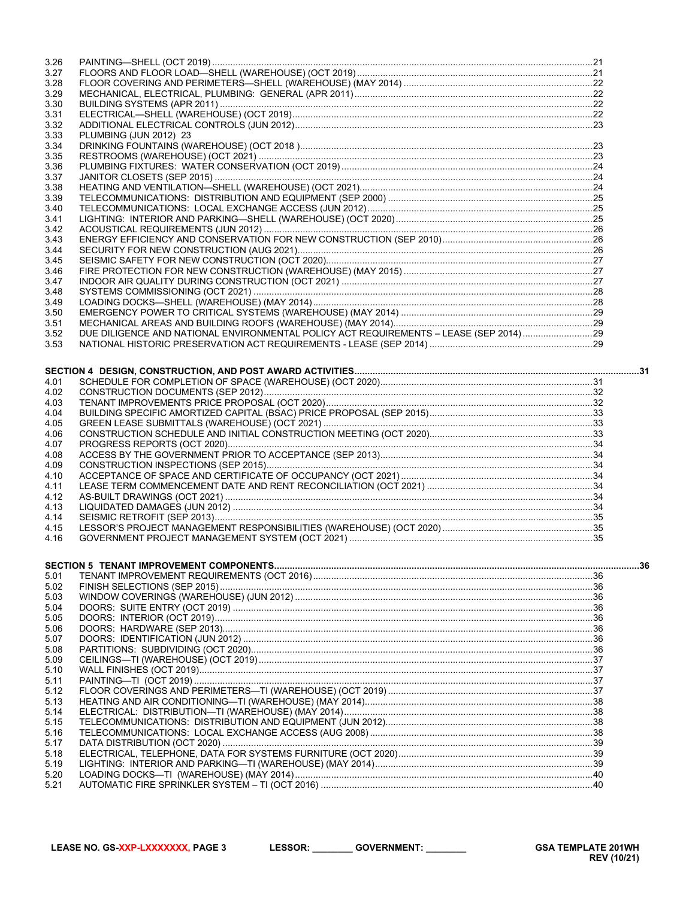| | | |
|---|---|---|
| 3.26 | PAINTING—SHELL (OCT 2019) | 21 |
| 3.27 | FLOORS AND FLOOR LOAD—SHELL (WAREHOUSE) (OCT 2019) | 21 |
| 3.28 | FLOOR COVERING AND PERIMETERS—SHELL (WAREHOUSE) (MAY 2014) | 22 |
| 3.29 | MECHANICAL, ELECTRICAL, PLUMBING: GENERAL (APR 2011) | 22 |
| 3.30 | BUILDING SYSTEMS (APR 2011) | 22 |
| 3.31 | ELECTRICAL—SHELL (WAREHOUSE) (OCT 2019) | 22 |
| 3.32 | ADDITIONAL ELECTRICAL CONTROLS (JUN 2012) | 23 |
| 3.33 | PLUMBING (JUN 2012) | 23 |
| 3.34 | DRINKING FOUNTAINS (WAREHOUSE) (OCT 2018 ) | 23 |
| 3.35 | RESTROOMS (WAREHOUSE) (OCT 2021) | 23 |
| 3.36 | PLUMBING FIXTURES: WATER CONSERVATION (OCT 2019) | 24 |
| 3.37 | JANITOR CLOSETS (SEP 2015) | 24 |
| 3.38 | HEATING AND VENTILATION—SHELL (WAREHOUSE) (OCT 2021) | 24 |
| 3.39 | TELECOMMUNICATIONS: DISTRIBUTION AND EQUIPMENT (SEP 2000) | 25 |
| 3.40 | TELECOMMUNICATIONS: LOCAL EXCHANGE ACCESS (JUN 2012) | 25 |
| 3.41 | LIGHTING: INTERIOR AND PARKING—SHELL (WAREHOUSE) (OCT 2020) | 25 |
| 3.42 | ACOUSTICAL REQUIREMENTS (JUN 2012) | 26 |
| 3.43 | ENERGY EFFICIENCY AND CONSERVATION FOR NEW CONSTRUCTION (SEP 2010) | 26 |
| 3.44 | SECURITY FOR NEW CONSTRUCTION (AUG 2021) | 26 |
| 3.45 | SEISMIC SAFETY FOR NEW CONSTRUCTION (OCT 2020) | 27 |
| 3.46 | FIRE PROTECTION FOR NEW CONSTRUCTION (WAREHOUSE) (MAY 2015) | 27 |
| 3.47 | INDOOR AIR QUALITY DURING CONSTRUCTION (OCT 2021) | 27 |
| 3.48 | SYSTEMS COMMISSIONING (OCT 2021) | 28 |
| 3.49 | LOADING DOCKS—SHELL (WAREHOUSE) (MAY 2014) | 28 |
| 3.50 | EMERGENCY POWER TO CRITICAL SYSTEMS (WAREHOUSE) (MAY 2014) | 29 |
| 3.51 | MECHANICAL AREAS AND BUILDING ROOFS (WAREHOUSE) (MAY 2014) | 29 |
| 3.52 | DUE DILIGENCE AND NATIONAL ENVIRONMENTAL POLICY ACT REQUIREMENTS – LEASE (SEP 2014) | 29 |
| 3.53 | NATIONAL HISTORIC PRESERVATION ACT REQUIREMENTS - LEASE (SEP 2014) | 29 |

**SECTION 4 DESIGN, CONSTRUCTION, AND POST AWARD ACTIVITIES ..... 31**

| | | |
|---|---|---|
| 4.01 | SCHEDULE FOR COMPLETION OF SPACE (WAREHOUSE) (OCT 2020) | 31 |
| 4.02 | CONSTRUCTION DOCUMENTS (SEP 2012) | 32 |
| 4.03 | TENANT IMPROVEMENTS PRICE PROPOSAL (OCT 2020) | 32 |
| 4.04 | BUILDING SPECIFIC AMORTIZED CAPITAL (BSAC) PRICE PROPOSAL (SEP 2015) | 33 |
| 4.05 | GREEN LEASE SUBMITTALS (WAREHOUSE) (OCT 2021) | 33 |
| 4.06 | CONSTRUCTION SCHEDULE AND INITIAL CONSTRUCTION MEETING (OCT 2020) | 33 |
| 4.07 | PROGRESS REPORTS (OCT 2020) | 34 |
| 4.08 | ACCESS BY THE GOVERNMENT PRIOR TO ACCEPTANCE (SEP 2013) | 34 |
| 4.09 | CONSTRUCTION INSPECTIONS (SEP 2015) | 34 |
| 4.10 | ACCEPTANCE OF SPACE AND CERTIFICATE OF OCCUPANCY (OCT 2021) | 34 |
| 4.11 | LEASE TERM COMMENCEMENT DATE AND RENT RECONCILIATION (OCT 2021) | 34 |
| 4.12 | AS-BUILT DRAWINGS (OCT 2021) | 34 |
| 4.13 | LIQUIDATED DAMAGES (JUN 2012) | 34 |
| 4.14 | SEISMIC RETROFIT (SEP 2013) | 35 |
| 4.15 | LESSOR'S PROJECT MANAGEMENT RESPONSIBILITIES (WAREHOUSE) (OCT 2020) | 35 |
| 4.16 | GOVERNMENT PROJECT MANAGEMENT SYSTEM (OCT 2021) | 35 |

**SECTION 5 TENANT IMPROVEMENT COMPONENTS ..... 36**

| | | |
|---|---|---|
| 5.01 | TENANT IMPROVEMENT REQUIREMENTS (OCT 2016) | 36 |
| 5.02 | FINISH SELECTIONS (SEP 2015) | 36 |
| 5.03 | WINDOW COVERINGS (WAREHOUSE) (JUN 2012) | 36 |
| 5.04 | DOORS: SUITE ENTRY (OCT 2019) | 36 |
| 5.05 | DOORS: INTERIOR (OCT 2019) | 36 |
| 5.06 | DOORS: HARDWARE (SEP 2013) | 36 |
| 5.07 | DOORS: IDENTIFICATION (JUN 2012) | 36 |
| 5.08 | PARTITIONS: SUBDIVIDING (OCT 2020) | 36 |
| 5.09 | CEILINGS—TI (WAREHOUSE) (OCT 2019) | 37 |
| 5.10 | WALL FINISHES (OCT 2019) | 37 |
| 5.11 | PAINTING—TI (OCT 2019) | 37 |
| 5.12 | FLOOR COVERINGS AND PERIMETERS—TI (WAREHOUSE) (OCT 2019) | 37 |
| 5.13 | HEATING AND AIR CONDITIONING—TI (WAREHOUSE) (MAY 2014) | 38 |
| 5.14 | ELECTRICAL: DISTRIBUTION—TI (WAREHOUSE) (MAY 2014) | 38 |
| 5.15 | TELECOMMUNICATIONS: DISTRIBUTION AND EQUIPMENT (JUN 2012) | 38 |
| 5.16 | TELECOMMUNICATIONS: LOCAL EXCHANGE ACCESS (AUG 2008) | 38 |
| 5.17 | DATA DISTRIBUTION (OCT 2020) | 39 |
| 5.18 | ELECTRICAL, TELEPHONE, DATA FOR SYSTEMS FURNITURE (OCT 2020) | 39 |
| 5.19 | LIGHTING: INTERIOR AND PARKING—TI (WAREHOUSE) (MAY 2014) | 39 |
| 5.20 | LOADING DOCKS—TI (WAREHOUSE) (MAY 2014) | 40 |
| 5.21 | AUTOMATIC FIRE SPRINKLER SYSTEM – TI (OCT 2016) | 40 |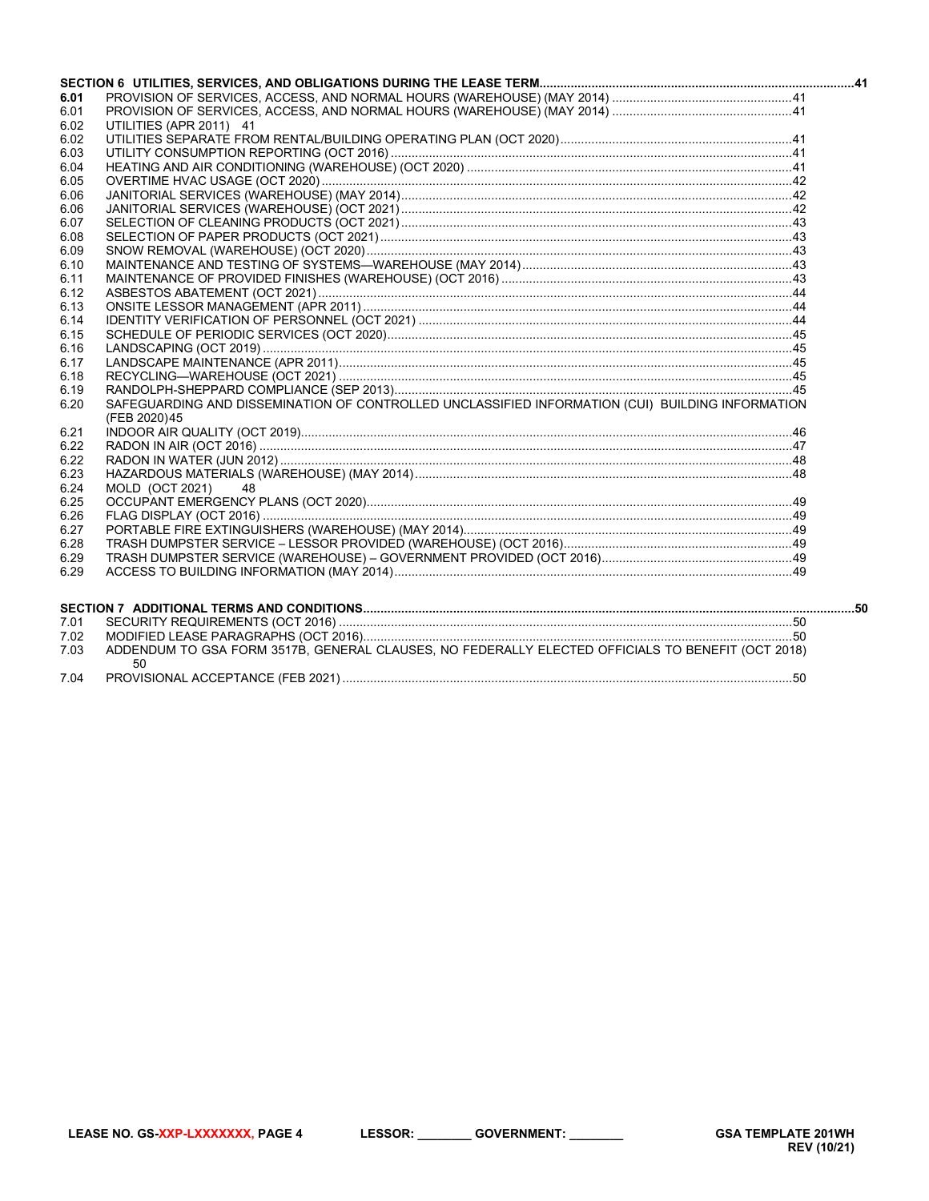| | | |
|---|---|---|
| **SECTION 6 UTILITIES, SERVICES, AND OBLIGATIONS DURING THE LEASE TERM** | | **41** |
| **6.01** | PROVISION OF SERVICES, ACCESS, AND NORMAL HOURS (WAREHOUSE) (MAY 2014) | 41 |
| 6.01 | PROVISION OF SERVICES, ACCESS, AND NORMAL HOURS (WAREHOUSE) (MAY 2014) | 41 |
| 6.02 | UTILITIES (APR 2011) | 41 |
| 6.02 | UTILITIES SEPARATE FROM RENTAL/BUILDING OPERATING PLAN (OCT 2020) | 41 |
| 6.03 | UTILITY CONSUMPTION REPORTING (OCT 2016) | 41 |
| 6.04 | HEATING AND AIR CONDITIONING (WAREHOUSE) (OCT 2020) | 41 |
| 6.05 | OVERTIME HVAC USAGE (OCT 2020) | 42 |
| 6.06 | JANITORIAL SERVICES (WAREHOUSE) (MAY 2014) | 42 |
| 6.06 | JANITORIAL SERVICES (WAREHOUSE) (OCT 2021) | 42 |
| 6.07 | SELECTION OF CLEANING PRODUCTS (OCT 2021) | 43 |
| 6.08 | SELECTION OF PAPER PRODUCTS (OCT 2021) | 43 |
| 6.09 | SNOW REMOVAL (WAREHOUSE) (OCT 2020) | 43 |
| 6.10 | MAINTENANCE AND TESTING OF SYSTEMS—WAREHOUSE (MAY 2014) | 43 |
| 6.11 | MAINTENANCE OF PROVIDED FINISHES (WAREHOUSE) (OCT 2016) | 43 |
| 6.12 | ASBESTOS ABATEMENT (OCT 2021) | 44 |
| 6.13 | ONSITE LESSOR MANAGEMENT (APR 2011) | 44 |
| 6.14 | IDENTITY VERIFICATION OF PERSONNEL (OCT 2021) | 44 |
| 6.15 | SCHEDULE OF PERIODIC SERVICES (OCT 2020) | 45 |
| 6.16 | LANDSCAPING (OCT 2019) | 45 |
| 6.17 | LANDSCAPE MAINTENANCE (APR 2011) | 45 |
| 6.18 | RECYCLING—WAREHOUSE (OCT 2021) | 45 |
| 6.19 | RANDOLPH-SHEPPARD COMPLIANCE (SEP 2013) | 45 |
| 6.20 | SAFEGUARDING AND DISSEMINATION OF CONTROLLED UNCLASSIFIED INFORMATION (CUI) BUILDING INFORMATION (FEB 2020) | 45 |
| 6.21 | INDOOR AIR QUALITY (OCT 2019) | 46 |
| 6.22 | RADON IN AIR (OCT 2016) | 47 |
| 6.22 | RADON IN WATER (JUN 2012) | 48 |
| 6.23 | HAZARDOUS MATERIALS (WAREHOUSE) (MAY 2014) | 48 |
| 6.24 | MOLD (OCT 2021) | 48 |
| 6.25 | OCCUPANT EMERGENCY PLANS (OCT 2020) | 49 |
| 6.26 | FLAG DISPLAY (OCT 2016) | 49 |
| 6.27 | PORTABLE FIRE EXTINGUISHERS (WAREHOUSE) (MAY 2014) | 49 |
| 6.28 | TRASH DUMPSTER SERVICE – LESSOR PROVIDED (WAREHOUSE) (OCT 2016) | 49 |
| 6.29 | TRASH DUMPSTER SERVICE (WAREHOUSE) – GOVERNMENT PROVIDED (OCT 2016) | 49 |
| 6.29 | ACCESS TO BUILDING INFORMATION (MAY 2014) | 49 |
| **SECTION 7 ADDITIONAL TERMS AND CONDITIONS** | | **50** |
| 7.01 | SECURITY REQUIREMENTS (OCT 2016) | 50 |
| 7.02 | MODIFIED LEASE PARAGRAPHS (OCT 2016) | 50 |
| 7.03 | ADDENDUM TO GSA FORM 3517B, GENERAL CLAUSES, NO FEDERALLY ELECTED OFFICIALS TO BENEFIT (OCT 2018) | 50 |
| 7.04 | PROVISIONAL ACCEPTANCE (FEB 2021) | 50 |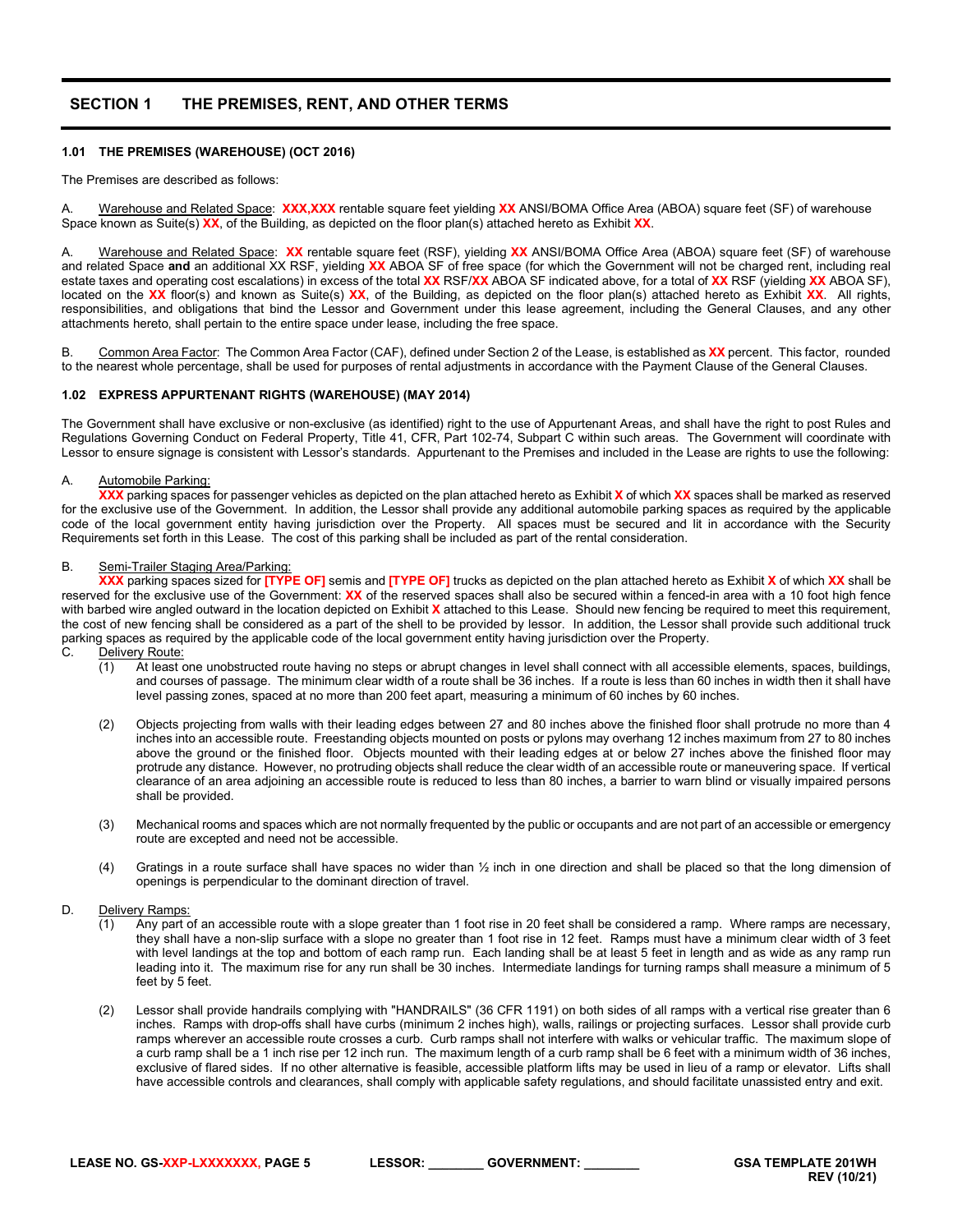## SECTION 1 THE PREMISES, RENT, AND OTHER TERMS

### 1.01 THE PREMISES (WAREHOUSE) (OCT 2016)

The Premises are described as follows:

A. Warehouse and Related Space: **XXX,XXX** rentable square feet yielding **XX** ANSI/BOMA Office Area (ABOA) square feet (SF) of warehouse Space known as Suite(s) **XX**, of the Building, as depicted on the floor plan(s) attached hereto as Exhibit **XX**.

A. Warehouse and Related Space: **XX** rentable square feet (RSF), yielding **XX** ANSI/BOMA Office Area (ABOA) square feet (SF) of warehouse and related Space **and** an additional XX RSF, yielding **XX** ABOA SF of free space (for which the Government will not be charged rent, including real estate taxes and operating cost escalations) in excess of the total **XX** RSF/**XX** ABOA SF indicated above, for a total of **XX** RSF (yielding **XX** ABOA SF), located on the **XX** floor(s) and known as Suite(s) **XX**, of the Building, as depicted on the floor plan(s) attached hereto as Exhibit **XX**. All rights, responsibilities, and obligations that bind the Lessor and Government under this lease agreement, including the General Clauses, and any other attachments hereto, shall pertain to the entire space under lease, including the free space.

B. Common Area Factor: The Common Area Factor (CAF), defined under Section 2 of the Lease, is established as **XX** percent. This factor, rounded to the nearest whole percentage, shall be used for purposes of rental adjustments in accordance with the Payment Clause of the General Clauses.

### 1.02 EXPRESS APPURTENANT RIGHTS (WAREHOUSE) (MAY 2014)

The Government shall have exclusive or non-exclusive (as identified) right to the use of Appurtenant Areas, and shall have the right to post Rules and Regulations Governing Conduct on Federal Property, Title 41, CFR, Part 102-74, Subpart C within such areas. The Government will coordinate with Lessor to ensure signage is consistent with Lessor's standards. Appurtenant to the Premises and included in the Lease are rights to use the following:

A. Automobile Parking:
**XXX** parking spaces for passenger vehicles as depicted on the plan attached hereto as Exhibit **X** of which **XX** spaces shall be marked as reserved for the exclusive use of the Government. In addition, the Lessor shall provide any additional automobile parking spaces as required by the applicable code of the local government entity having jurisdiction over the Property. All spaces must be secured and lit in accordance with the Security Requirements set forth in this Lease. The cost of this parking shall be included as part of the rental consideration.

B. Semi-Trailer Staging Area/Parking:
**XXX** parking spaces sized for **[TYPE OF]** semis and **[TYPE OF]** trucks as depicted on the plan attached hereto as Exhibit **X** of which **XX** shall be reserved for the exclusive use of the Government: **XX** of the reserved spaces shall also be secured within a fenced-in area with a 10 foot high fence with barbed wire angled outward in the location depicted on Exhibit **X** attached to this Lease. Should new fencing be required to meet this requirement, the cost of new fencing shall be considered as a part of the shell to be provided by lessor. In addition, the Lessor shall provide such additional truck parking spaces as required by the applicable code of the local government entity having jurisdiction over the Property.

C. Delivery Route:

(1) At least one unobstructed route having no steps or abrupt changes in level shall connect with all accessible elements, spaces, buildings, and courses of passage. The minimum clear width of a route shall be 36 inches. If a route is less than 60 inches in width then it shall have level passing zones, spaced at no more than 200 feet apart, measuring a minimum of 60 inches by 60 inches.

(2) Objects projecting from walls with their leading edges between 27 and 80 inches above the finished floor shall protrude no more than 4 inches into an accessible route. Freestanding objects mounted on posts or pylons may overhang 12 inches maximum from 27 to 80 inches above the ground or the finished floor. Objects mounted with their leading edges at or below 27 inches above the finished floor may protrude any distance. However, no protruding objects shall reduce the clear width of an accessible route or maneuvering space. If vertical clearance of an area adjoining an accessible route is reduced to less than 80 inches, a barrier to warn blind or visually impaired persons shall be provided.

(3) Mechanical rooms and spaces which are not normally frequented by the public or occupants and are not part of an accessible or emergency route are excepted and need not be accessible.

(4) Gratings in a route surface shall have spaces no wider than ½ inch in one direction and shall be placed so that the long dimension of openings is perpendicular to the dominant direction of travel.

D. Delivery Ramps:

(1) Any part of an accessible route with a slope greater than 1 foot rise in 20 feet shall be considered a ramp. Where ramps are necessary, they shall have a non-slip surface with a slope no greater than 1 foot rise in 12 feet. Ramps must have a minimum clear width of 3 feet with level landings at the top and bottom of each ramp run. Each landing shall be at least 5 feet in length and as wide as any ramp run leading into it. The maximum rise for any run shall be 30 inches. Intermediate landings for turning ramps shall measure a minimum of 5 feet by 5 feet.

(2) Lessor shall provide handrails complying with "HANDRAILS" (36 CFR 1191) on both sides of all ramps with a vertical rise greater than 6 inches. Ramps with drop-offs shall have curbs (minimum 2 inches high), walls, railings or projecting surfaces. Lessor shall provide curb ramps wherever an accessible route crosses a curb. Curb ramps shall not interfere with walks or vehicular traffic. The maximum slope of a curb ramp shall be a 1 inch rise per 12 inch run. The maximum length of a curb ramp shall be 6 feet with a minimum width of 36 inches, exclusive of flared sides. If no other alternative is feasible, accessible platform lifts may be used in lieu of a ramp or elevator. Lifts shall have accessible controls and clearances, shall comply with applicable safety regulations, and should facilitate unassisted entry and exit.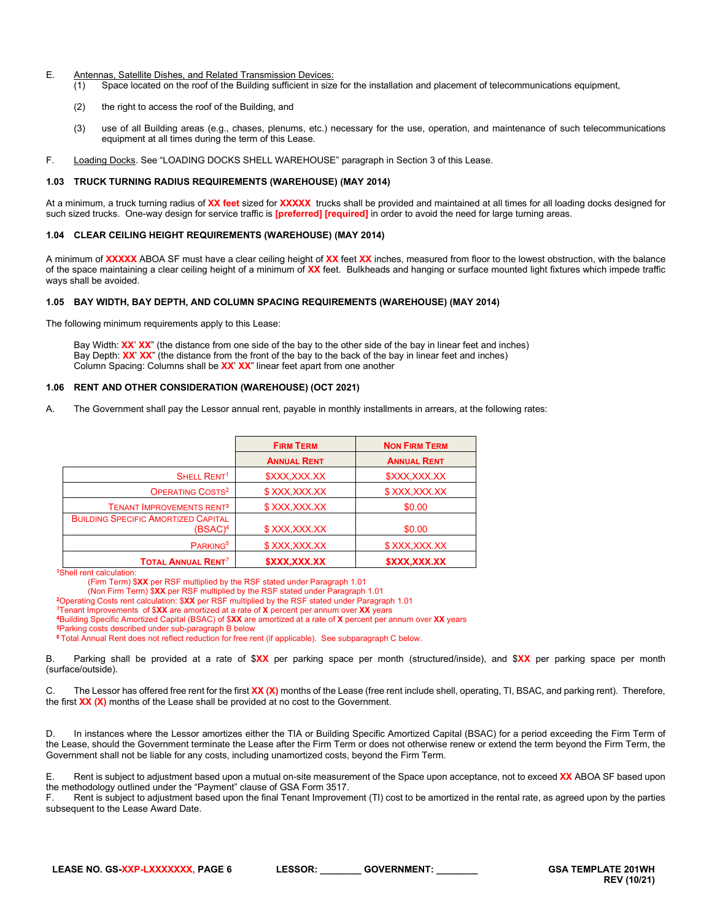E. Antennas, Satellite Dishes, and Related Transmission Devices:

(1) Space located on the roof of the Building sufficient in size for the installation and placement of telecommunications equipment,

(2) the right to access the roof of the Building, and

(3) use of all Building areas (e.g., chases, plenums, etc.) necessary for the use, operation, and maintenance of such telecommunications equipment at all times during the term of this Lease.

F. Loading Docks. See "LOADING DOCKS SHELL WAREHOUSE" paragraph in Section 3 of this Lease.

### 1.03 TRUCK TURNING RADIUS REQUIREMENTS (WAREHOUSE) (MAY 2014)

At a minimum, a truck turning radius of **XX feet** sized for **XXXXX** trucks shall be provided and maintained at all times for all loading docks designed for such sized trucks. One-way design for service traffic is **[preferred] [required]** in order to avoid the need for large turning areas.

### 1.04 CLEAR CEILING HEIGHT REQUIREMENTS (WAREHOUSE) (MAY 2014)

A minimum of **XXXXX** ABOA SF must have a clear ceiling height of **XX** feet **XX** inches, measured from floor to the lowest obstruction, with the balance of the space maintaining a clear ceiling height of a minimum of **XX** feet. Bulkheads and hanging or surface mounted light fixtures which impede traffic ways shall be avoided.

### 1.05 BAY WIDTH, BAY DEPTH, AND COLUMN SPACING REQUIREMENTS (WAREHOUSE) (MAY 2014)

The following minimum requirements apply to this Lease:

Bay Width: **XX**' **XX**" (the distance from one side of the bay to the other side of the bay in linear feet and inches)
Bay Depth: **XX**' **XX**" (the distance from the front of the bay to the back of the bay in linear feet and inches)
Column Spacing: Columns shall be **XX**' **XX**" linear feet apart from one another

### 1.06 RENT AND OTHER CONSIDERATION (WAREHOUSE) (OCT 2021)

A. The Government shall pay the Lessor annual rent, payable in monthly installments in arrears, at the following rates:

| | FIRM TERM<br>ANNUAL RENT | NON FIRM TERM<br>ANNUAL RENT |
|---|---|---|
| SHELL RENT[1] | $XXX,XXX.XX | $XXX,XXX.XX |
| OPERATING COSTS[2] | $ XXX,XXX.XX | $ XXX,XXX.XX |
| TENANT IMPROVEMENTS RENT[3] | $ XXX,XXX.XX | $0.00 |
| BUILDING SPECIFIC AMORTIZED CAPITAL (BSAC)[4] | $ XXX,XXX.XX | $0.00 |
| PARKING[5] | $ XXX,XXX.XX | $ XXX,XXX.XX |
| **TOTAL ANNUAL RENT[7]** | **$XXX,XXX.XX** | **$XXX,XXX.XX** |

[1]Shell rent calculation:
(Firm Term) $**XX** per RSF multiplied by the RSF stated under Paragraph 1.01
(Non Firm Term) $**XX** per RSF multiplied by the RSF stated under Paragraph 1.01
[2]Operating Costs rent calculation: $**XX** per RSF multiplied by the RSF stated under Paragraph 1.01
[3]Tenant Improvements of $**XX** are amortized at a rate of **X** percent per annum over **XX** years
[4]Building Specific Amortized Capital (BSAC) of $**XX** are amortized at a rate of **X** percent per annum over **XX** years
[5]Parking costs described under sub-paragraph B below
[6] Total Annual Rent does not reflect reduction for free rent (if applicable). See subparagraph C below.

B. Parking shall be provided at a rate of $**XX** per parking space per month (structured/inside), and $**XX** per parking space per month (surface/outside).

C. The Lessor has offered free rent for the first **XX (X)** months of the Lease (free rent include shell, operating, TI, BSAC, and parking rent). Therefore, the first **XX (X)** months of the Lease shall be provided at no cost to the Government.

D. In instances where the Lessor amortizes either the TIA or Building Specific Amortized Capital (BSAC) for a period exceeding the Firm Term of the Lease, should the Government terminate the Lease after the Firm Term or does not otherwise renew or extend the term beyond the Firm Term, the Government shall not be liable for any costs, including unamortized costs, beyond the Firm Term.

E. Rent is subject to adjustment based upon a mutual on-site measurement of the Space upon acceptance, not to exceed **XX** ABOA SF based upon the methodology outlined under the "Payment" clause of GSA Form 3517.

F. Rent is subject to adjustment based upon the final Tenant Improvement (TI) cost to be amortized in the rental rate, as agreed upon by the parties subsequent to the Lease Award Date.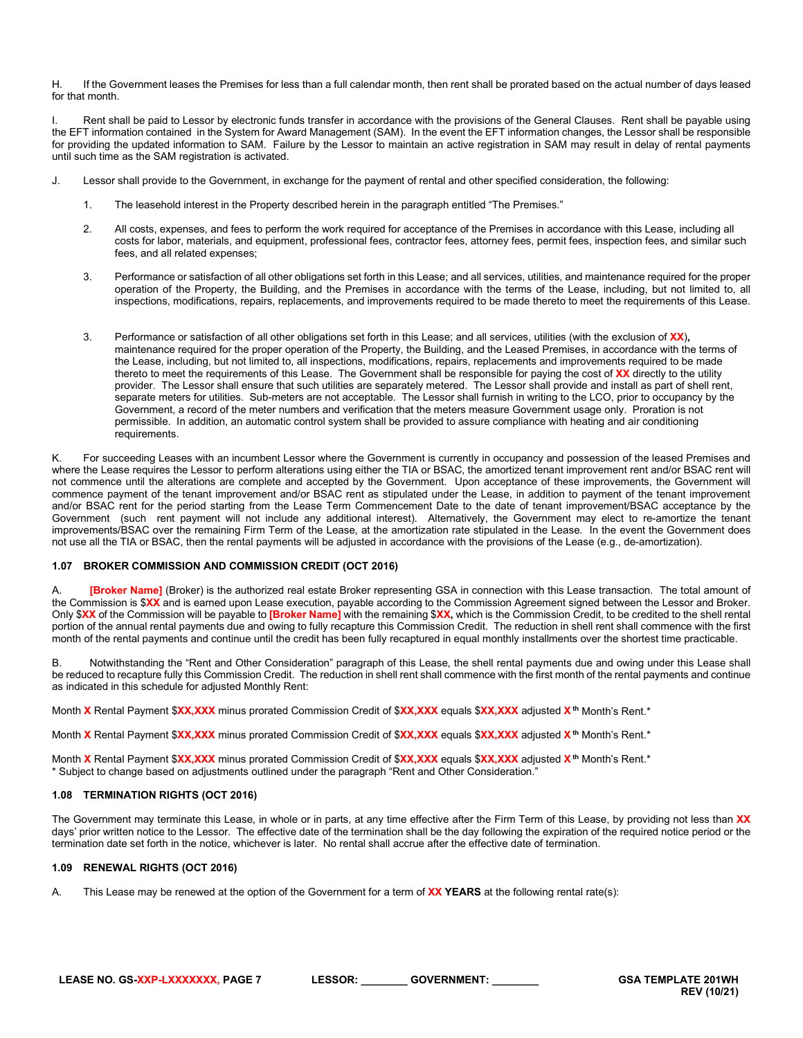H. If the Government leases the Premises for less than a full calendar month, then rent shall be prorated based on the actual number of days leased for that month.

I. Rent shall be paid to Lessor by electronic funds transfer in accordance with the provisions of the General Clauses. Rent shall be payable using the EFT information contained in the System for Award Management (SAM). In the event the EFT information changes, the Lessor shall be responsible for providing the updated information to SAM. Failure by the Lessor to maintain an active registration in SAM may result in delay of rental payments until such time as the SAM registration is activated.

J. Lessor shall provide to the Government, in exchange for the payment of rental and other specified consideration, the following:

1. The leasehold interest in the Property described herein in the paragraph entitled "The Premises."

2. All costs, expenses, and fees to perform the work required for acceptance of the Premises in accordance with this Lease, including all costs for labor, materials, and equipment, professional fees, contractor fees, attorney fees, permit fees, inspection fees, and similar such fees, and all related expenses;

3. Performance or satisfaction of all other obligations set forth in this Lease; and all services, utilities, and maintenance required for the proper operation of the Property, the Building, and the Premises in accordance with the terms of the Lease, including, but not limited to, all inspections, modifications, repairs, replacements, and improvements required to be made thereto to meet the requirements of this Lease.

3. Performance or satisfaction of all other obligations set forth in this Lease; and all services, utilities (with the exclusion of **XX**)**,** maintenance required for the proper operation of the Property, the Building, and the Leased Premises, in accordance with the terms of the Lease, including, but not limited to, all inspections, modifications, repairs, replacements and improvements required to be made thereto to meet the requirements of this Lease. The Government shall be responsible for paying the cost of **XX** directly to the utility provider. The Lessor shall ensure that such utilities are separately metered. The Lessor shall provide and install as part of shell rent, separate meters for utilities. Sub-meters are not acceptable. The Lessor shall furnish in writing to the LCO, prior to occupancy by the Government, a record of the meter numbers and verification that the meters measure Government usage only. Proration is not permissible. In addition, an automatic control system shall be provided to assure compliance with heating and air conditioning requirements.

K. For succeeding Leases with an incumbent Lessor where the Government is currently in occupancy and possession of the leased Premises and where the Lease requires the Lessor to perform alterations using either the TIA or BSAC, the amortized tenant improvement rent and/or BSAC rent will not commence until the alterations are complete and accepted by the Government. Upon acceptance of these improvements, the Government will commence payment of the tenant improvement and/or BSAC rent as stipulated under the Lease, in addition to payment of the tenant improvement and/or BSAC rent for the period starting from the Lease Term Commencement Date to the date of tenant improvement/BSAC acceptance by the Government (such rent payment will not include any additional interest). Alternatively, the Government may elect to re-amortize the tenant improvements/BSAC over the remaining Firm Term of the Lease, at the amortization rate stipulated in the Lease. In the event the Government does not use all the TIA or BSAC, then the rental payments will be adjusted in accordance with the provisions of the Lease (e.g., de-amortization).

### 1.07 BROKER COMMISSION AND COMMISSION CREDIT (OCT 2016)

A. **[Broker Name]** (Broker) is the authorized real estate Broker representing GSA in connection with this Lease transaction. The total amount of the Commission is $**XX** and is earned upon Lease execution, payable according to the Commission Agreement signed between the Lessor and Broker. Only $**XX** of the Commission will be payable to **[Broker Name]** with the remaining $**XX,** which is the Commission Credit, to be credited to the shell rental portion of the annual rental payments due and owing to fully recapture this Commission Credit. The reduction in shell rent shall commence with the first month of the rental payments and continue until the credit has been fully recaptured in equal monthly installments over the shortest time practicable.

B. Notwithstanding the "Rent and Other Consideration" paragraph of this Lease, the shell rental payments due and owing under this Lease shall be reduced to recapture fully this Commission Credit. The reduction in shell rent shall commence with the first month of the rental payments and continue as indicated in this schedule for adjusted Monthly Rent:

Month **X** Rental Payment $**XX,XXX** minus prorated Commission Credit of $**XX,XXX** equals $**XX,XXX** adjusted **X** th Month's Rent.*

Month **X** Rental Payment $**XX,XXX** minus prorated Commission Credit of $**XX,XXX** equals $**XX,XXX** adjusted **X** th Month's Rent.*

Month **X** Rental Payment $**XX,XXX** minus prorated Commission Credit of $**XX,XXX** equals $**XX,XXX** adjusted **X** th Month's Rent.*
* Subject to change based on adjustments outlined under the paragraph "Rent and Other Consideration."

### 1.08 TERMINATION RIGHTS (OCT 2016)

The Government may terminate this Lease, in whole or in parts, at any time effective after the Firm Term of this Lease, by providing not less than **XX** days' prior written notice to the Lessor. The effective date of the termination shall be the day following the expiration of the required notice period or the termination date set forth in the notice, whichever is later. No rental shall accrue after the effective date of termination.

### 1.09 RENEWAL RIGHTS (OCT 2016)

A. This Lease may be renewed at the option of the Government for a term of **XX YEARS** at the following rental rate(s):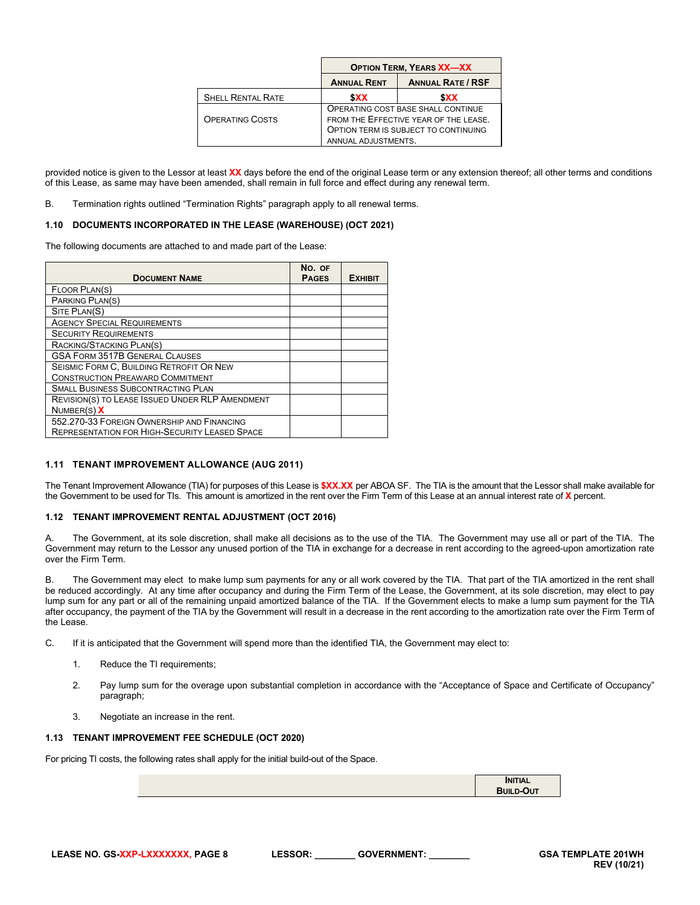| | Option Term, Years XX—XX | |
|---|---|---|
| | Annual Rent | Annual Rate / RSF |
| Shell Rental Rate | $XX | $XX |
| Operating Costs | Operating cost base shall continue from the Effective Year of the Lease. Option Term is subject to continuing annual adjustments. | |

provided notice is given to the Lessor at least XX days before the end of the original Lease term or any extension thereof; all other terms and conditions of this Lease, as same may have been amended, shall remain in full force and effect during any renewal term.

B. Termination rights outlined "Termination Rights" paragraph apply to all renewal terms.

### 1.10 DOCUMENTS INCORPORATED IN THE LEASE (WAREHOUSE) (OCT 2021)

The following documents are attached to and made part of the Lease:

| Document Name | No. of Pages | Exhibit |
|---|---|---|
| Floor Plan(s) | | |
| Parking Plan(s) | | |
| Site Plan(S) | | |
| Agency Special Requirements | | |
| Security Requirements | | |
| Racking/Stacking Plan(s) | | |
| GSA Form 3517B General Clauses | | |
| Seismic Form C, Building Retrofit Or New Construction Preaward Commitment | | |
| Small Business Subcontracting Plan | | |
| Revision(s) to Lease Issued Under RLP Amendment Number(s) X | | |
| 552.270-33 Foreign Ownership and Financing Representation for High-Security Leased Space | | |

### 1.11 TENANT IMPROVEMENT ALLOWANCE (AUG 2011)

The Tenant Improvement Allowance (TIA) for purposes of this Lease is $XX.XX per ABOA SF. The TIA is the amount that the Lessor shall make available for the Government to be used for TIs. This amount is amortized in the rent over the Firm Term of this Lease at an annual interest rate of X percent.

### 1.12 TENANT IMPROVEMENT RENTAL ADJUSTMENT (OCT 2016)

A. The Government, at its sole discretion, shall make all decisions as to the use of the TIA. The Government may use all or part of the TIA. The Government may return to the Lessor any unused portion of the TIA in exchange for a decrease in rent according to the agreed-upon amortization rate over the Firm Term.

B. The Government may elect to make lump sum payments for any or all work covered by the TIA. That part of the TIA amortized in the rent shall be reduced accordingly. At any time after occupancy and during the Firm Term of the Lease, the Government, at its sole discretion, may elect to pay lump sum for any part or all of the remaining unpaid amortized balance of the TIA. If the Government elects to make a lump sum payment for the TIA after occupancy, the payment of the TIA by the Government will result in a decrease in the rent according to the amortization rate over the Firm Term of the Lease.

C. If it is anticipated that the Government will spend more than the identified TIA, the Government may elect to:

1. Reduce the TI requirements;
2. Pay lump sum for the overage upon substantial completion in accordance with the "Acceptance of Space and Certificate of Occupancy" paragraph;
3. Negotiate an increase in the rent.

### 1.13 TENANT IMPROVEMENT FEE SCHEDULE (OCT 2020)

For pricing TI costs, the following rates shall apply for the initial build-out of the Space.

| | Initial Build-Out |
|---|---|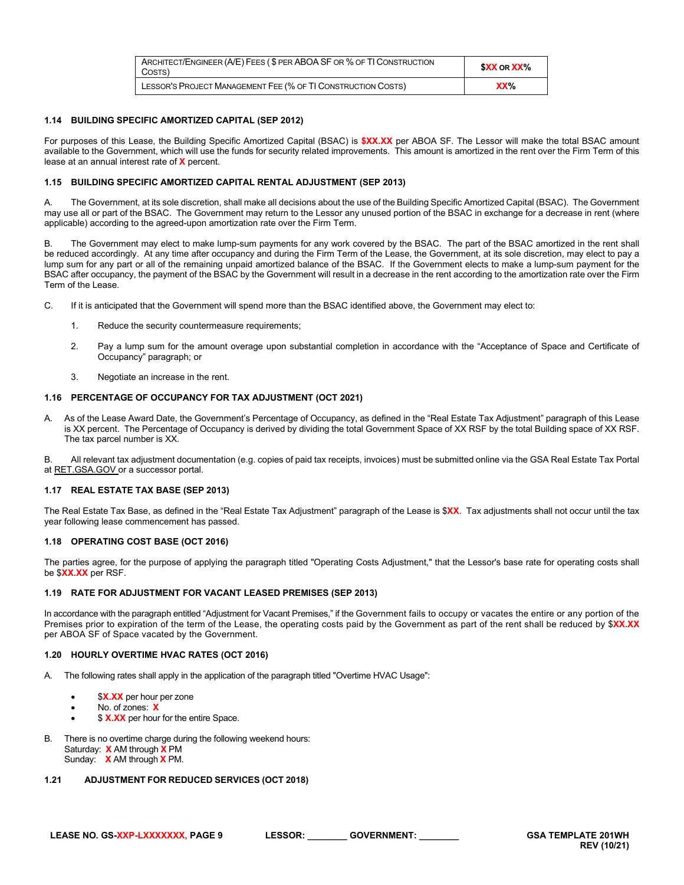| ARCHITECT/ENGINEER (A/E) FEES ( $ PER ABOA SF OR % OF TI CONSTRUCTION COSTS) | $XX OR XX% |
| --- | --- |
| LESSOR'S PROJECT MANAGEMENT FEE (% OF TI CONSTRUCTION COSTS) | XX% |

### 1.14 BUILDING SPECIFIC AMORTIZED CAPITAL (SEP 2012)

For purposes of this Lease, the Building Specific Amortized Capital (BSAC) is **$XX.XX** per ABOA SF. The Lessor will make the total BSAC amount available to the Government, which will use the funds for security related improvements. This amount is amortized in the rent over the Firm Term of this lease at an annual interest rate of **X** percent.

### 1.15 BUILDING SPECIFIC AMORTIZED CAPITAL RENTAL ADJUSTMENT (SEP 2013)

A. The Government, at its sole discretion, shall make all decisions about the use of the Building Specific Amortized Capital (BSAC). The Government may use all or part of the BSAC. The Government may return to the Lessor any unused portion of the BSAC in exchange for a decrease in rent (where applicable) according to the agreed-upon amortization rate over the Firm Term.

B. The Government may elect to make lump-sum payments for any work covered by the BSAC. The part of the BSAC amortized in the rent shall be reduced accordingly. At any time after occupancy and during the Firm Term of the Lease, the Government, at its sole discretion, may elect to pay a lump sum for any part or all of the remaining unpaid amortized balance of the BSAC. If the Government elects to make a lump-sum payment for the BSAC after occupancy, the payment of the BSAC by the Government will result in a decrease in the rent according to the amortization rate over the Firm Term of the Lease.

C. If it is anticipated that the Government will spend more than the BSAC identified above, the Government may elect to:

1. Reduce the security countermeasure requirements;
2. Pay a lump sum for the amount overage upon substantial completion in accordance with the “Acceptance of Space and Certificate of Occupancy” paragraph; or
3. Negotiate an increase in the rent.

### 1.16 PERCENTAGE OF OCCUPANCY FOR TAX ADJUSTMENT (OCT 2021)

A. As of the Lease Award Date, the Government’s Percentage of Occupancy, as defined in the “Real Estate Tax Adjustment” paragraph of this Lease is XX percent. The Percentage of Occupancy is derived by dividing the total Government Space of XX RSF by the total Building space of XX RSF. The tax parcel number is XX.

B. All relevant tax adjustment documentation (e.g. copies of paid tax receipts, invoices) must be submitted online via the GSA Real Estate Tax Portal at RET.GSA.GOV or a successor portal.

### 1.17 REAL ESTATE TAX BASE (SEP 2013)

The Real Estate Tax Base, as defined in the “Real Estate Tax Adjustment” paragraph of the Lease is $**XX**. Tax adjustments shall not occur until the tax year following lease commencement has passed.

### 1.18 OPERATING COST BASE (OCT 2016)

The parties agree, for the purpose of applying the paragraph titled "Operating Costs Adjustment," that the Lessor's base rate for operating costs shall be $**XX.XX** per RSF.

### 1.19 RATE FOR ADJUSTMENT FOR VACANT LEASED PREMISES (SEP 2013)

In accordance with the paragraph entitled “Adjustment for Vacant Premises,” if the Government fails to occupy or vacates the entire or any portion of the Premises prior to expiration of the term of the Lease, the operating costs paid by the Government as part of the rent shall be reduced by $**XX.XX** per ABOA SF of Space vacated by the Government.

### 1.20 HOURLY OVERTIME HVAC RATES (OCT 2016)

A. The following rates shall apply in the application of the paragraph titled "Overtime HVAC Usage":

- $**X.XX** per hour per zone
- No. of zones: **X**
- $ **X.XX** per hour for the entire Space.

B. There is no overtime charge during the following weekend hours:
Saturday: **X** AM through **X** PM
Sunday: **X** AM through **X** PM.

### 1.21 ADJUSTMENT FOR REDUCED SERVICES (OCT 2018)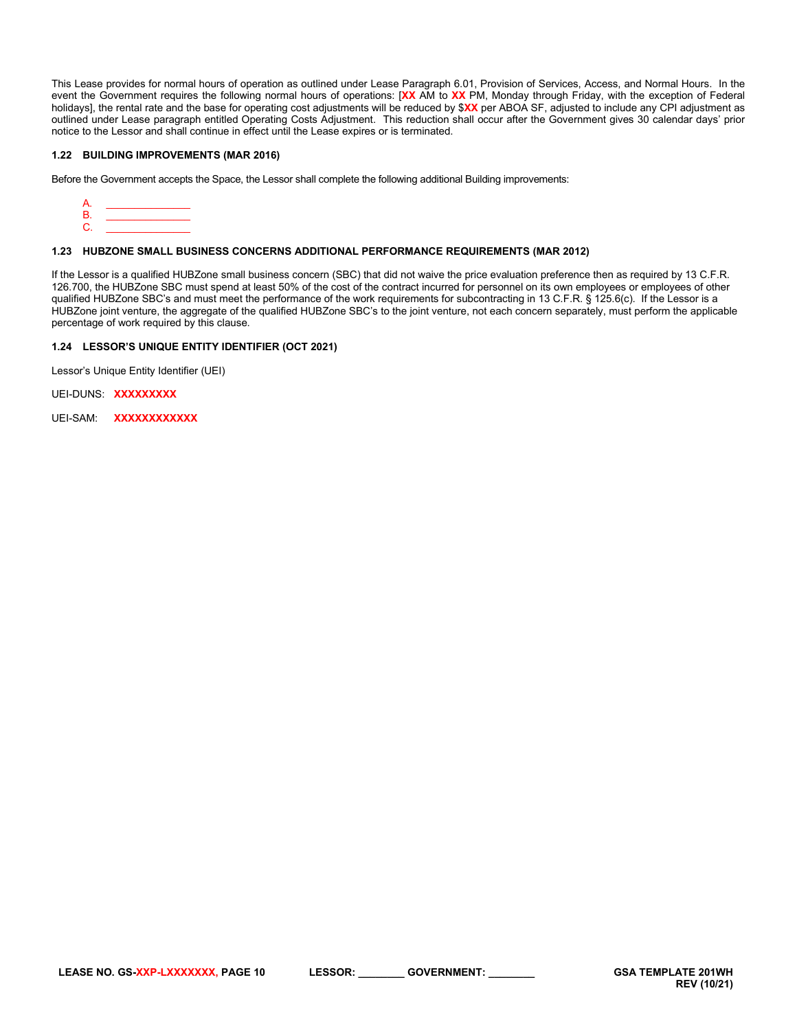This Lease provides for normal hours of operation as outlined under Lease Paragraph 6.01, Provision of Services, Access, and Normal Hours. In the event the Government requires the following normal hours of operations: [**XX** AM to **XX** PM, Monday through Friday, with the exception of Federal holidays], the rental rate and the base for operating cost adjustments will be reduced by $**XX** per ABOA SF, adjusted to include any CPI adjustment as outlined under Lease paragraph entitled Operating Costs Adjustment. This reduction shall occur after the Government gives 30 calendar days' prior notice to the Lessor and shall continue in effect until the Lease expires or is terminated.

### 1.22 BUILDING IMPROVEMENTS (MAR 2016)

Before the Government accepts the Space, the Lessor shall complete the following additional Building improvements:

A. _______________
B. _______________
C. _______________

### 1.23 HUBZONE SMALL BUSINESS CONCERNS ADDITIONAL PERFORMANCE REQUIREMENTS (MAR 2012)

If the Lessor is a qualified HUBZone small business concern (SBC) that did not waive the price evaluation preference then as required by 13 C.F.R. 126.700, the HUBZone SBC must spend at least 50% of the cost of the contract incurred for personnel on its own employees or employees of other qualified HUBZone SBC's and must meet the performance of the work requirements for subcontracting in 13 C.F.R. § 125.6(c). If the Lessor is a HUBZone joint venture, the aggregate of the qualified HUBZone SBC's to the joint venture, not each concern separately, must perform the applicable percentage of work required by this clause.

### 1.24 LESSOR'S UNIQUE ENTITY IDENTIFIER (OCT 2021)

Lessor's Unique Entity Identifier (UEI)

UEI-DUNS: **XXXXXXXXX**

UEI-SAM: **XXXXXXXXXXXX**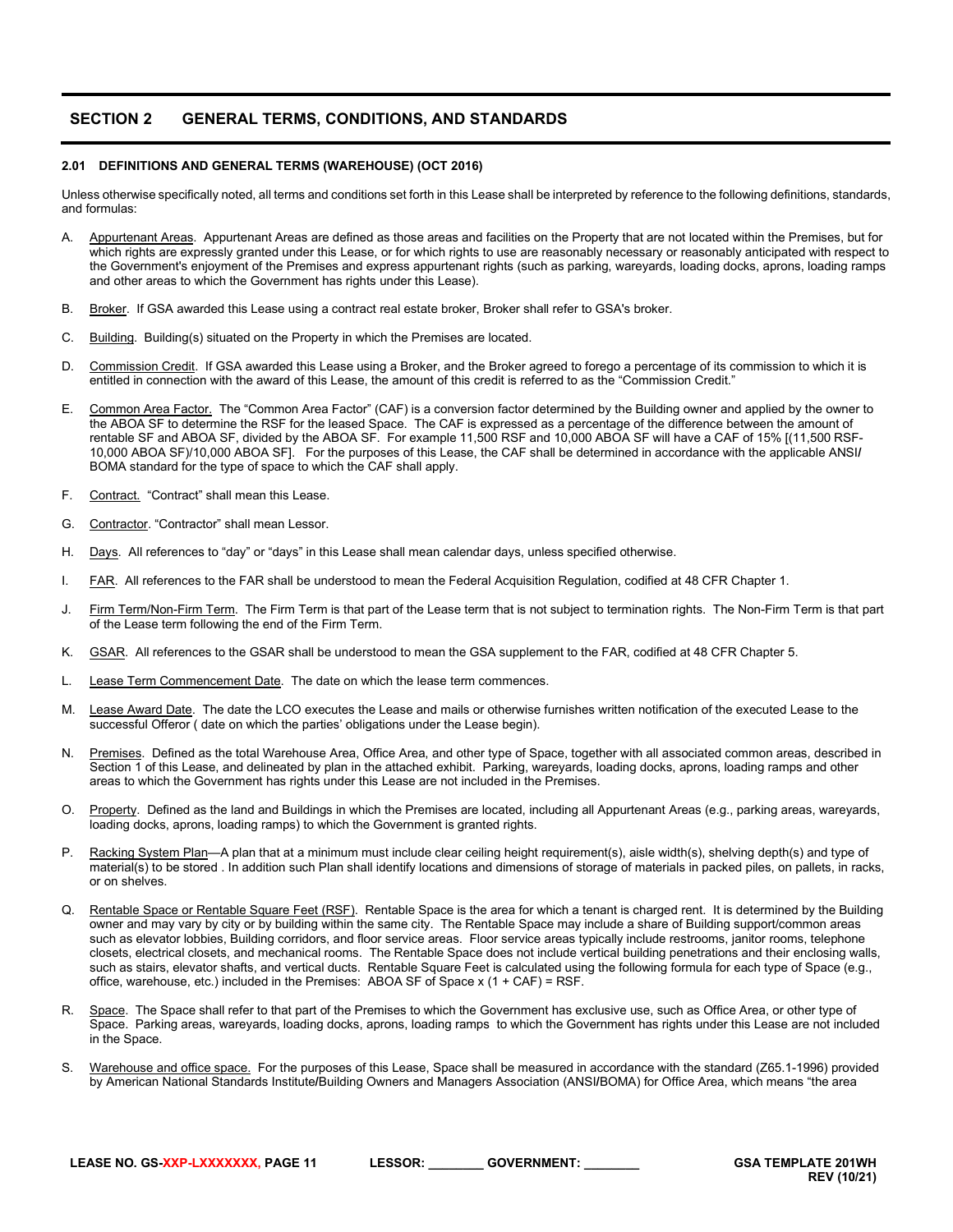## SECTION 2 GENERAL TERMS, CONDITIONS, AND STANDARDS

### 2.01 DEFINITIONS AND GENERAL TERMS (WAREHOUSE) (OCT 2016)

Unless otherwise specifically noted, all terms and conditions set forth in this Lease shall be interpreted by reference to the following definitions, standards, and formulas:

A. Appurtenant Areas. Appurtenant Areas are defined as those areas and facilities on the Property that are not located within the Premises, but for which rights are expressly granted under this Lease, or for which rights to use are reasonably necessary or reasonably anticipated with respect to the Government's enjoyment of the Premises and express appurtenant rights (such as parking, wareyards, loading docks, aprons, loading ramps and other areas to which the Government has rights under this Lease).

B. Broker. If GSA awarded this Lease using a contract real estate broker, Broker shall refer to GSA's broker.

C. Building. Building(s) situated on the Property in which the Premises are located.

D. Commission Credit. If GSA awarded this Lease using a Broker, and the Broker agreed to forego a percentage of its commission to which it is entitled in connection with the award of this Lease, the amount of this credit is referred to as the "Commission Credit."

E. Common Area Factor. The "Common Area Factor" (CAF) is a conversion factor determined by the Building owner and applied by the owner to the ABOA SF to determine the RSF for the leased Space. The CAF is expressed as a percentage of the difference between the amount of rentable SF and ABOA SF, divided by the ABOA SF. For example 11,500 RSF and 10,000 ABOA SF will have a CAF of 15% [(11,500 RSF-10,000 ABOA SF)/10,000 ABOA SF]. For the purposes of this Lease, the CAF shall be determined in accordance with the applicable ANSI/ BOMA standard for the type of space to which the CAF shall apply.

F. Contract. "Contract" shall mean this Lease.

G. Contractor. "Contractor" shall mean Lessor.

H. Days. All references to "day" or "days" in this Lease shall mean calendar days, unless specified otherwise.

I. FAR. All references to the FAR shall be understood to mean the Federal Acquisition Regulation, codified at 48 CFR Chapter 1.

J. Firm Term/Non-Firm Term. The Firm Term is that part of the Lease term that is not subject to termination rights. The Non-Firm Term is that part of the Lease term following the end of the Firm Term.

K. GSAR. All references to the GSAR shall be understood to mean the GSA supplement to the FAR, codified at 48 CFR Chapter 5.

L. Lease Term Commencement Date. The date on which the lease term commences.

M. Lease Award Date. The date the LCO executes the Lease and mails or otherwise furnishes written notification of the executed Lease to the successful Offeror ( date on which the parties' obligations under the Lease begin).

N. Premises. Defined as the total Warehouse Area, Office Area, and other type of Space, together with all associated common areas, described in Section 1 of this Lease, and delineated by plan in the attached exhibit. Parking, wareyards, loading docks, aprons, loading ramps and other areas to which the Government has rights under this Lease are not included in the Premises.

O. Property. Defined as the land and Buildings in which the Premises are located, including all Appurtenant Areas (e.g., parking areas, wareyards, loading docks, aprons, loading ramps) to which the Government is granted rights.

P. Racking System Plan—A plan that at a minimum must include clear ceiling height requirement(s), aisle width(s), shelving depth(s) and type of material(s) to be stored . In addition such Plan shall identify locations and dimensions of storage of materials in packed piles, on pallets, in racks, or on shelves.

Q. Rentable Space or Rentable Square Feet (RSF). Rentable Space is the area for which a tenant is charged rent. It is determined by the Building owner and may vary by city or by building within the same city. The Rentable Space may include a share of Building support/common areas such as elevator lobbies, Building corridors, and floor service areas. Floor service areas typically include restrooms, janitor rooms, telephone closets, electrical closets, and mechanical rooms. The Rentable Space does not include vertical building penetrations and their enclosing walls, such as stairs, elevator shafts, and vertical ducts. Rentable Square Feet is calculated using the following formula for each type of Space (e.g., office, warehouse, etc.) included in the Premises: ABOA SF of Space x (1 + CAF) = RSF.

R. Space. The Space shall refer to that part of the Premises to which the Government has exclusive use, such as Office Area, or other type of Space. Parking areas, wareyards, loading docks, aprons, loading ramps to which the Government has rights under this Lease are not included in the Space.

S. Warehouse and office space. For the purposes of this Lease, Space shall be measured in accordance with the standard (Z65.1-1996) provided by American National Standards Institute/Building Owners and Managers Association (ANSI/BOMA) for Office Area, which means "the area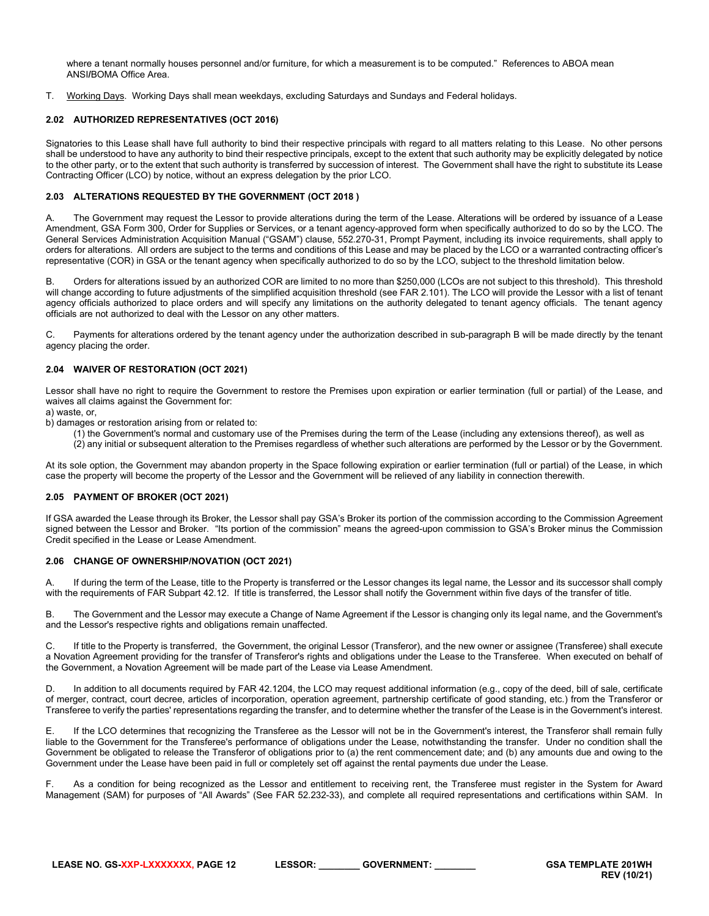where a tenant normally houses personnel and/or furniture, for which a measurement is to be computed." References to ABOA mean ANSI/BOMA Office Area.

T. Working Days. Working Days shall mean weekdays, excluding Saturdays and Sundays and Federal holidays.

### 2.02 AUTHORIZED REPRESENTATIVES (OCT 2016)

Signatories to this Lease shall have full authority to bind their respective principals with regard to all matters relating to this Lease. No other persons shall be understood to have any authority to bind their respective principals, except to the extent that such authority may be explicitly delegated by notice to the other party, or to the extent that such authority is transferred by succession of interest. The Government shall have the right to substitute its Lease Contracting Officer (LCO) by notice, without an express delegation by the prior LCO.

### 2.03 ALTERATIONS REQUESTED BY THE GOVERNMENT (OCT 2018 )

A. The Government may request the Lessor to provide alterations during the term of the Lease. Alterations will be ordered by issuance of a Lease Amendment, GSA Form 300, Order for Supplies or Services, or a tenant agency-approved form when specifically authorized to do so by the LCO. The General Services Administration Acquisition Manual ("GSAM") clause, 552.270-31, Prompt Payment, including its invoice requirements, shall apply to orders for alterations. All orders are subject to the terms and conditions of this Lease and may be placed by the LCO or a warranted contracting officer's representative (COR) in GSA or the tenant agency when specifically authorized to do so by the LCO, subject to the threshold limitation below.

B. Orders for alterations issued by an authorized COR are limited to no more than $250,000 (LCOs are not subject to this threshold). This threshold will change according to future adjustments of the simplified acquisition threshold (see FAR 2.101). The LCO will provide the Lessor with a list of tenant agency officials authorized to place orders and will specify any limitations on the authority delegated to tenant agency officials. The tenant agency officials are not authorized to deal with the Lessor on any other matters.

C. Payments for alterations ordered by the tenant agency under the authorization described in sub-paragraph B will be made directly by the tenant agency placing the order.

### 2.04 WAIVER OF RESTORATION (OCT 2021)

Lessor shall have no right to require the Government to restore the Premises upon expiration or earlier termination (full or partial) of the Lease, and waives all claims against the Government for:
a) waste, or,
b) damages or restoration arising from or related to:
 (1) the Government's normal and customary use of the Premises during the term of the Lease (including any extensions thereof), as well as
 (2) any initial or subsequent alteration to the Premises regardless of whether such alterations are performed by the Lessor or by the Government.

At its sole option, the Government may abandon property in the Space following expiration or earlier termination (full or partial) of the Lease, in which case the property will become the property of the Lessor and the Government will be relieved of any liability in connection therewith.

### 2.05 PAYMENT OF BROKER (OCT 2021)

If GSA awarded the Lease through its Broker, the Lessor shall pay GSA's Broker its portion of the commission according to the Commission Agreement signed between the Lessor and Broker. "Its portion of the commission" means the agreed-upon commission to GSA's Broker minus the Commission Credit specified in the Lease or Lease Amendment.

### 2.06 CHANGE OF OWNERSHIP/NOVATION (OCT 2021)

A. If during the term of the Lease, title to the Property is transferred or the Lessor changes its legal name, the Lessor and its successor shall comply with the requirements of FAR Subpart 42.12. If title is transferred, the Lessor shall notify the Government within five days of the transfer of title.

B. The Government and the Lessor may execute a Change of Name Agreement if the Lessor is changing only its legal name, and the Government's and the Lessor's respective rights and obligations remain unaffected.

C. If title to the Property is transferred, the Government, the original Lessor (Transferor), and the new owner or assignee (Transferee) shall execute a Novation Agreement providing for the transfer of Transferor's rights and obligations under the Lease to the Transferee. When executed on behalf of the Government, a Novation Agreement will be made part of the Lease via Lease Amendment.

D. In addition to all documents required by FAR 42.1204, the LCO may request additional information (e.g., copy of the deed, bill of sale, certificate of merger, contract, court decree, articles of incorporation, operation agreement, partnership certificate of good standing, etc.) from the Transferor or Transferee to verify the parties' representations regarding the transfer, and to determine whether the transfer of the Lease is in the Government's interest.

E. If the LCO determines that recognizing the Transferee as the Lessor will not be in the Government's interest, the Transferor shall remain fully liable to the Government for the Transferee's performance of obligations under the Lease, notwithstanding the transfer. Under no condition shall the Government be obligated to release the Transferor of obligations prior to (a) the rent commencement date; and (b) any amounts due and owing to the Government under the Lease have been paid in full or completely set off against the rental payments due under the Lease.

F. As a condition for being recognized as the Lessor and entitlement to receiving rent, the Transferee must register in the System for Award Management (SAM) for purposes of "All Awards" (See FAR 52.232-33), and complete all required representations and certifications within SAM. In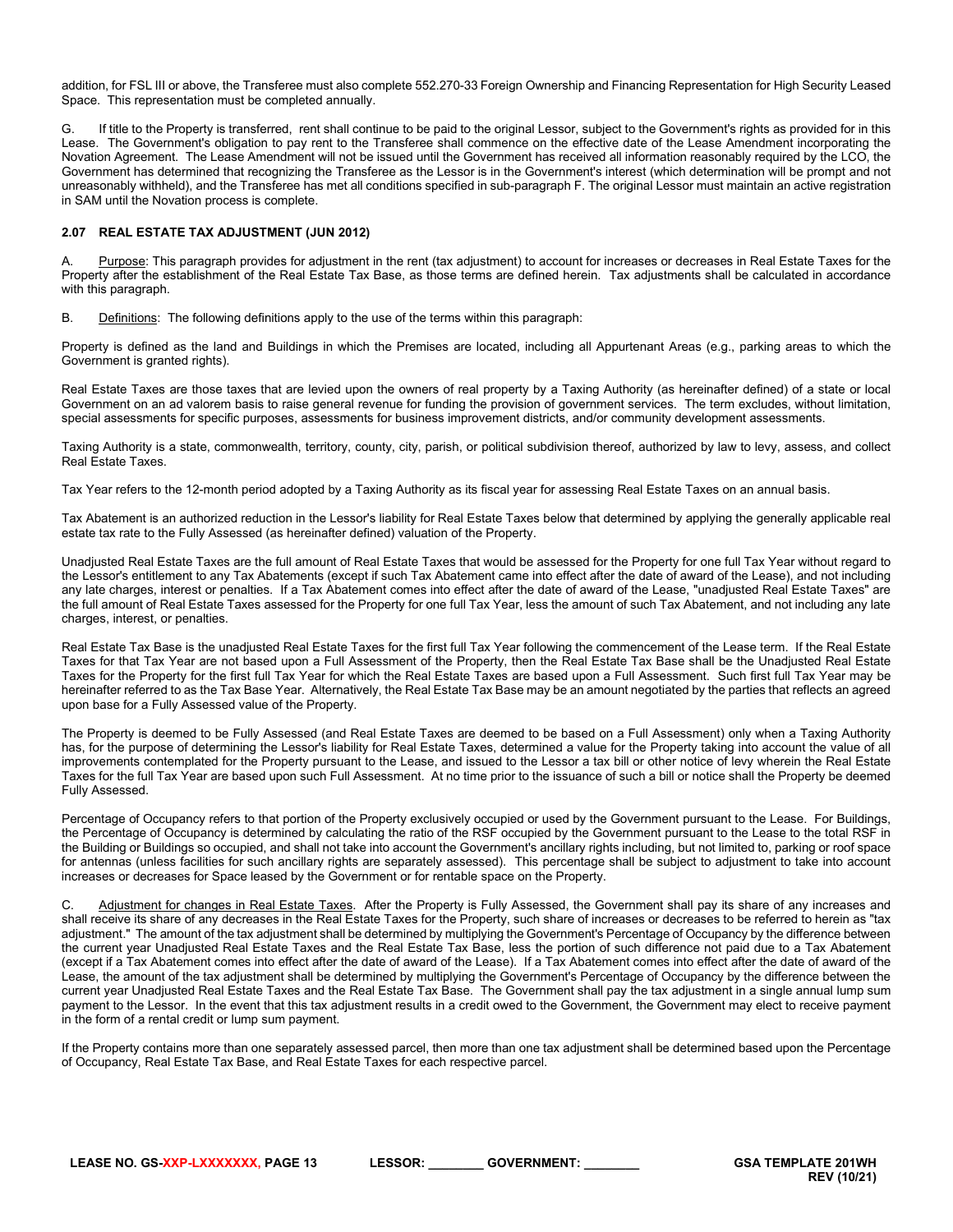addition, for FSL III or above, the Transferee must also complete 552.270-33 Foreign Ownership and Financing Representation for High Security Leased Space. This representation must be completed annually.

G. If title to the Property is transferred, rent shall continue to be paid to the original Lessor, subject to the Government's rights as provided for in this Lease. The Government's obligation to pay rent to the Transferee shall commence on the effective date of the Lease Amendment incorporating the Novation Agreement. The Lease Amendment will not be issued until the Government has received all information reasonably required by the LCO, the Government has determined that recognizing the Transferee as the Lessor is in the Government's interest (which determination will be prompt and not unreasonably withheld), and the Transferee has met all conditions specified in sub-paragraph F. The original Lessor must maintain an active registration in SAM until the Novation process is complete.

### 2.07 REAL ESTATE TAX ADJUSTMENT (JUN 2012)

A. Purpose: This paragraph provides for adjustment in the rent (tax adjustment) to account for increases or decreases in Real Estate Taxes for the Property after the establishment of the Real Estate Tax Base, as those terms are defined herein. Tax adjustments shall be calculated in accordance with this paragraph.

B. Definitions: The following definitions apply to the use of the terms within this paragraph:

Property is defined as the land and Buildings in which the Premises are located, including all Appurtenant Areas (e.g., parking areas to which the Government is granted rights).

Real Estate Taxes are those taxes that are levied upon the owners of real property by a Taxing Authority (as hereinafter defined) of a state or local Government on an ad valorem basis to raise general revenue for funding the provision of government services. The term excludes, without limitation, special assessments for specific purposes, assessments for business improvement districts, and/or community development assessments.

Taxing Authority is a state, commonwealth, territory, county, city, parish, or political subdivision thereof, authorized by law to levy, assess, and collect Real Estate Taxes.

Tax Year refers to the 12-month period adopted by a Taxing Authority as its fiscal year for assessing Real Estate Taxes on an annual basis.

Tax Abatement is an authorized reduction in the Lessor's liability for Real Estate Taxes below that determined by applying the generally applicable real estate tax rate to the Fully Assessed (as hereinafter defined) valuation of the Property.

Unadjusted Real Estate Taxes are the full amount of Real Estate Taxes that would be assessed for the Property for one full Tax Year without regard to the Lessor's entitlement to any Tax Abatements (except if such Tax Abatement came into effect after the date of award of the Lease), and not including any late charges, interest or penalties. If a Tax Abatement comes into effect after the date of award of the Lease, "unadjusted Real Estate Taxes" are the full amount of Real Estate Taxes assessed for the Property for one full Tax Year, less the amount of such Tax Abatement, and not including any late charges, interest, or penalties.

Real Estate Tax Base is the unadjusted Real Estate Taxes for the first full Tax Year following the commencement of the Lease term. If the Real Estate Taxes for that Tax Year are not based upon a Full Assessment of the Property, then the Real Estate Tax Base shall be the Unadjusted Real Estate Taxes for the Property for the first full Tax Year for which the Real Estate Taxes are based upon a Full Assessment. Such first full Tax Year may be hereinafter referred to as the Tax Base Year. Alternatively, the Real Estate Tax Base may be an amount negotiated by the parties that reflects an agreed upon base for a Fully Assessed value of the Property.

The Property is deemed to be Fully Assessed (and Real Estate Taxes are deemed to be based on a Full Assessment) only when a Taxing Authority has, for the purpose of determining the Lessor's liability for Real Estate Taxes, determined a value for the Property taking into account the value of all improvements contemplated for the Property pursuant to the Lease, and issued to the Lessor a tax bill or other notice of levy wherein the Real Estate Taxes for the full Tax Year are based upon such Full Assessment. At no time prior to the issuance of such a bill or notice shall the Property be deemed Fully Assessed.

Percentage of Occupancy refers to that portion of the Property exclusively occupied or used by the Government pursuant to the Lease. For Buildings, the Percentage of Occupancy is determined by calculating the ratio of the RSF occupied by the Government pursuant to the Lease to the total RSF in the Building or Buildings so occupied, and shall not take into account the Government's ancillary rights including, but not limited to, parking or roof space for antennas (unless facilities for such ancillary rights are separately assessed). This percentage shall be subject to adjustment to take into account increases or decreases for Space leased by the Government or for rentable space on the Property.

C. Adjustment for changes in Real Estate Taxes. After the Property is Fully Assessed, the Government shall pay its share of any increases and shall receive its share of any decreases in the Real Estate Taxes for the Property, such share of increases or decreases to be referred to herein as "tax adjustment." The amount of the tax adjustment shall be determined by multiplying the Government's Percentage of Occupancy by the difference between the current year Unadjusted Real Estate Taxes and the Real Estate Tax Base, less the portion of such difference not paid due to a Tax Abatement (except if a Tax Abatement comes into effect after the date of award of the Lease). If a Tax Abatement comes into effect after the date of award of the Lease, the amount of the tax adjustment shall be determined by multiplying the Government's Percentage of Occupancy by the difference between the current year Unadjusted Real Estate Taxes and the Real Estate Tax Base. The Government shall pay the tax adjustment in a single annual lump sum payment to the Lessor. In the event that this tax adjustment results in a credit owed to the Government, the Government may elect to receive payment in the form of a rental credit or lump sum payment.

If the Property contains more than one separately assessed parcel, then more than one tax adjustment shall be determined based upon the Percentage of Occupancy, Real Estate Tax Base, and Real Estate Taxes for each respective parcel.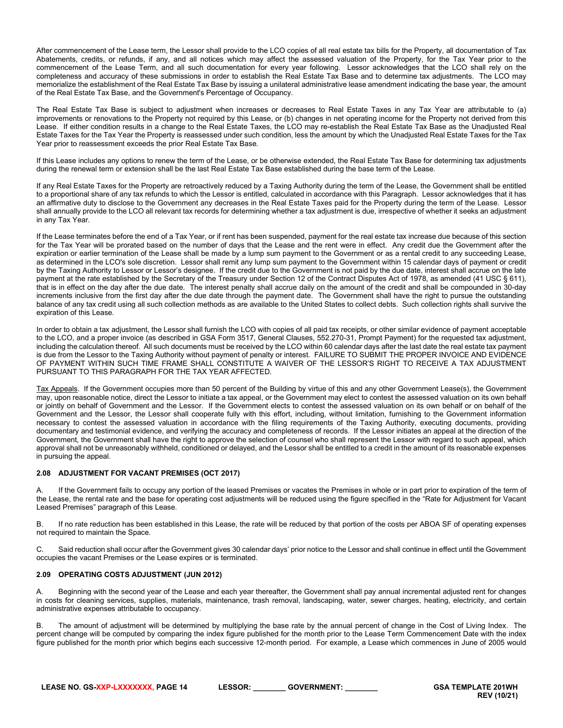After commencement of the Lease term, the Lessor shall provide to the LCO copies of all real estate tax bills for the Property, all documentation of Tax Abatements, credits, or refunds, if any, and all notices which may affect the assessed valuation of the Property, for the Tax Year prior to the commencement of the Lease Term, and all such documentation for every year following. Lessor acknowledges that the LCO shall rely on the completeness and accuracy of these submissions in order to establish the Real Estate Tax Base and to determine tax adjustments. The LCO may memorialize the establishment of the Real Estate Tax Base by issuing a unilateral administrative lease amendment indicating the base year, the amount of the Real Estate Tax Base, and the Government's Percentage of Occupancy.

The Real Estate Tax Base is subject to adjustment when increases or decreases to Real Estate Taxes in any Tax Year are attributable to (a) improvements or renovations to the Property not required by this Lease, or (b) changes in net operating income for the Property not derived from this Lease. If either condition results in a change to the Real Estate Taxes, the LCO may re-establish the Real Estate Tax Base as the Unadjusted Real Estate Taxes for the Tax Year the Property is reassessed under such condition, less the amount by which the Unadjusted Real Estate Taxes for the Tax Year prior to reassessment exceeds the prior Real Estate Tax Base.

If this Lease includes any options to renew the term of the Lease, or be otherwise extended, the Real Estate Tax Base for determining tax adjustments during the renewal term or extension shall be the last Real Estate Tax Base established during the base term of the Lease.

If any Real Estate Taxes for the Property are retroactively reduced by a Taxing Authority during the term of the Lease, the Government shall be entitled to a proportional share of any tax refunds to which the Lessor is entitled, calculated in accordance with this Paragraph. Lessor acknowledges that it has an affirmative duty to disclose to the Government any decreases in the Real Estate Taxes paid for the Property during the term of the Lease. Lessor shall annually provide to the LCO all relevant tax records for determining whether a tax adjustment is due, irrespective of whether it seeks an adjustment in any Tax Year.

If the Lease terminates before the end of a Tax Year, or if rent has been suspended, payment for the real estate tax increase due because of this section for the Tax Year will be prorated based on the number of days that the Lease and the rent were in effect. Any credit due the Government after the expiration or earlier termination of the Lease shall be made by a lump sum payment to the Government or as a rental credit to any succeeding Lease, as determined in the LCO's sole discretion. Lessor shall remit any lump sum payment to the Government within 15 calendar days of payment or credit by the Taxing Authority to Lessor or Lessor's designee. If the credit due to the Government is not paid by the due date, interest shall accrue on the late payment at the rate established by the Secretary of the Treasury under Section 12 of the Contract Disputes Act of 1978, as amended (41 USC § 611), that is in effect on the day after the due date. The interest penalty shall accrue daily on the amount of the credit and shall be compounded in 30-day increments inclusive from the first day after the due date through the payment date. The Government shall have the right to pursue the outstanding balance of any tax credit using all such collection methods as are available to the United States to collect debts. Such collection rights shall survive the expiration of this Lease.

In order to obtain a tax adjustment, the Lessor shall furnish the LCO with copies of all paid tax receipts, or other similar evidence of payment acceptable to the LCO, and a proper invoice (as described in GSA Form 3517, General Clauses, 552.270-31, Prompt Payment) for the requested tax adjustment, including the calculation thereof. All such documents must be received by the LCO within 60 calendar days after the last date the real estate tax payment is due from the Lessor to the Taxing Authority without payment of penalty or interest. FAILURE TO SUBMIT THE PROPER INVOICE AND EVIDENCE OF PAYMENT WITHIN SUCH TIME FRAME SHALL CONSTITUTE A WAIVER OF THE LESSOR'S RIGHT TO RECEIVE A TAX ADJUSTMENT PURSUANT TO THIS PARAGRAPH FOR THE TAX YEAR AFFECTED.

Tax Appeals. If the Government occupies more than 50 percent of the Building by virtue of this and any other Government Lease(s), the Government may, upon reasonable notice, direct the Lessor to initiate a tax appeal, or the Government may elect to contest the assessed valuation on its own behalf or jointly on behalf of Government and the Lessor. If the Government elects to contest the assessed valuation on its own behalf or on behalf of the Government and the Lessor, the Lessor shall cooperate fully with this effort, including, without limitation, furnishing to the Government information necessary to contest the assessed valuation in accordance with the filing requirements of the Taxing Authority, executing documents, providing documentary and testimonial evidence, and verifying the accuracy and completeness of records. If the Lessor initiates an appeal at the direction of the Government, the Government shall have the right to approve the selection of counsel who shall represent the Lessor with regard to such appeal, which approval shall not be unreasonably withheld, conditioned or delayed, and the Lessor shall be entitled to a credit in the amount of its reasonable expenses in pursuing the appeal.

### 2.08 ADJUSTMENT FOR VACANT PREMISES (OCT 2017)

A. If the Government fails to occupy any portion of the leased Premises or vacates the Premises in whole or in part prior to expiration of the term of the Lease, the rental rate and the base for operating cost adjustments will be reduced using the figure specified in the "Rate for Adjustment for Vacant Leased Premises" paragraph of this Lease.

B. If no rate reduction has been established in this Lease, the rate will be reduced by that portion of the costs per ABOA SF of operating expenses not required to maintain the Space.

C. Said reduction shall occur after the Government gives 30 calendar days' prior notice to the Lessor and shall continue in effect until the Government occupies the vacant Premises or the Lease expires or is terminated.

### 2.09 OPERATING COSTS ADJUSTMENT (JUN 2012)

A. Beginning with the second year of the Lease and each year thereafter, the Government shall pay annual incremental adjusted rent for changes in costs for cleaning services, supplies, materials, maintenance, trash removal, landscaping, water, sewer charges, heating, electricity, and certain administrative expenses attributable to occupancy.

B. The amount of adjustment will be determined by multiplying the base rate by the annual percent of change in the Cost of Living Index. The percent change will be computed by comparing the index figure published for the month prior to the Lease Term Commencement Date with the index figure published for the month prior which begins each successive 12-month period. For example, a Lease which commences in June of 2005 would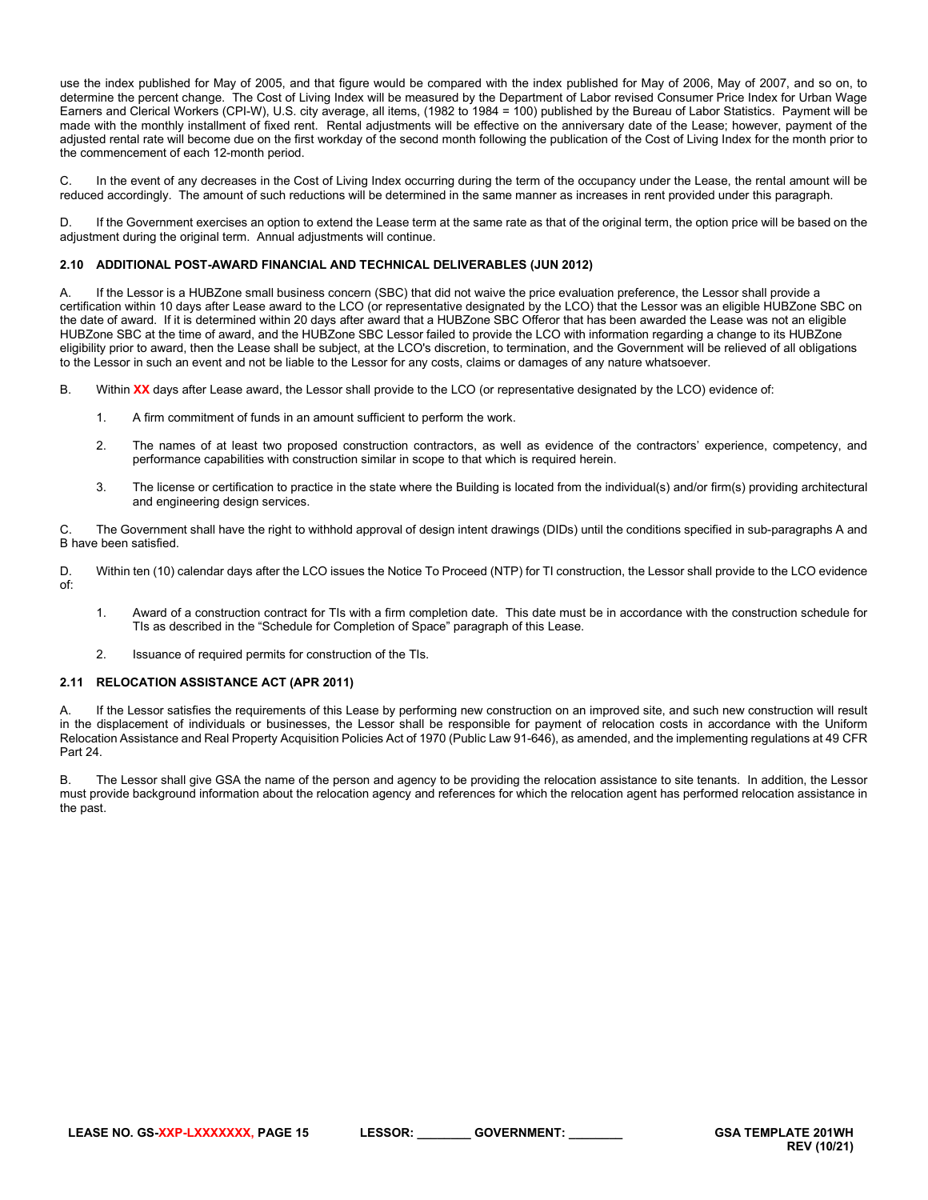use the index published for May of 2005, and that figure would be compared with the index published for May of 2006, May of 2007, and so on, to determine the percent change. The Cost of Living Index will be measured by the Department of Labor revised Consumer Price Index for Urban Wage Earners and Clerical Workers (CPI-W), U.S. city average, all items, (1982 to 1984 = 100) published by the Bureau of Labor Statistics. Payment will be made with the monthly installment of fixed rent. Rental adjustments will be effective on the anniversary date of the Lease; however, payment of the adjusted rental rate will become due on the first workday of the second month following the publication of the Cost of Living Index for the month prior to the commencement of each 12-month period.

C. In the event of any decreases in the Cost of Living Index occurring during the term of the occupancy under the Lease, the rental amount will be reduced accordingly. The amount of such reductions will be determined in the same manner as increases in rent provided under this paragraph.

D. If the Government exercises an option to extend the Lease term at the same rate as that of the original term, the option price will be based on the adjustment during the original term. Annual adjustments will continue.

### 2.10 ADDITIONAL POST-AWARD FINANCIAL AND TECHNICAL DELIVERABLES (JUN 2012)

A. If the Lessor is a HUBZone small business concern (SBC) that did not waive the price evaluation preference, the Lessor shall provide a certification within 10 days after Lease award to the LCO (or representative designated by the LCO) that the Lessor was an eligible HUBZone SBC on the date of award. If it is determined within 20 days after award that a HUBZone SBC Offeror that has been awarded the Lease was not an eligible HUBZone SBC at the time of award, and the HUBZone SBC Lessor failed to provide the LCO with information regarding a change to its HUBZone eligibility prior to award, then the Lease shall be subject, at the LCO's discretion, to termination, and the Government will be relieved of all obligations to the Lessor in such an event and not be liable to the Lessor for any costs, claims or damages of any nature whatsoever.

B. Within **XX** days after Lease award, the Lessor shall provide to the LCO (or representative designated by the LCO) evidence of:

1. A firm commitment of funds in an amount sufficient to perform the work.

2. The names of at least two proposed construction contractors, as well as evidence of the contractors' experience, competency, and performance capabilities with construction similar in scope to that which is required herein.

3. The license or certification to practice in the state where the Building is located from the individual(s) and/or firm(s) providing architectural and engineering design services.

C. The Government shall have the right to withhold approval of design intent drawings (DIDs) until the conditions specified in sub-paragraphs A and B have been satisfied.

D. Within ten (10) calendar days after the LCO issues the Notice To Proceed (NTP) for TI construction, the Lessor shall provide to the LCO evidence of:

1. Award of a construction contract for TIs with a firm completion date. This date must be in accordance with the construction schedule for TIs as described in the "Schedule for Completion of Space" paragraph of this Lease.

2. Issuance of required permits for construction of the TIs.

### 2.11 RELOCATION ASSISTANCE ACT (APR 2011)

A. If the Lessor satisfies the requirements of this Lease by performing new construction on an improved site, and such new construction will result in the displacement of individuals or businesses, the Lessor shall be responsible for payment of relocation costs in accordance with the Uniform Relocation Assistance and Real Property Acquisition Policies Act of 1970 (Public Law 91-646), as amended, and the implementing regulations at 49 CFR Part 24.

B. The Lessor shall give GSA the name of the person and agency to be providing the relocation assistance to site tenants. In addition, the Lessor must provide background information about the relocation agency and references for which the relocation agent has performed relocation assistance in the past.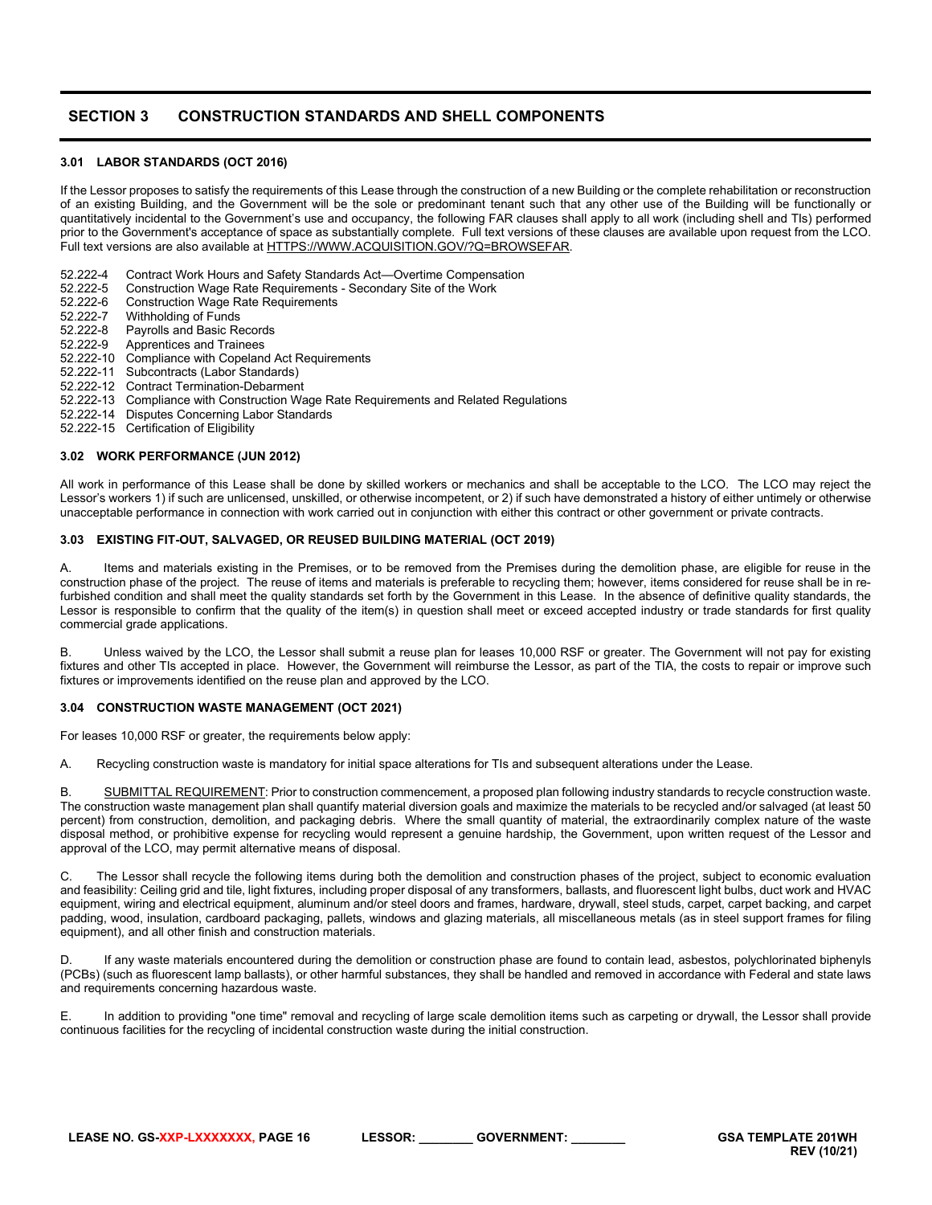## SECTION 3 CONSTRUCTION STANDARDS AND SHELL COMPONENTS

### 3.01 LABOR STANDARDS (OCT 2016)

If the Lessor proposes to satisfy the requirements of this Lease through the construction of a new Building or the complete rehabilitation or reconstruction of an existing Building, and the Government will be the sole or predominant tenant such that any other use of the Building will be functionally or quantitatively incidental to the Government's use and occupancy, the following FAR clauses shall apply to all work (including shell and TIs) performed prior to the Government's acceptance of space as substantially complete. Full text versions of these clauses are available upon request from the LCO. Full text versions are also available at HTTPS://WWW.ACQUISITION.GOV/?Q=BROWSEFAR.

- 52.222-4 Contract Work Hours and Safety Standards Act—Overtime Compensation
- 52.222-5 Construction Wage Rate Requirements - Secondary Site of the Work
- 52.222-6 Construction Wage Rate Requirements
- 52.222-7 Withholding of Funds
- 52.222-8 Payrolls and Basic Records
- 52.222-9 Apprentices and Trainees
- 52.222-10 Compliance with Copeland Act Requirements
- 52.222-11 Subcontracts (Labor Standards)
- 52.222-12 Contract Termination-Debarment
- 52.222-13 Compliance with Construction Wage Rate Requirements and Related Regulations
- 52.222-14 Disputes Concerning Labor Standards
- 52.222-15 Certification of Eligibility

### 3.02 WORK PERFORMANCE (JUN 2012)

All work in performance of this Lease shall be done by skilled workers or mechanics and shall be acceptable to the LCO. The LCO may reject the Lessor's workers 1) if such are unlicensed, unskilled, or otherwise incompetent, or 2) if such have demonstrated a history of either untimely or otherwise unacceptable performance in connection with work carried out in conjunction with either this contract or other government or private contracts.

### 3.03 EXISTING FIT-OUT, SALVAGED, OR REUSED BUILDING MATERIAL (OCT 2019)

A. Items and materials existing in the Premises, or to be removed from the Premises during the demolition phase, are eligible for reuse in the construction phase of the project. The reuse of items and materials is preferable to recycling them; however, items considered for reuse shall be in re-furbished condition and shall meet the quality standards set forth by the Government in this Lease. In the absence of definitive quality standards, the Lessor is responsible to confirm that the quality of the item(s) in question shall meet or exceed accepted industry or trade standards for first quality commercial grade applications.

B. Unless waived by the LCO, the Lessor shall submit a reuse plan for leases 10,000 RSF or greater. The Government will not pay for existing fixtures and other TIs accepted in place. However, the Government will reimburse the Lessor, as part of the TIA, the costs to repair or improve such fixtures or improvements identified on the reuse plan and approved by the LCO.

### 3.04 CONSTRUCTION WASTE MANAGEMENT (OCT 2021)

For leases 10,000 RSF or greater, the requirements below apply:

A. Recycling construction waste is mandatory for initial space alterations for TIs and subsequent alterations under the Lease.

B. SUBMITTAL REQUIREMENT: Prior to construction commencement, a proposed plan following industry standards to recycle construction waste. The construction waste management plan shall quantify material diversion goals and maximize the materials to be recycled and/or salvaged (at least 50 percent) from construction, demolition, and packaging debris. Where the small quantity of material, the extraordinarily complex nature of the waste disposal method, or prohibitive expense for recycling would represent a genuine hardship, the Government, upon written request of the Lessor and approval of the LCO, may permit alternative means of disposal.

C. The Lessor shall recycle the following items during both the demolition and construction phases of the project, subject to economic evaluation and feasibility: Ceiling grid and tile, light fixtures, including proper disposal of any transformers, ballasts, and fluorescent light bulbs, duct work and HVAC equipment, wiring and electrical equipment, aluminum and/or steel doors and frames, hardware, drywall, steel studs, carpet, carpet backing, and carpet padding, wood, insulation, cardboard packaging, pallets, windows and glazing materials, all miscellaneous metals (as in steel support frames for filing equipment), and all other finish and construction materials.

D. If any waste materials encountered during the demolition or construction phase are found to contain lead, asbestos, polychlorinated biphenyls (PCBs) (such as fluorescent lamp ballasts), or other harmful substances, they shall be handled and removed in accordance with Federal and state laws and requirements concerning hazardous waste.

E. In addition to providing "one time" removal and recycling of large scale demolition items such as carpeting or drywall, the Lessor shall provide continuous facilities for the recycling of incidental construction waste during the initial construction.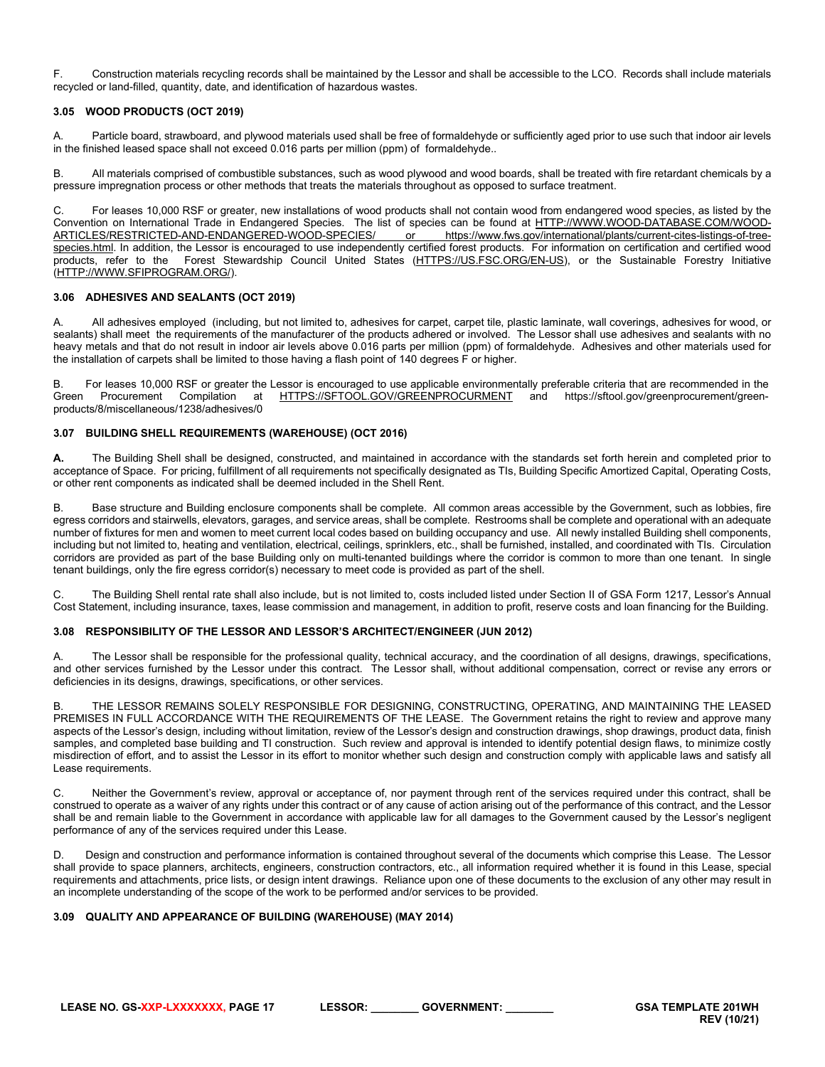F. Construction materials recycling records shall be maintained by the Lessor and shall be accessible to the LCO. Records shall include materials recycled or land-filled, quantity, date, and identification of hazardous wastes.

### 3.05 WOOD PRODUCTS (OCT 2019)

A. Particle board, strawboard, and plywood materials used shall be free of formaldehyde or sufficiently aged prior to use such that indoor air levels in the finished leased space shall not exceed 0.016 parts per million (ppm) of formaldehyde..

B. All materials comprised of combustible substances, such as wood plywood and wood boards, shall be treated with fire retardant chemicals by a pressure impregnation process or other methods that treats the materials throughout as opposed to surface treatment.

C. For leases 10,000 RSF or greater, new installations of wood products shall not contain wood from endangered wood species, as listed by the Convention on International Trade in Endangered Species. The list of species can be found at HTTP://WWW.WOOD-DATABASE.COM/WOOD-ARTICLES/RESTRICTED-AND-ENDANGERED-WOOD-SPECIES/ or https://www.fws.gov/international/plants/current-cites-listings-of-tree-species.html. In addition, the Lessor is encouraged to use independently certified forest products. For information on certification and certified wood products, refer to the Forest Stewardship Council United States (HTTPS://US.FSC.ORG/EN-US), or the Sustainable Forestry Initiative (HTTP://WWW.SFIPROGRAM.ORG/).

### 3.06 ADHESIVES AND SEALANTS (OCT 2019)

A. All adhesives employed (including, but not limited to, adhesives for carpet, carpet tile, plastic laminate, wall coverings, adhesives for wood, or sealants) shall meet the requirements of the manufacturer of the products adhered or involved. The Lessor shall use adhesives and sealants with no heavy metals and that do not result in indoor air levels above 0.016 parts per million (ppm) of formaldehyde. Adhesives and other materials used for the installation of carpets shall be limited to those having a flash point of 140 degrees F or higher.

B. For leases 10,000 RSF or greater the Lessor is encouraged to use applicable environmentally preferable criteria that are recommended in the Green Procurement Compilation at HTTPS://SFTOOL.GOV/GREENPROCURMENT and https://sftool.gov/greenprocurement/green-products/8/miscellaneous/1238/adhesives/0

### 3.07 BUILDING SHELL REQUIREMENTS (WAREHOUSE) (OCT 2016)

**A.** The Building Shell shall be designed, constructed, and maintained in accordance with the standards set forth herein and completed prior to acceptance of Space. For pricing, fulfillment of all requirements not specifically designated as TIs, Building Specific Amortized Capital, Operating Costs, or other rent components as indicated shall be deemed included in the Shell Rent.

B. Base structure and Building enclosure components shall be complete. All common areas accessible by the Government, such as lobbies, fire egress corridors and stairwells, elevators, garages, and service areas, shall be complete. Restrooms shall be complete and operational with an adequate number of fixtures for men and women to meet current local codes based on building occupancy and use. All newly installed Building shell components, including but not limited to, heating and ventilation, electrical, ceilings, sprinklers, etc., shall be furnished, installed, and coordinated with TIs. Circulation corridors are provided as part of the base Building only on multi-tenanted buildings where the corridor is common to more than one tenant. In single tenant buildings, only the fire egress corridor(s) necessary to meet code is provided as part of the shell.

C. The Building Shell rental rate shall also include, but is not limited to, costs included listed under Section II of GSA Form 1217, Lessor's Annual Cost Statement, including insurance, taxes, lease commission and management, in addition to profit, reserve costs and loan financing for the Building.

### 3.08 RESPONSIBILITY OF THE LESSOR AND LESSOR'S ARCHITECT/ENGINEER (JUN 2012)

A. The Lessor shall be responsible for the professional quality, technical accuracy, and the coordination of all designs, drawings, specifications, and other services furnished by the Lessor under this contract. The Lessor shall, without additional compensation, correct or revise any errors or deficiencies in its designs, drawings, specifications, or other services.

B. THE LESSOR REMAINS SOLELY RESPONSIBLE FOR DESIGNING, CONSTRUCTING, OPERATING, AND MAINTAINING THE LEASED PREMISES IN FULL ACCORDANCE WITH THE REQUIREMENTS OF THE LEASE. The Government retains the right to review and approve many aspects of the Lessor's design, including without limitation, review of the Lessor's design and construction drawings, shop drawings, product data, finish samples, and completed base building and TI construction. Such review and approval is intended to identify potential design flaws, to minimize costly misdirection of effort, and to assist the Lessor in its effort to monitor whether such design and construction comply with applicable laws and satisfy all Lease requirements.

C. Neither the Government's review, approval or acceptance of, nor payment through rent of the services required under this contract, shall be construed to operate as a waiver of any rights under this contract or of any cause of action arising out of the performance of this contract, and the Lessor shall be and remain liable to the Government in accordance with applicable law for all damages to the Government caused by the Lessor's negligent performance of any of the services required under this Lease.

D. Design and construction and performance information is contained throughout several of the documents which comprise this Lease. The Lessor shall provide to space planners, architects, engineers, construction contractors, etc., all information required whether it is found in this Lease, special requirements and attachments, price lists, or design intent drawings. Reliance upon one of these documents to the exclusion of any other may result in an incomplete understanding of the scope of the work to be performed and/or services to be provided.

### 3.09 QUALITY AND APPEARANCE OF BUILDING (WAREHOUSE) (MAY 2014)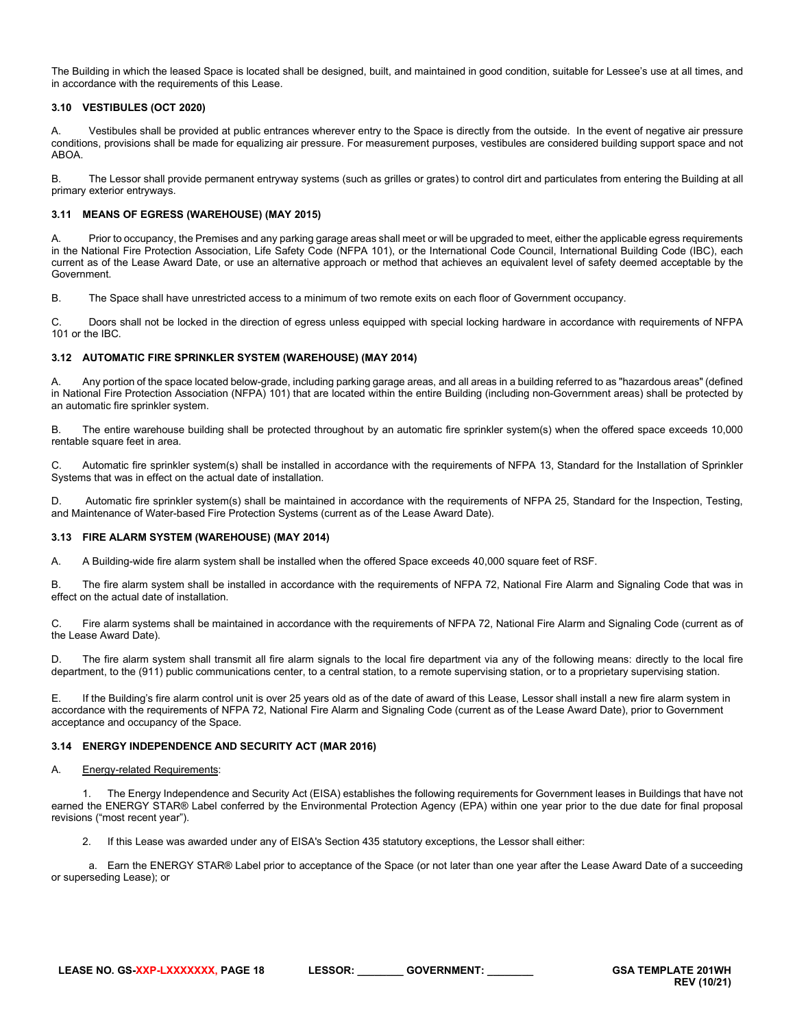The Building in which the leased Space is located shall be designed, built, and maintained in good condition, suitable for Lessee's use at all times, and in accordance with the requirements of this Lease.

### 3.10 VESTIBULES (OCT 2020)

A. Vestibules shall be provided at public entrances wherever entry to the Space is directly from the outside. In the event of negative air pressure conditions, provisions shall be made for equalizing air pressure. For measurement purposes, vestibules are considered building support space and not ABOA.

B. The Lessor shall provide permanent entryway systems (such as grilles or grates) to control dirt and particulates from entering the Building at all primary exterior entryways.

### 3.11 MEANS OF EGRESS (WAREHOUSE) (MAY 2015)

A. Prior to occupancy, the Premises and any parking garage areas shall meet or will be upgraded to meet, either the applicable egress requirements in the National Fire Protection Association, Life Safety Code (NFPA 101), or the International Code Council, International Building Code (IBC), each current as of the Lease Award Date, or use an alternative approach or method that achieves an equivalent level of safety deemed acceptable by the Government.

B. The Space shall have unrestricted access to a minimum of two remote exits on each floor of Government occupancy.

C. Doors shall not be locked in the direction of egress unless equipped with special locking hardware in accordance with requirements of NFPA 101 or the IBC.

### 3.12 AUTOMATIC FIRE SPRINKLER SYSTEM (WAREHOUSE) (MAY 2014)

A. Any portion of the space located below-grade, including parking garage areas, and all areas in a building referred to as "hazardous areas" (defined in National Fire Protection Association (NFPA) 101) that are located within the entire Building (including non-Government areas) shall be protected by an automatic fire sprinkler system.

B. The entire warehouse building shall be protected throughout by an automatic fire sprinkler system(s) when the offered space exceeds 10,000 rentable square feet in area.

C. Automatic fire sprinkler system(s) shall be installed in accordance with the requirements of NFPA 13, Standard for the Installation of Sprinkler Systems that was in effect on the actual date of installation.

D. Automatic fire sprinkler system(s) shall be maintained in accordance with the requirements of NFPA 25, Standard for the Inspection, Testing, and Maintenance of Water-based Fire Protection Systems (current as of the Lease Award Date).

### 3.13 FIRE ALARM SYSTEM (WAREHOUSE) (MAY 2014)

A. A Building-wide fire alarm system shall be installed when the offered Space exceeds 40,000 square feet of RSF.

B. The fire alarm system shall be installed in accordance with the requirements of NFPA 72, National Fire Alarm and Signaling Code that was in effect on the actual date of installation.

C. Fire alarm systems shall be maintained in accordance with the requirements of NFPA 72, National Fire Alarm and Signaling Code (current as of the Lease Award Date).

D. The fire alarm system shall transmit all fire alarm signals to the local fire department via any of the following means: directly to the local fire department, to the (911) public communications center, to a central station, to a remote supervising station, or to a proprietary supervising station.

E. If the Building's fire alarm control unit is over 25 years old as of the date of award of this Lease, Lessor shall install a new fire alarm system in accordance with the requirements of NFPA 72, National Fire Alarm and Signaling Code (current as of the Lease Award Date), prior to Government acceptance and occupancy of the Space.

### 3.14 ENERGY INDEPENDENCE AND SECURITY ACT (MAR 2016)

A. Energy-related Requirements:

1. The Energy Independence and Security Act (EISA) establishes the following requirements for Government leases in Buildings that have not earned the ENERGY STAR® Label conferred by the Environmental Protection Agency (EPA) within one year prior to the due date for final proposal revisions ("most recent year").

2. If this Lease was awarded under any of EISA's Section 435 statutory exceptions, the Lessor shall either:

a. Earn the ENERGY STAR® Label prior to acceptance of the Space (or not later than one year after the Lease Award Date of a succeeding or superseding Lease); or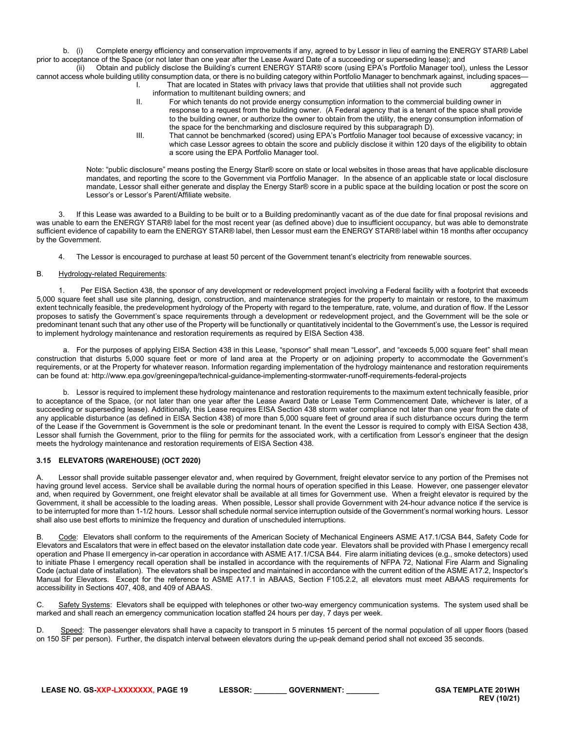b. (i) Complete energy efficiency and conservation improvements if any, agreed to by Lessor in lieu of earning the ENERGY STAR® Label prior to acceptance of the Space (or not later than one year after the Lease Award Date of a succeeding or superseding lease); and

(ii) Obtain and publicly disclose the Building's current ENERGY STAR® score (using EPA's Portfolio Manager tool), unless the Lessor cannot access whole building utility consumption data, or there is no building category within Portfolio Manager to benchmark against, including spaces—

I. That are located in States with privacy laws that provide that utilities shall not provide such aggregated information to multitenant building owners; and

II. For which tenants do not provide energy consumption information to the commercial building owner in response to a request from the building owner. (A Federal agency that is a tenant of the space shall provide to the building owner, or authorize the owner to obtain from the utility, the energy consumption information of the space for the benchmarking and disclosure required by this subparagraph D).

III. That cannot be benchmarked (scored) using EPA's Portfolio Manager tool because of excessive vacancy; in which case Lessor agrees to obtain the score and publicly disclose it within 120 days of the eligibility to obtain a score using the EPA Portfolio Manager tool.

Note: "public disclosure" means posting the Energy Star® score on state or local websites in those areas that have applicable disclosure mandates, and reporting the score to the Government via Portfolio Manager. In the absence of an applicable state or local disclosure mandate, Lessor shall either generate and display the Energy Star® score in a public space at the building location or post the score on Lessor's or Lessor's Parent/Affiliate website.

3. If this Lease was awarded to a Building to be built or to a Building predominantly vacant as of the due date for final proposal revisions and was unable to earn the ENERGY STAR® label for the most recent year (as defined above) due to insufficient occupancy, but was able to demonstrate sufficient evidence of capability to earn the ENERGY STAR® label, then Lessor must earn the ENERGY STAR® label within 18 months after occupancy by the Government.

4. The Lessor is encouraged to purchase at least 50 percent of the Government tenant's electricity from renewable sources.

B. Hydrology-related Requirements:

1. Per EISA Section 438, the sponsor of any development or redevelopment project involving a Federal facility with a footprint that exceeds 5,000 square feet shall use site planning, design, construction, and maintenance strategies for the property to maintain or restore, to the maximum extent technically feasible, the predevelopment hydrology of the Property with regard to the temperature, rate, volume, and duration of flow. If the Lessor proposes to satisfy the Government's space requirements through a development or redevelopment project, and the Government will be the sole or predominant tenant such that any other use of the Property will be functionally or quantitatively incidental to the Government's use, the Lessor is required to implement hydrology maintenance and restoration requirements as required by EISA Section 438.

a. For the purposes of applying EISA Section 438 in this Lease, "sponsor" shall mean "Lessor", and "exceeds 5,000 square feet" shall mean construction that disturbs 5,000 square feet or more of land area at the Property or on adjoining property to accommodate the Government's requirements, or at the Property for whatever reason. Information regarding implementation of the hydrology maintenance and restoration requirements can be found at: http://www.epa.gov/greeningepa/technical-guidance-implementing-stormwater-runoff-requirements-federal-projects

b. Lessor is required to implement these hydrology maintenance and restoration requirements to the maximum extent technically feasible, prior to acceptance of the Space, (or not later than one year after the Lease Award Date or Lease Term Commencement Date, whichever is later, of a succeeding or superseding lease). Additionally, this Lease requires EISA Section 438 storm water compliance not later than one year from the date of any applicable disturbance (as defined in EISA Section 438) of more than 5,000 square feet of ground area if such disturbance occurs during the term of the Lease if the Government is Government is the sole or predominant tenant. In the event the Lessor is required to comply with EISA Section 438, Lessor shall furnish the Government, prior to the filing for permits for the associated work, with a certification from Lessor's engineer that the design meets the hydrology maintenance and restoration requirements of EISA Section 438.

### 3.15 ELEVATORS (WAREHOUSE) (OCT 2020)

A. Lessor shall provide suitable passenger elevator and, when required by Government, freight elevator service to any portion of the Premises not having ground level access. Service shall be available during the normal hours of operation specified in this Lease. However, one passenger elevator and, when required by Government, one freight elevator shall be available at all times for Government use. When a freight elevator is required by the Government, it shall be accessible to the loading areas. When possible, Lessor shall provide Government with 24-hour advance notice if the service is to be interrupted for more than 1-1/2 hours. Lessor shall schedule normal service interruption outside of the Government's normal working hours. Lessor shall also use best efforts to minimize the frequency and duration of unscheduled interruptions.

B. Code: Elevators shall conform to the requirements of the American Society of Mechanical Engineers ASME A17.1/CSA B44, Safety Code for Elevators and Escalators that were in effect based on the elevator installation date code year. Elevators shall be provided with Phase I emergency recall operation and Phase II emergency in-car operation in accordance with ASME A17.1/CSA B44. Fire alarm initiating devices (e.g., smoke detectors) used to initiate Phase I emergency recall operation shall be installed in accordance with the requirements of NFPA 72, National Fire Alarm and Signaling Code (actual date of installation). The elevators shall be inspected and maintained in accordance with the current edition of the ASME A17.2, Inspector's Manual for Elevators. Except for the reference to ASME A17.1 in ABAAS, Section F105.2.2, all elevators must meet ABAAS requirements for accessibility in Sections 407, 408, and 409 of ABAAS.

C. Safety Systems: Elevators shall be equipped with telephones or other two-way emergency communication systems. The system used shall be marked and shall reach an emergency communication location staffed 24 hours per day, 7 days per week.

D. Speed: The passenger elevators shall have a capacity to transport in 5 minutes 15 percent of the normal population of all upper floors (based on 150 SF per person). Further, the dispatch interval between elevators during the up-peak demand period shall not exceed 35 seconds.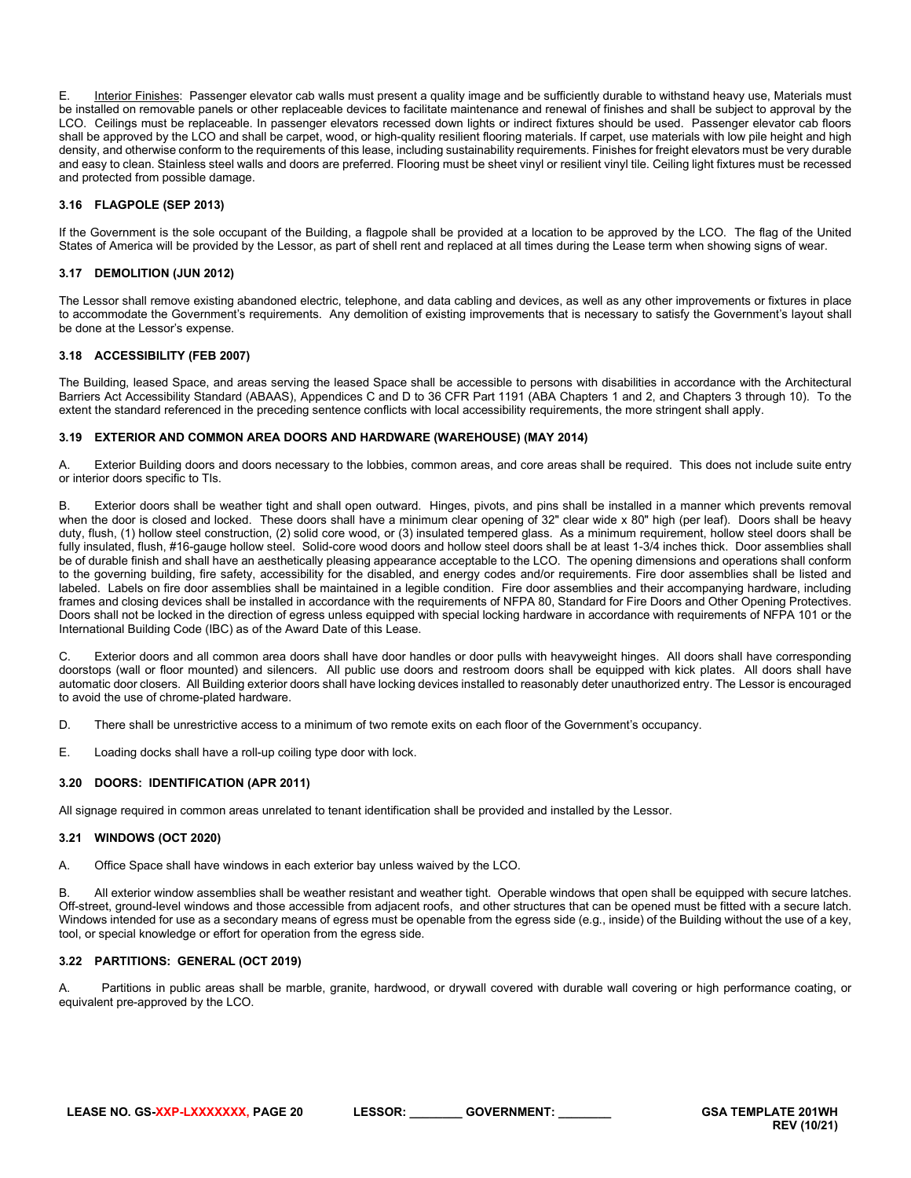E. Interior Finishes: Passenger elevator cab walls must present a quality image and be sufficiently durable to withstand heavy use, Materials must be installed on removable panels or other replaceable devices to facilitate maintenance and renewal of finishes and shall be subject to approval by the LCO. Ceilings must be replaceable. In passenger elevators recessed down lights or indirect fixtures should be used. Passenger elevator cab floors shall be approved by the LCO and shall be carpet, wood, or high-quality resilient flooring materials. If carpet, use materials with low pile height and high density, and otherwise conform to the requirements of this lease, including sustainability requirements. Finishes for freight elevators must be very durable and easy to clean. Stainless steel walls and doors are preferred. Flooring must be sheet vinyl or resilient vinyl tile. Ceiling light fixtures must be recessed and protected from possible damage.

### 3.16 FLAGPOLE (SEP 2013)

If the Government is the sole occupant of the Building, a flagpole shall be provided at a location to be approved by the LCO. The flag of the United States of America will be provided by the Lessor, as part of shell rent and replaced at all times during the Lease term when showing signs of wear.

### 3.17 DEMOLITION (JUN 2012)

The Lessor shall remove existing abandoned electric, telephone, and data cabling and devices, as well as any other improvements or fixtures in place to accommodate the Government's requirements. Any demolition of existing improvements that is necessary to satisfy the Government's layout shall be done at the Lessor's expense.

### 3.18 ACCESSIBILITY (FEB 2007)

The Building, leased Space, and areas serving the leased Space shall be accessible to persons with disabilities in accordance with the Architectural Barriers Act Accessibility Standard (ABAAS), Appendices C and D to 36 CFR Part 1191 (ABA Chapters 1 and 2, and Chapters 3 through 10). To the extent the standard referenced in the preceding sentence conflicts with local accessibility requirements, the more stringent shall apply.

### 3.19 EXTERIOR AND COMMON AREA DOORS AND HARDWARE (WAREHOUSE) (MAY 2014)

A. Exterior Building doors and doors necessary to the lobbies, common areas, and core areas shall be required. This does not include suite entry or interior doors specific to TIs.

B. Exterior doors shall be weather tight and shall open outward. Hinges, pivots, and pins shall be installed in a manner which prevents removal when the door is closed and locked. These doors shall have a minimum clear opening of 32" clear wide x 80" high (per leaf). Doors shall be heavy duty, flush, (1) hollow steel construction, (2) solid core wood, or (3) insulated tempered glass. As a minimum requirement, hollow steel doors shall be fully insulated, flush, #16-gauge hollow steel. Solid-core wood doors and hollow steel doors shall be at least 1-3/4 inches thick. Door assemblies shall be of durable finish and shall have an aesthetically pleasing appearance acceptable to the LCO. The opening dimensions and operations shall conform to the governing building, fire safety, accessibility for the disabled, and energy codes and/or requirements. Fire door assemblies shall be listed and labeled. Labels on fire door assemblies shall be maintained in a legible condition. Fire door assemblies and their accompanying hardware, including frames and closing devices shall be installed in accordance with the requirements of NFPA 80, Standard for Fire Doors and Other Opening Protectives. Doors shall not be locked in the direction of egress unless equipped with special locking hardware in accordance with requirements of NFPA 101 or the International Building Code (IBC) as of the Award Date of this Lease.

C. Exterior doors and all common area doors shall have door handles or door pulls with heavyweight hinges. All doors shall have corresponding doorstops (wall or floor mounted) and silencers. All public use doors and restroom doors shall be equipped with kick plates. All doors shall have automatic door closers. All Building exterior doors shall have locking devices installed to reasonably deter unauthorized entry. The Lessor is encouraged to avoid the use of chrome-plated hardware.

D. There shall be unrestrictive access to a minimum of two remote exits on each floor of the Government's occupancy.

E. Loading docks shall have a roll-up coiling type door with lock.

### 3.20 DOORS: IDENTIFICATION (APR 2011)

All signage required in common areas unrelated to tenant identification shall be provided and installed by the Lessor.

### 3.21 WINDOWS (OCT 2020)

A. Office Space shall have windows in each exterior bay unless waived by the LCO.

B. All exterior window assemblies shall be weather resistant and weather tight. Operable windows that open shall be equipped with secure latches. Off-street, ground-level windows and those accessible from adjacent roofs, and other structures that can be opened must be fitted with a secure latch. Windows intended for use as a secondary means of egress must be openable from the egress side (e.g., inside) of the Building without the use of a key, tool, or special knowledge or effort for operation from the egress side.

### 3.22 PARTITIONS: GENERAL (OCT 2019)

A. Partitions in public areas shall be marble, granite, hardwood, or drywall covered with durable wall covering or high performance coating, or equivalent pre-approved by the LCO.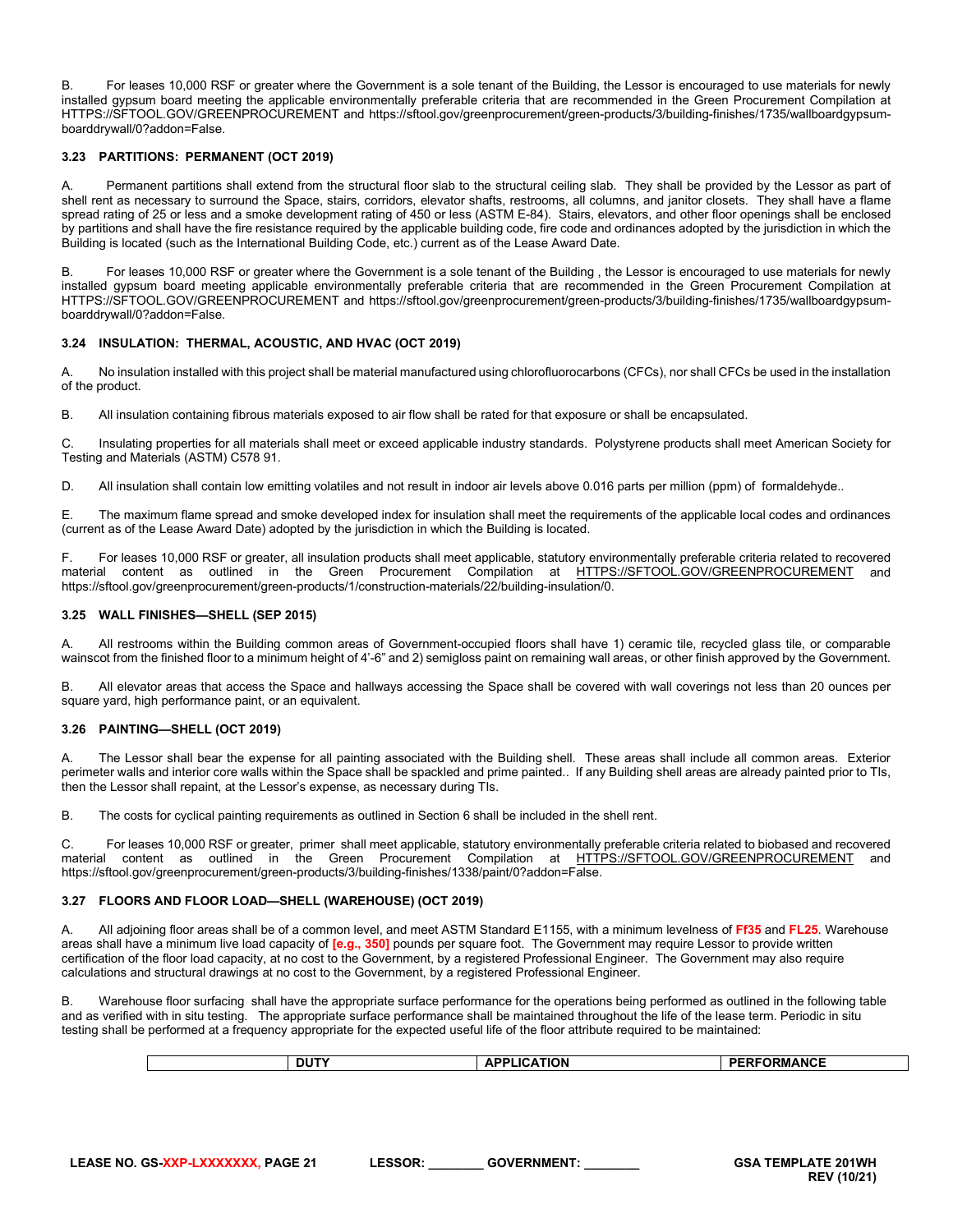B. For leases 10,000 RSF or greater where the Government is a sole tenant of the Building, the Lessor is encouraged to use materials for newly installed gypsum board meeting the applicable environmentally preferable criteria that are recommended in the Green Procurement Compilation at HTTPS://SFTOOL.GOV/GREENPROCUREMENT and https://sftool.gov/greenprocurement/green-products/3/building-finishes/1735/wallboardgypsum-boarddrywall/0?addon=False.

### 3.23 PARTITIONS: PERMANENT (OCT 2019)

A. Permanent partitions shall extend from the structural floor slab to the structural ceiling slab. They shall be provided by the Lessor as part of shell rent as necessary to surround the Space, stairs, corridors, elevator shafts, restrooms, all columns, and janitor closets. They shall have a flame spread rating of 25 or less and a smoke development rating of 450 or less (ASTM E-84). Stairs, elevators, and other floor openings shall be enclosed by partitions and shall have the fire resistance required by the applicable building code, fire code and ordinances adopted by the jurisdiction in which the Building is located (such as the International Building Code, etc.) current as of the Lease Award Date.

B. For leases 10,000 RSF or greater where the Government is a sole tenant of the Building , the Lessor is encouraged to use materials for newly installed gypsum board meeting applicable environmentally preferable criteria that are recommended in the Green Procurement Compilation at HTTPS://SFTOOL.GOV/GREENPROCUREMENT and https://sftool.gov/greenprocurement/green-products/3/building-finishes/1735/wallboardgypsum-boarddrywall/0?addon=False.

### 3.24 INSULATION: THERMAL, ACOUSTIC, AND HVAC (OCT 2019)

A. No insulation installed with this project shall be material manufactured using chlorofluorocarbons (CFCs), nor shall CFCs be used in the installation of the product.

B. All insulation containing fibrous materials exposed to air flow shall be rated for that exposure or shall be encapsulated.

C. Insulating properties for all materials shall meet or exceed applicable industry standards. Polystyrene products shall meet American Society for Testing and Materials (ASTM) C578 91.

D. All insulation shall contain low emitting volatiles and not result in indoor air levels above 0.016 parts per million (ppm) of formaldehyde..

E. The maximum flame spread and smoke developed index for insulation shall meet the requirements of the applicable local codes and ordinances (current as of the Lease Award Date) adopted by the jurisdiction in which the Building is located.

F. For leases 10,000 RSF or greater, all insulation products shall meet applicable, statutory environmentally preferable criteria related to recovered material content as outlined in the Green Procurement Compilation at HTTPS://SFTOOL.GOV/GREENPROCUREMENT and https://sftool.gov/greenprocurement/green-products/1/construction-materials/22/building-insulation/0.

### 3.25 WALL FINISHES—SHELL (SEP 2015)

A. All restrooms within the Building common areas of Government-occupied floors shall have 1) ceramic tile, recycled glass tile, or comparable wainscot from the finished floor to a minimum height of 4'-6" and 2) semigloss paint on remaining wall areas, or other finish approved by the Government.

B. All elevator areas that access the Space and hallways accessing the Space shall be covered with wall coverings not less than 20 ounces per square yard, high performance paint, or an equivalent.

### 3.26 PAINTING—SHELL (OCT 2019)

A. The Lessor shall bear the expense for all painting associated with the Building shell. These areas shall include all common areas. Exterior perimeter walls and interior core walls within the Space shall be spackled and prime painted.. If any Building shell areas are already painted prior to TIs, then the Lessor shall repaint, at the Lessor's expense, as necessary during TIs.

B. The costs for cyclical painting requirements as outlined in Section 6 shall be included in the shell rent.

C. For leases 10,000 RSF or greater, primer shall meet applicable, statutory environmentally preferable criteria related to biobased and recovered material content as outlined in the Green Procurement Compilation at HTTPS://SFTOOL.GOV/GREENPROCUREMENT and https://sftool.gov/greenprocurement/green-products/3/building-finishes/1338/paint/0?addon=False.

### 3.27 FLOORS AND FLOOR LOAD—SHELL (WAREHOUSE) (OCT 2019)

A. All adjoining floor areas shall be of a common level, and meet ASTM Standard E1155, with a minimum levelness of **Ff35** and **FL25**. Warehouse areas shall have a minimum live load capacity of **[e.g., 350]** pounds per square foot. The Government may require Lessor to provide written certification of the floor load capacity, at no cost to the Government, by a registered Professional Engineer. The Government may also require calculations and structural drawings at no cost to the Government, by a registered Professional Engineer.

B. Warehouse floor surfacing shall have the appropriate surface performance for the operations being performed as outlined in the following table and as verified with in situ testing. The appropriate surface performance shall be maintained throughout the life of the lease term. Periodic in situ testing shall be performed at a frequency appropriate for the expected useful life of the floor attribute required to be maintained:

| | DUTY | APPLICATION | PERFORMANCE |
|---|---|---|---|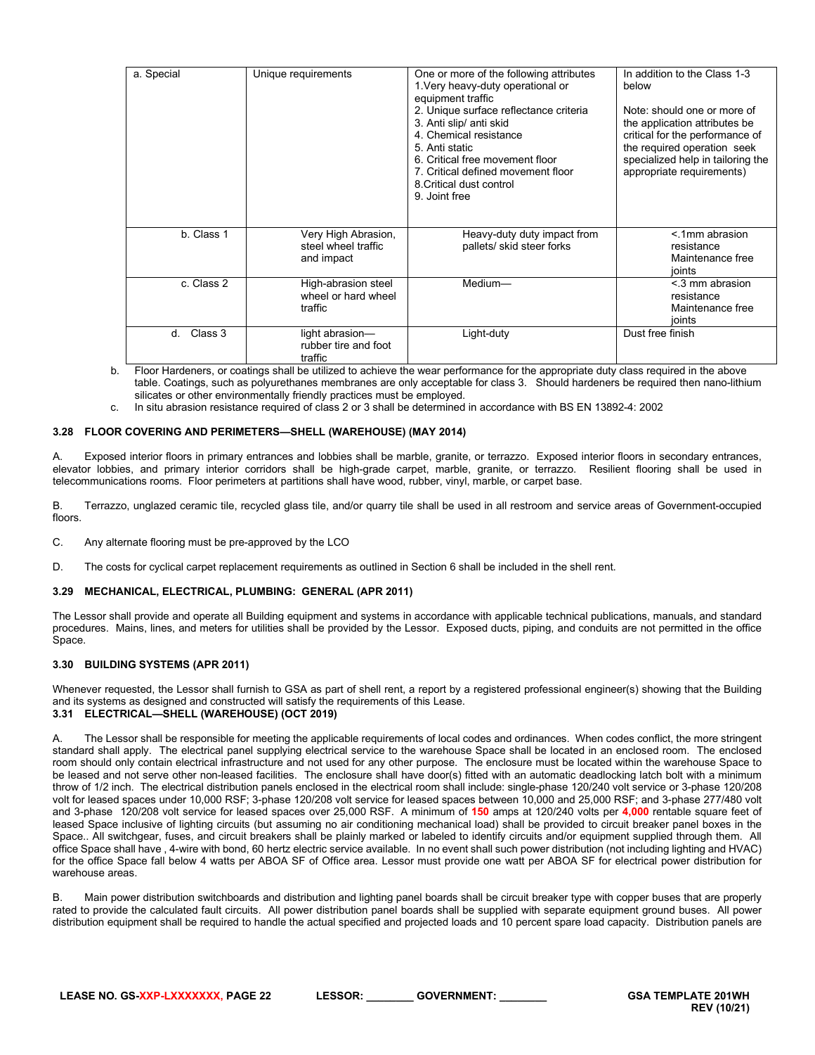| a. Special | Unique requirements | One or more of the following attributes<br>1.Very heavy-duty operational or equipment traffic<br>2. Unique surface reflectance criteria<br>3. Anti slip/ anti skid<br>4. Chemical resistance<br>5. Anti static<br>6. Critical free movement floor<br>7. Critical defined movement floor<br>8.Critical dust control<br>9. Joint free | In addition to the Class 1-3 below<br><br>Note: should one or more of the application attributes be critical for the performance of the required operation seek specialized help in tailoring the appropriate requirements) |
|---|---|---|---|
| b. Class 1 | Very High Abrasion, steel wheel traffic and impact | Heavy-duty duty impact from pallets/ skid steer forks | <.1mm abrasion resistance Maintenance free joints |
| c. Class 2 | High-abrasion steel wheel or hard wheel traffic | Medium— | <.3 mm abrasion resistance Maintenance free joints |
| d. Class 3 | light abrasion—rubber tire and foot traffic | Light-duty | Dust free finish |

b. Floor Hardeners, or coatings shall be utilized to achieve the wear performance for the appropriate duty class required in the above table. Coatings, such as polyurethanes membranes are only acceptable for class 3. Should hardeners be required then nano-lithium silicates or other environmentally friendly practices must be employed.

c. In situ abrasion resistance required of class 2 or 3 shall be determined in accordance with BS EN 13892-4: 2002

### 3.28 FLOOR COVERING AND PERIMETERS—SHELL (WAREHOUSE) (MAY 2014)

A. Exposed interior floors in primary entrances and lobbies shall be marble, granite, or terrazzo. Exposed interior floors in secondary entrances, elevator lobbies, and primary interior corridors shall be high-grade carpet, marble, granite, or terrazzo. Resilient flooring shall be used in telecommunications rooms. Floor perimeters at partitions shall have wood, rubber, vinyl, marble, or carpet base.

B. Terrazzo, unglazed ceramic tile, recycled glass tile, and/or quarry tile shall be used in all restroom and service areas of Government-occupied floors.

C. Any alternate flooring must be pre-approved by the LCO

D. The costs for cyclical carpet replacement requirements as outlined in Section 6 shall be included in the shell rent.

### 3.29 MECHANICAL, ELECTRICAL, PLUMBING: GENERAL (APR 2011)

The Lessor shall provide and operate all Building equipment and systems in accordance with applicable technical publications, manuals, and standard procedures. Mains, lines, and meters for utilities shall be provided by the Lessor. Exposed ducts, piping, and conduits are not permitted in the office Space.

### 3.30 BUILDING SYSTEMS (APR 2011)

Whenever requested, the Lessor shall furnish to GSA as part of shell rent, a report by a registered professional engineer(s) showing that the Building and its systems as designed and constructed will satisfy the requirements of this Lease.

### 3.31 ELECTRICAL—SHELL (WAREHOUSE) (OCT 2019)

A. The Lessor shall be responsible for meeting the applicable requirements of local codes and ordinances. When codes conflict, the more stringent standard shall apply. The electrical panel supplying electrical service to the warehouse Space shall be located in an enclosed room. The enclosed room should only contain electrical infrastructure and not used for any other purpose. The enclosure must be located within the warehouse Space to be leased and not serve other non-leased facilities. The enclosure shall have door(s) fitted with an automatic deadlocking latch bolt with a minimum throw of 1/2 inch. The electrical distribution panels enclosed in the electrical room shall include: single-phase 120/240 volt service or 3-phase 120/208 volt for leased spaces under 10,000 RSF; 3-phase 120/208 volt service for leased spaces between 10,000 and 25,000 RSF; and 3-phase 277/480 volt and 3-phase 120/208 volt service for leased spaces over 25,000 RSF. A minimum of **150** amps at 120/240 volts per **4,000** rentable square feet of leased Space inclusive of lighting circuits (but assuming no air conditioning mechanical load) shall be provided to circuit breaker panel boxes in the Space.. All switchgear, fuses, and circuit breakers shall be plainly marked or labeled to identify circuits and/or equipment supplied through them. All office Space shall have , 4-wire with bond, 60 hertz electric service available. In no event shall such power distribution (not including lighting and HVAC) for the office Space fall below 4 watts per ABOA SF of Office area. Lessor must provide one watt per ABOA SF for electrical power distribution for warehouse areas.

B. Main power distribution switchboards and distribution and lighting panel boards shall be circuit breaker type with copper buses that are properly rated to provide the calculated fault circuits. All power distribution panel boards shall be supplied with separate equipment ground buses. All power distribution equipment shall be required to handle the actual specified and projected loads and 10 percent spare load capacity. Distribution panels are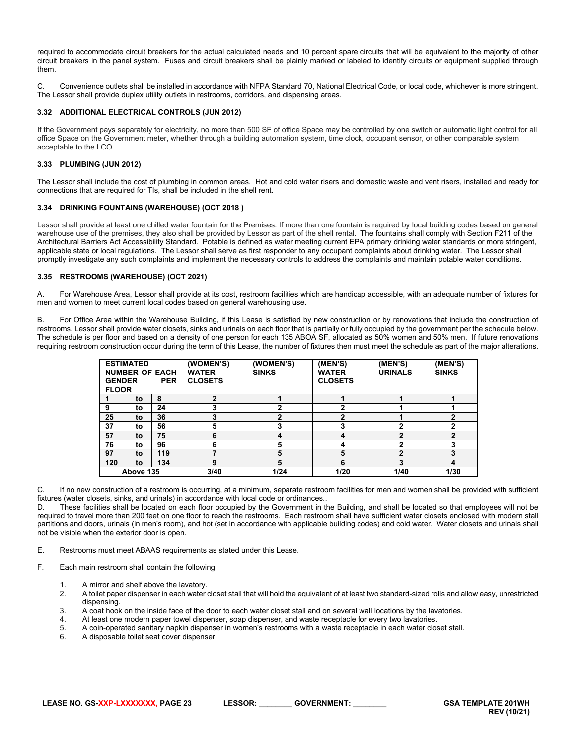required to accommodate circuit breakers for the actual calculated needs and 10 percent spare circuits that will be equivalent to the majority of other circuit breakers in the panel system. Fuses and circuit breakers shall be plainly marked or labeled to identify circuits or equipment supplied through them.

C. Convenience outlets shall be installed in accordance with NFPA Standard 70, National Electrical Code, or local code, whichever is more stringent. The Lessor shall provide duplex utility outlets in restrooms, corridors, and dispensing areas.

### 3.32 ADDITIONAL ELECTRICAL CONTROLS (JUN 2012)

If the Government pays separately for electricity, no more than 500 SF of office Space may be controlled by one switch or automatic light control for all office Space on the Government meter, whether through a building automation system, time clock, occupant sensor, or other comparable system acceptable to the LCO.

### 3.33 PLUMBING (JUN 2012)

The Lessor shall include the cost of plumbing in common areas. Hot and cold water risers and domestic waste and vent risers, installed and ready for connections that are required for TIs, shall be included in the shell rent.

### 3.34 DRINKING FOUNTAINS (WAREHOUSE) (OCT 2018 )

Lessor shall provide at least one chilled water fountain for the Premises. If more than one fountain is required by local building codes based on general warehouse use of the premises, they also shall be provided by Lessor as part of the shell rental. The fountains shall comply with Section F211 of the Architectural Barriers Act Accessibility Standard. Potable is defined as water meeting current EPA primary drinking water standards or more stringent, applicable state or local regulations. The Lessor shall serve as first responder to any occupant complaints about drinking water. The Lessor shall promptly investigate any such complaints and implement the necessary controls to address the complaints and maintain potable water conditions.

### 3.35 RESTROOMS (WAREHOUSE) (OCT 2021)

A. For Warehouse Area, Lessor shall provide at its cost, restroom facilities which are handicap accessible, with an adequate number of fixtures for men and women to meet current local codes based on general warehousing use.

B. For Office Area within the Warehouse Building, if this Lease is satisfied by new construction or by renovations that include the construction of restrooms, Lessor shall provide water closets, sinks and urinals on each floor that is partially or fully occupied by the government per the schedule below. The schedule is per floor and based on a density of one person for each 135 ABOA SF, allocated as 50% women and 50% men. If future renovations requiring restroom construction occur during the term of this Lease, the number of fixtures then must meet the schedule as part of the major alterations.

| ESTIMATED NUMBER OF EACH GENDER PER FLOOR | | | (WOMEN'S) WATER CLOSETS | (WOMEN'S) SINKS | (MEN'S) WATER CLOSETS | (MEN'S) URINALS | (MEN'S) SINKS |
|---|---|---|---|---|---|---|---|
| 1 | to | 8 | 2 | 1 | 1 | 1 | 1 |
| 9 | to | 24 | 3 | 2 | 2 | 1 | 1 |
| 25 | to | 36 | 3 | 2 | 2 | 1 | 2 |
| 37 | to | 56 | 5 | 3 | 3 | 2 | 2 |
| 57 | to | 75 | 6 | 4 | 4 | 2 | 2 |
| 76 | to | 96 | 6 | 5 | 4 | 2 | 3 |
| 97 | to | 119 | 7 | 5 | 5 | 2 | 3 |
| 120 | to | 134 | 9 | 5 | 6 | 3 | 4 |
| Above 135 | | | 3/40 | 1/24 | 1/20 | 1/40 | 1/30 |

C. If no new construction of a restroom is occurring, at a minimum, separate restroom facilities for men and women shall be provided with sufficient fixtures (water closets, sinks, and urinals) in accordance with local code or ordinances..

D. These facilities shall be located on each floor occupied by the Government in the Building, and shall be located so that employees will not be required to travel more than 200 feet on one floor to reach the restrooms. Each restroom shall have sufficient water closets enclosed with modern stall partitions and doors, urinals (in men's room), and hot (set in accordance with applicable building codes) and cold water. Water closets and urinals shall not be visible when the exterior door is open.

E. Restrooms must meet ABAAS requirements as stated under this Lease.

F. Each main restroom shall contain the following:

1. A mirror and shelf above the lavatory.
2. A toilet paper dispenser in each water closet stall that will hold the equivalent of at least two standard-sized rolls and allow easy, unrestricted dispensing.
3. A coat hook on the inside face of the door to each water closet stall and on several wall locations by the lavatories.
4. At least one modern paper towel dispenser, soap dispenser, and waste receptacle for every two lavatories.
5. A coin-operated sanitary napkin dispenser in women's restrooms with a waste receptacle in each water closet stall.
6. A disposable toilet seat cover dispenser.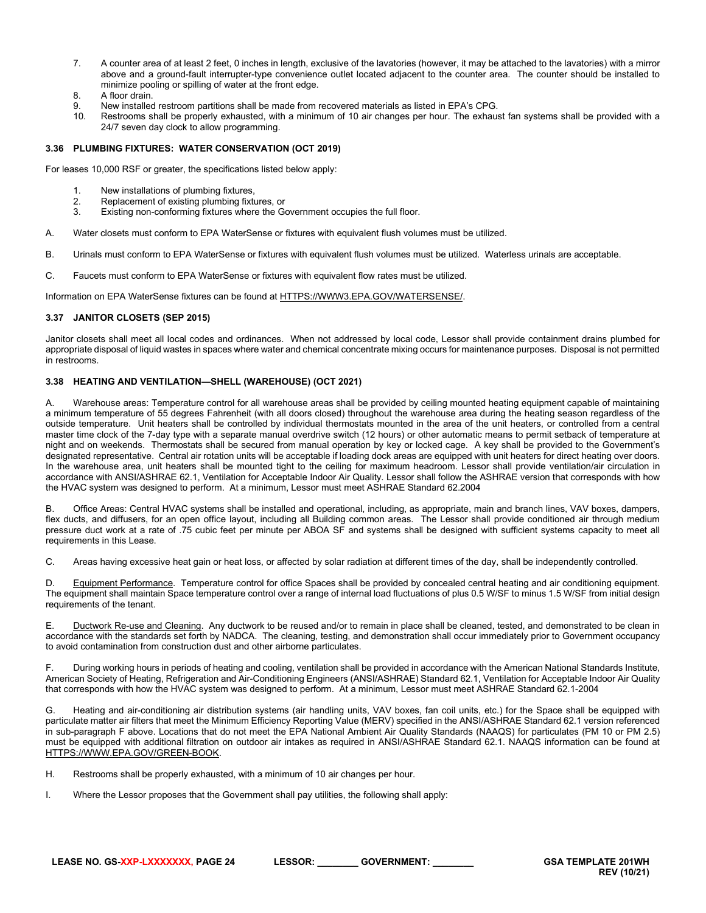7. A counter area of at least 2 feet, 0 inches in length, exclusive of the lavatories (however, it may be attached to the lavatories) with a mirror above and a ground-fault interrupter-type convenience outlet located adjacent to the counter area. The counter should be installed to minimize pooling or spilling of water at the front edge.
8. A floor drain.
9. New installed restroom partitions shall be made from recovered materials as listed in EPA's CPG.
10. Restrooms shall be properly exhausted, with a minimum of 10 air changes per hour. The exhaust fan systems shall be provided with a 24/7 seven day clock to allow programming.

### 3.36 PLUMBING FIXTURES: WATER CONSERVATION (OCT 2019)

For leases 10,000 RSF or greater, the specifications listed below apply:

1. New installations of plumbing fixtures,
2. Replacement of existing plumbing fixtures, or
3. Existing non-conforming fixtures where the Government occupies the full floor.

A. Water closets must conform to EPA WaterSense or fixtures with equivalent flush volumes must be utilized.

B. Urinals must conform to EPA WaterSense or fixtures with equivalent flush volumes must be utilized. Waterless urinals are acceptable.

C. Faucets must conform to EPA WaterSense or fixtures with equivalent flow rates must be utilized.

Information on EPA WaterSense fixtures can be found at HTTPS://WWW3.EPA.GOV/WATERSENSE/.

### 3.37 JANITOR CLOSETS (SEP 2015)

Janitor closets shall meet all local codes and ordinances. When not addressed by local code, Lessor shall provide containment drains plumbed for appropriate disposal of liquid wastes in spaces where water and chemical concentrate mixing occurs for maintenance purposes. Disposal is not permitted in restrooms.

### 3.38 HEATING AND VENTILATION—SHELL (WAREHOUSE) (OCT 2021)

A. Warehouse areas: Temperature control for all warehouse areas shall be provided by ceiling mounted heating equipment capable of maintaining a minimum temperature of 55 degrees Fahrenheit (with all doors closed) throughout the warehouse area during the heating season regardless of the outside temperature. Unit heaters shall be controlled by individual thermostats mounted in the area of the unit heaters, or controlled from a central master time clock of the 7-day type with a separate manual overdrive switch (12 hours) or other automatic means to permit setback of temperature at night and on weekends. Thermostats shall be secured from manual operation by key or locked cage. A key shall be provided to the Government's designated representative. Central air rotation units will be acceptable if loading dock areas are equipped with unit heaters for direct heating over doors. In the warehouse area, unit heaters shall be mounted tight to the ceiling for maximum headroom. Lessor shall provide ventilation/air circulation in accordance with ANSI/ASHRAE 62.1, Ventilation for Acceptable Indoor Air Quality. Lessor shall follow the ASHRAE version that corresponds with how the HVAC system was designed to perform. At a minimum, Lessor must meet ASHRAE Standard 62.2004

B. Office Areas: Central HVAC systems shall be installed and operational, including, as appropriate, main and branch lines, VAV boxes, dampers, flex ducts, and diffusers, for an open office layout, including all Building common areas. The Lessor shall provide conditioned air through medium pressure duct work at a rate of .75 cubic feet per minute per ABOA SF and systems shall be designed with sufficient systems capacity to meet all requirements in this Lease.

C. Areas having excessive heat gain or heat loss, or affected by solar radiation at different times of the day, shall be independently controlled.

D. Equipment Performance. Temperature control for office Spaces shall be provided by concealed central heating and air conditioning equipment. The equipment shall maintain Space temperature control over a range of internal load fluctuations of plus 0.5 W/SF to minus 1.5 W/SF from initial design requirements of the tenant.

E. Ductwork Re-use and Cleaning. Any ductwork to be reused and/or to remain in place shall be cleaned, tested, and demonstrated to be clean in accordance with the standards set forth by NADCA. The cleaning, testing, and demonstration shall occur immediately prior to Government occupancy to avoid contamination from construction dust and other airborne particulates.

F. During working hours in periods of heating and cooling, ventilation shall be provided in accordance with the American National Standards Institute, American Society of Heating, Refrigeration and Air-Conditioning Engineers (ANSI/ASHRAE) Standard 62.1, Ventilation for Acceptable Indoor Air Quality that corresponds with how the HVAC system was designed to perform. At a minimum, Lessor must meet ASHRAE Standard 62.1-2004

G. Heating and air-conditioning air distribution systems (air handling units, VAV boxes, fan coil units, etc.) for the Space shall be equipped with particulate matter air filters that meet the Minimum Efficiency Reporting Value (MERV) specified in the ANSI/ASHRAE Standard 62.1 version referenced in sub-paragraph F above. Locations that do not meet the EPA National Ambient Air Quality Standards (NAAQS) for particulates (PM 10 or PM 2.5) must be equipped with additional filtration on outdoor air intakes as required in ANSI/ASHRAE Standard 62.1. NAAQS information can be found at HTTPS://WWW.EPA.GOV/GREEN-BOOK.

H. Restrooms shall be properly exhausted, with a minimum of 10 air changes per hour.

I. Where the Lessor proposes that the Government shall pay utilities, the following shall apply: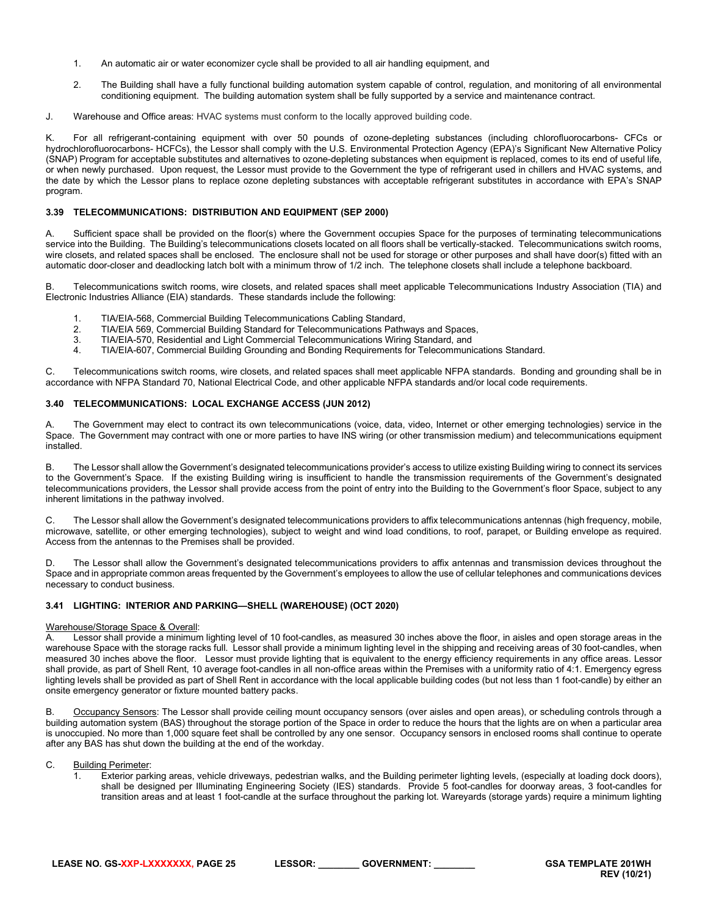1. An automatic air or water economizer cycle shall be provided to all air handling equipment, and

2. The Building shall have a fully functional building automation system capable of control, regulation, and monitoring of all environmental conditioning equipment. The building automation system shall be fully supported by a service and maintenance contract.

J. Warehouse and Office areas: HVAC systems must conform to the locally approved building code.

K. For all refrigerant-containing equipment with over 50 pounds of ozone-depleting substances (including chlorofluorocarbons- CFCs or hydrochlorofluorocarbons- HCFCs), the Lessor shall comply with the U.S. Environmental Protection Agency (EPA)'s Significant New Alternative Policy (SNAP) Program for acceptable substitutes and alternatives to ozone-depleting substances when equipment is replaced, comes to its end of useful life, or when newly purchased. Upon request, the Lessor must provide to the Government the type of refrigerant used in chillers and HVAC systems, and the date by which the Lessor plans to replace ozone depleting substances with acceptable refrigerant substitutes in accordance with EPA's SNAP program.

### 3.39 TELECOMMUNICATIONS: DISTRIBUTION AND EQUIPMENT (SEP 2000)

A. Sufficient space shall be provided on the floor(s) where the Government occupies Space for the purposes of terminating telecommunications service into the Building. The Building's telecommunications closets located on all floors shall be vertically-stacked. Telecommunications switch rooms, wire closets, and related spaces shall be enclosed. The enclosure shall not be used for storage or other purposes and shall have door(s) fitted with an automatic door-closer and deadlocking latch bolt with a minimum throw of 1/2 inch. The telephone closets shall include a telephone backboard.

B. Telecommunications switch rooms, wire closets, and related spaces shall meet applicable Telecommunications Industry Association (TIA) and Electronic Industries Alliance (EIA) standards. These standards include the following:

1. TIA/EIA-568, Commercial Building Telecommunications Cabling Standard,
2. TIA/EIA 569, Commercial Building Standard for Telecommunications Pathways and Spaces,
3. TIA/EIA-570, Residential and Light Commercial Telecommunications Wiring Standard, and
4. TIA/EIA-607, Commercial Building Grounding and Bonding Requirements for Telecommunications Standard.

C. Telecommunications switch rooms, wire closets, and related spaces shall meet applicable NFPA standards. Bonding and grounding shall be in accordance with NFPA Standard 70, National Electrical Code, and other applicable NFPA standards and/or local code requirements.

### 3.40 TELECOMMUNICATIONS: LOCAL EXCHANGE ACCESS (JUN 2012)

A. The Government may elect to contract its own telecommunications (voice, data, video, Internet or other emerging technologies) service in the Space. The Government may contract with one or more parties to have INS wiring (or other transmission medium) and telecommunications equipment installed.

B. The Lessor shall allow the Government's designated telecommunications provider's access to utilize existing Building wiring to connect its services to the Government's Space. If the existing Building wiring is insufficient to handle the transmission requirements of the Government's designated telecommunications providers, the Lessor shall provide access from the point of entry into the Building to the Government's floor Space, subject to any inherent limitations in the pathway involved.

C. The Lessor shall allow the Government's designated telecommunications providers to affix telecommunications antennas (high frequency, mobile, microwave, satellite, or other emerging technologies), subject to weight and wind load conditions, to roof, parapet, or Building envelope as required. Access from the antennas to the Premises shall be provided.

D. The Lessor shall allow the Government's designated telecommunications providers to affix antennas and transmission devices throughout the Space and in appropriate common areas frequented by the Government's employees to allow the use of cellular telephones and communications devices necessary to conduct business.

### 3.41 LIGHTING: INTERIOR AND PARKING—SHELL (WAREHOUSE) (OCT 2020)

Warehouse/Storage Space & Overall:

A. Lessor shall provide a minimum lighting level of 10 foot-candles, as measured 30 inches above the floor, in aisles and open storage areas in the warehouse Space with the storage racks full. Lessor shall provide a minimum lighting level in the shipping and receiving areas of 30 foot-candles, when measured 30 inches above the floor. Lessor must provide lighting that is equivalent to the energy efficiency requirements in any office areas. Lessor shall provide, as part of Shell Rent, 10 average foot-candles in all non-office areas within the Premises with a uniformity ratio of 4:1. Emergency egress lighting levels shall be provided as part of Shell Rent in accordance with the local applicable building codes (but not less than 1 foot-candle) by either an onsite emergency generator or fixture mounted battery packs.

B. Occupancy Sensors: The Lessor shall provide ceiling mount occupancy sensors (over aisles and open areas), or scheduling controls through a building automation system (BAS) throughout the storage portion of the Space in order to reduce the hours that the lights are on when a particular area is unoccupied. No more than 1,000 square feet shall be controlled by any one sensor. Occupancy sensors in enclosed rooms shall continue to operate after any BAS has shut down the building at the end of the workday.

C. Building Perimeter:

1. Exterior parking areas, vehicle driveways, pedestrian walks, and the Building perimeter lighting levels, (especially at loading dock doors), shall be designed per Illuminating Engineering Society (IES) standards. Provide 5 foot-candles for doorway areas, 3 foot-candles for transition areas and at least 1 foot-candle at the surface throughout the parking lot. Wareyards (storage yards) require a minimum lighting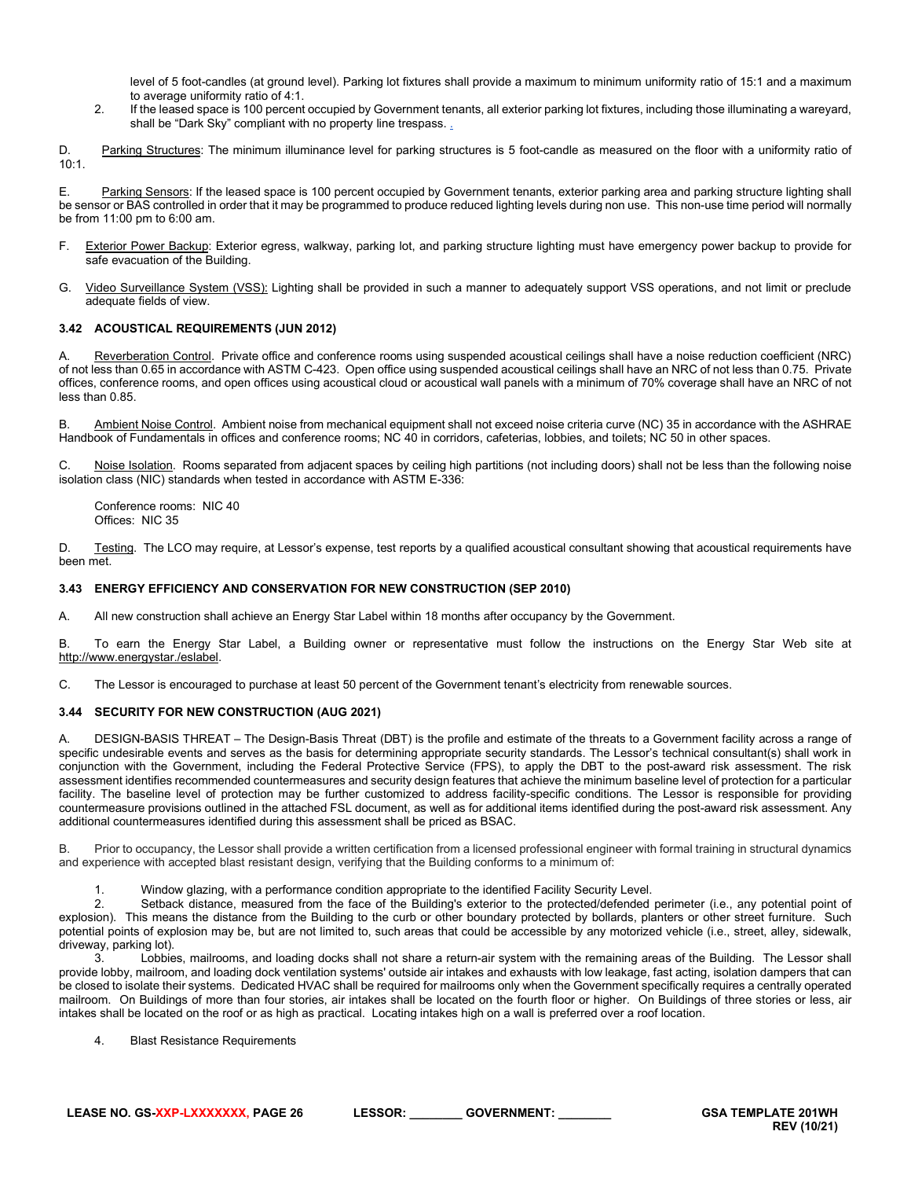level of 5 foot-candles (at ground level). Parking lot fixtures shall provide a maximum to minimum uniformity ratio of 15:1 and a maximum to average uniformity ratio of 4:1.

2. If the leased space is 100 percent occupied by Government tenants, all exterior parking lot fixtures, including those illuminating a wareyard, shall be "Dark Sky" compliant with no property line trespass. .

D. Parking Structures: The minimum illuminance level for parking structures is 5 foot-candle as measured on the floor with a uniformity ratio of 10:1.

E. Parking Sensors: If the leased space is 100 percent occupied by Government tenants, exterior parking area and parking structure lighting shall be sensor or BAS controlled in order that it may be programmed to produce reduced lighting levels during non use. This non-use time period will normally be from 11:00 pm to 6:00 am.

F. Exterior Power Backup: Exterior egress, walkway, parking lot, and parking structure lighting must have emergency power backup to provide for safe evacuation of the Building.

G. Video Surveillance System (VSS): Lighting shall be provided in such a manner to adequately support VSS operations, and not limit or preclude adequate fields of view.

### 3.42 ACOUSTICAL REQUIREMENTS (JUN 2012)

A. Reverberation Control. Private office and conference rooms using suspended acoustical ceilings shall have a noise reduction coefficient (NRC) of not less than 0.65 in accordance with ASTM C-423. Open office using suspended acoustical ceilings shall have an NRC of not less than 0.75. Private offices, conference rooms, and open offices using acoustical cloud or acoustical wall panels with a minimum of 70% coverage shall have an NRC of not less than 0.85.

B. Ambient Noise Control. Ambient noise from mechanical equipment shall not exceed noise criteria curve (NC) 35 in accordance with the ASHRAE Handbook of Fundamentals in offices and conference rooms; NC 40 in corridors, cafeterias, lobbies, and toilets; NC 50 in other spaces.

C. Noise Isolation. Rooms separated from adjacent spaces by ceiling high partitions (not including doors) shall not be less than the following noise isolation class (NIC) standards when tested in accordance with ASTM E-336:

Conference rooms: NIC 40
Offices: NIC 35

D. Testing. The LCO may require, at Lessor's expense, test reports by a qualified acoustical consultant showing that acoustical requirements have been met.

### 3.43 ENERGY EFFICIENCY AND CONSERVATION FOR NEW CONSTRUCTION (SEP 2010)

A. All new construction shall achieve an Energy Star Label within 18 months after occupancy by the Government.

B. To earn the Energy Star Label, a Building owner or representative must follow the instructions on the Energy Star Web site at http://www.energystar./eslabel.

C. The Lessor is encouraged to purchase at least 50 percent of the Government tenant's electricity from renewable sources.

### 3.44 SECURITY FOR NEW CONSTRUCTION (AUG 2021)

A. DESIGN-BASIS THREAT – The Design-Basis Threat (DBT) is the profile and estimate of the threats to a Government facility across a range of specific undesirable events and serves as the basis for determining appropriate security standards. The Lessor's technical consultant(s) shall work in conjunction with the Government, including the Federal Protective Service (FPS), to apply the DBT to the post-award risk assessment. The risk assessment identifies recommended countermeasures and security design features that achieve the minimum baseline level of protection for a particular facility. The baseline level of protection may be further customized to address facility-specific conditions. The Lessor is responsible for providing countermeasure provisions outlined in the attached FSL document, as well as for additional items identified during the post-award risk assessment. Any additional countermeasures identified during this assessment shall be priced as BSAC.

B. Prior to occupancy, the Lessor shall provide a written certification from a licensed professional engineer with formal training in structural dynamics and experience with accepted blast resistant design, verifying that the Building conforms to a minimum of:

1. Window glazing, with a performance condition appropriate to the identified Facility Security Level.

2. Setback distance, measured from the face of the Building's exterior to the protected/defended perimeter (i.e., any potential point of explosion). This means the distance from the Building to the curb or other boundary protected by bollards, planters or other street furniture. Such potential points of explosion may be, but are not limited to, such areas that could be accessible by any motorized vehicle (i.e., street, alley, sidewalk, driveway, parking lot).

3. Lobbies, mailrooms, and loading docks shall not share a return-air system with the remaining areas of the Building. The Lessor shall provide lobby, mailroom, and loading dock ventilation systems' outside air intakes and exhausts with low leakage, fast acting, isolation dampers that can be closed to isolate their systems. Dedicated HVAC shall be required for mailrooms only when the Government specifically requires a centrally operated mailroom. On Buildings of more than four stories, air intakes shall be located on the fourth floor or higher. On Buildings of three stories or less, air intakes shall be located on the roof or as high as practical. Locating intakes high on a wall is preferred over a roof location.

4. Blast Resistance Requirements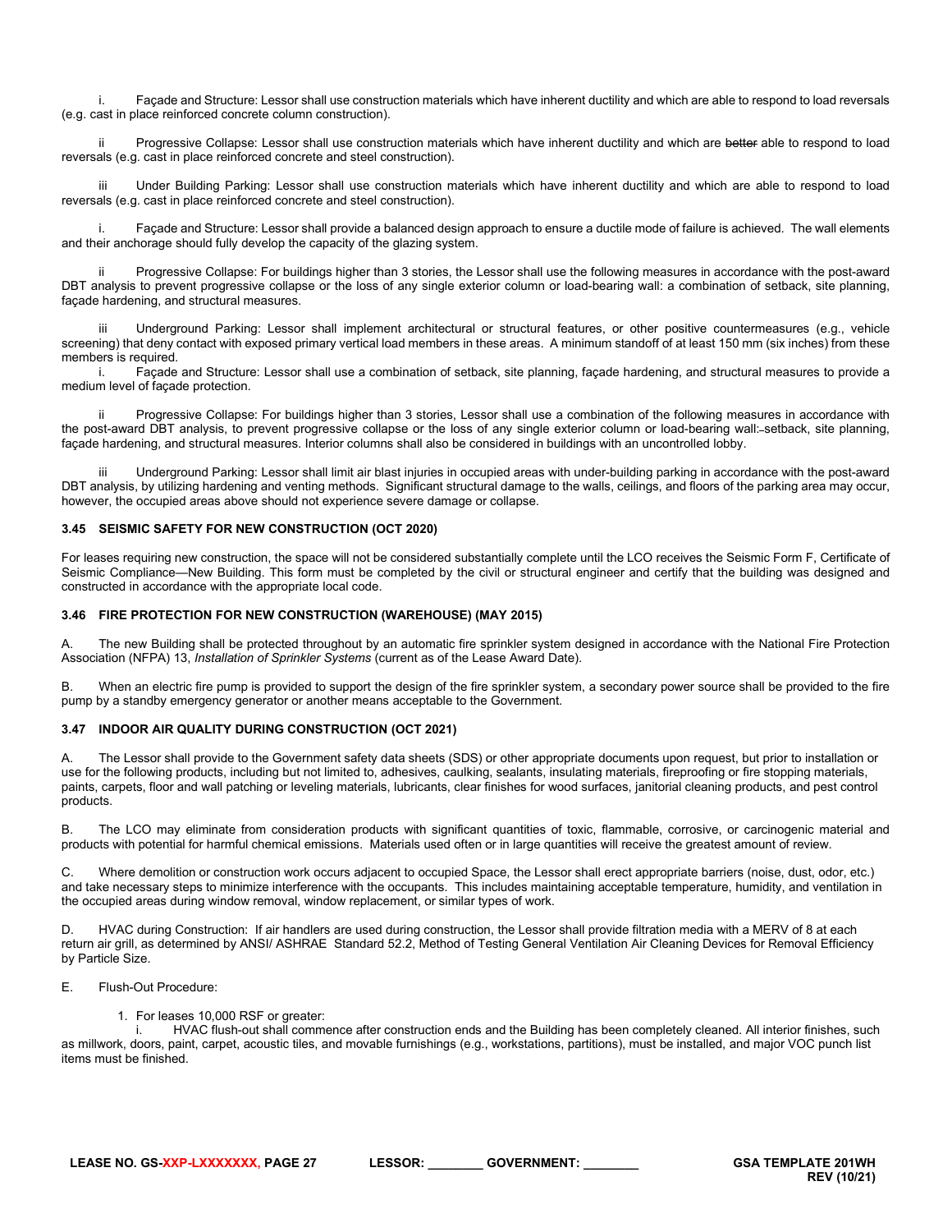i. Façade and Structure: Lessor shall use construction materials which have inherent ductility and which are able to respond to load reversals (e.g. cast in place reinforced concrete column construction).

ii Progressive Collapse: Lessor shall use construction materials which have inherent ductility and which are ~~better~~ able to respond to load reversals (e.g. cast in place reinforced concrete and steel construction).

iii Under Building Parking: Lessor shall use construction materials which have inherent ductility and which are able to respond to load reversals (e.g. cast in place reinforced concrete and steel construction).

i. Façade and Structure: Lessor shall provide a balanced design approach to ensure a ductile mode of failure is achieved. The wall elements and their anchorage should fully develop the capacity of the glazing system.

ii Progressive Collapse: For buildings higher than 3 stories, the Lessor shall use the following measures in accordance with the post-award DBT analysis to prevent progressive collapse or the loss of any single exterior column or load-bearing wall: a combination of setback, site planning, façade hardening, and structural measures.

iii Underground Parking: Lessor shall implement architectural or structural features, or other positive countermeasures (e.g., vehicle screening) that deny contact with exposed primary vertical load members in these areas. A minimum standoff of at least 150 mm (six inches) from these members is required.

i. Façade and Structure: Lessor shall use a combination of setback, site planning, façade hardening, and structural measures to provide a medium level of façade protection.

ii Progressive Collapse: For buildings higher than 3 stories, Lessor shall use a combination of the following measures in accordance with the post-award DBT analysis, to prevent progressive collapse or the loss of any single exterior column or load-bearing wall: setback, site planning, façade hardening, and structural measures. Interior columns shall also be considered in buildings with an uncontrolled lobby.

iii Underground Parking: Lessor shall limit air blast injuries in occupied areas with under-building parking in accordance with the post-award DBT analysis, by utilizing hardening and venting methods. Significant structural damage to the walls, ceilings, and floors of the parking area may occur, however, the occupied areas above should not experience severe damage or collapse.

### 3.45 SEISMIC SAFETY FOR NEW CONSTRUCTION (OCT 2020)

For leases requiring new construction, the space will not be considered substantially complete until the LCO receives the Seismic Form F, Certificate of Seismic Compliance—New Building. This form must be completed by the civil or structural engineer and certify that the building was designed and constructed in accordance with the appropriate local code.

### 3.46 FIRE PROTECTION FOR NEW CONSTRUCTION (WAREHOUSE) (MAY 2015)

A. The new Building shall be protected throughout by an automatic fire sprinkler system designed in accordance with the National Fire Protection Association (NFPA) 13, *Installation of Sprinkler Systems* (current as of the Lease Award Date).

B. When an electric fire pump is provided to support the design of the fire sprinkler system, a secondary power source shall be provided to the fire pump by a standby emergency generator or another means acceptable to the Government.

### 3.47 INDOOR AIR QUALITY DURING CONSTRUCTION (OCT 2021)

A. The Lessor shall provide to the Government safety data sheets (SDS) or other appropriate documents upon request, but prior to installation or use for the following products, including but not limited to, adhesives, caulking, sealants, insulating materials, fireproofing or fire stopping materials, paints, carpets, floor and wall patching or leveling materials, lubricants, clear finishes for wood surfaces, janitorial cleaning products, and pest control products.

B. The LCO may eliminate from consideration products with significant quantities of toxic, flammable, corrosive, or carcinogenic material and products with potential for harmful chemical emissions. Materials used often or in large quantities will receive the greatest amount of review.

C. Where demolition or construction work occurs adjacent to occupied Space, the Lessor shall erect appropriate barriers (noise, dust, odor, etc.) and take necessary steps to minimize interference with the occupants. This includes maintaining acceptable temperature, humidity, and ventilation in the occupied areas during window removal, window replacement, or similar types of work.

D. HVAC during Construction: If air handlers are used during construction, the Lessor shall provide filtration media with a MERV of 8 at each return air grill, as determined by ANSI/ ASHRAE Standard 52.2, Method of Testing General Ventilation Air Cleaning Devices for Removal Efficiency by Particle Size.

E. Flush-Out Procedure:

1. For leases 10,000 RSF or greater:

   i. HVAC flush-out shall commence after construction ends and the Building has been completely cleaned. All interior finishes, such as millwork, doors, paint, carpet, acoustic tiles, and movable furnishings (e.g., workstations, partitions), must be installed, and major VOC punch list items must be finished.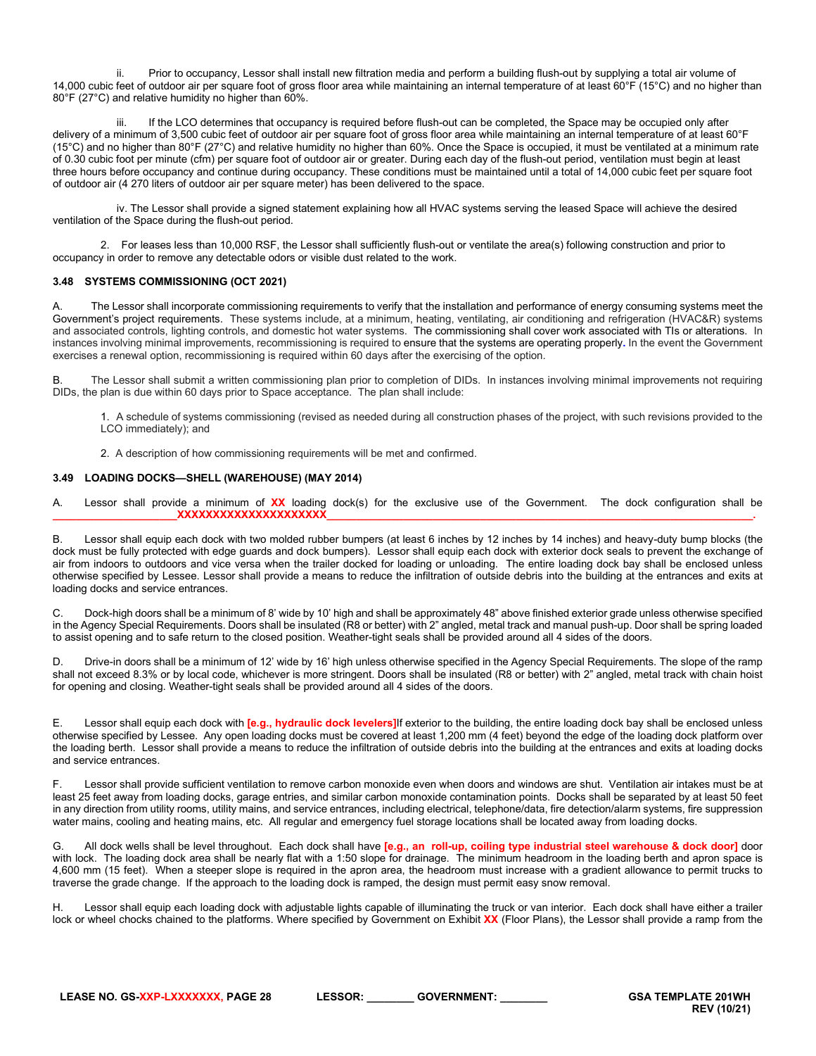ii. Prior to occupancy, Lessor shall install new filtration media and perform a building flush-out by supplying a total air volume of 14,000 cubic feet of outdoor air per square foot of gross floor area while maintaining an internal temperature of at least 60°F (15°C) and no higher than 80°F (27°C) and relative humidity no higher than 60%.

iii. If the LCO determines that occupancy is required before flush-out can be completed, the Space may be occupied only after delivery of a minimum of 3,500 cubic feet of outdoor air per square foot of gross floor area while maintaining an internal temperature of at least 60°F (15°C) and no higher than 80°F (27°C) and relative humidity no higher than 60%. Once the Space is occupied, it must be ventilated at a minimum rate of 0.30 cubic foot per minute (cfm) per square foot of outdoor air or greater. During each day of the flush-out period, ventilation must begin at least three hours before occupancy and continue during occupancy. These conditions must be maintained until a total of 14,000 cubic feet per square foot of outdoor air (4 270 liters of outdoor air per square meter) has been delivered to the space.

iv. The Lessor shall provide a signed statement explaining how all HVAC systems serving the leased Space will achieve the desired ventilation of the Space during the flush-out period.

2. For leases less than 10,000 RSF, the Lessor shall sufficiently flush-out or ventilate the area(s) following construction and prior to occupancy in order to remove any detectable odors or visible dust related to the work.

### 3.48 SYSTEMS COMMISSIONING (OCT 2021)

A. The Lessor shall incorporate commissioning requirements to verify that the installation and performance of energy consuming systems meet the Government's project requirements. These systems include, at a minimum, heating, ventilating, air conditioning and refrigeration (HVAC&R) systems and associated controls, lighting controls, and domestic hot water systems. The commissioning shall cover work associated with TIs or alterations. In instances involving minimal improvements, recommissioning is required to ensure that the systems are operating properly. In the event the Government exercises a renewal option, recommissioning is required within 60 days after the exercising of the option.

B. The Lessor shall submit a written commissioning plan prior to completion of DIDs. In instances involving minimal improvements not requiring DIDs, the plan is due within 60 days prior to Space acceptance. The plan shall include:

1. A schedule of systems commissioning (revised as needed during all construction phases of the project, with such revisions provided to the LCO immediately); and

2. A description of how commissioning requirements will be met and confirmed.

### 3.49 LOADING DOCKS—SHELL (WAREHOUSE) (MAY 2014)

A. Lessor shall provide a minimum of **XX** loading dock(s) for the exclusive use of the Government. The dock configuration shall be ____________________**XXXXXXXXXXXXXXXXXXXX**____________________.

B. Lessor shall equip each dock with two molded rubber bumpers (at least 6 inches by 12 inches by 14 inches) and heavy-duty bump blocks (the dock must be fully protected with edge guards and dock bumpers). Lessor shall equip each dock with exterior dock seals to prevent the exchange of air from indoors to outdoors and vice versa when the trailer docked for loading or unloading. The entire loading dock bay shall be enclosed unless otherwise specified by Lessee. Lessor shall provide a means to reduce the infiltration of outside debris into the building at the entrances and exits at loading docks and service entrances.

C. Dock-high doors shall be a minimum of 8' wide by 10' high and shall be approximately 48" above finished exterior grade unless otherwise specified in the Agency Special Requirements. Doors shall be insulated (R8 or better) with 2" angled, metal track and manual push-up. Door shall be spring loaded to assist opening and to safe return to the closed position. Weather-tight seals shall be provided around all 4 sides of the doors.

D. Drive-in doors shall be a minimum of 12' wide by 16' high unless otherwise specified in the Agency Special Requirements. The slope of the ramp shall not exceed 8.3% or by local code, whichever is more stringent. Doors shall be insulated (R8 or better) with 2" angled, metal track with chain hoist for opening and closing. Weather-tight seals shall be provided around all 4 sides of the doors.

E. Lessor shall equip each dock with **[e.g., hydraulic dock levelers]**If exterior to the building, the entire loading dock bay shall be enclosed unless otherwise specified by Lessee. Any open loading docks must be covered at least 1,200 mm (4 feet) beyond the edge of the loading dock platform over the loading berth. Lessor shall provide a means to reduce the infiltration of outside debris into the building at the entrances and exits at loading docks and service entrances.

F. Lessor shall provide sufficient ventilation to remove carbon monoxide even when doors and windows are shut. Ventilation air intakes must be at least 25 feet away from loading docks, garage entries, and similar carbon monoxide contamination points. Docks shall be separated by at least 50 feet in any direction from utility rooms, utility mains, and service entrances, including electrical, telephone/data, fire detection/alarm systems, fire suppression water mains, cooling and heating mains, etc. All regular and emergency fuel storage locations shall be located away from loading docks.

G. All dock wells shall be level throughout. Each dock shall have **[e.g., an roll-up, coiling type industrial steel warehouse & dock door]** door with lock. The loading dock area shall be nearly flat with a 1:50 slope for drainage. The minimum headroom in the loading berth and apron space is 4,600 mm (15 feet). When a steeper slope is required in the apron area, the headroom must increase with a gradient allowance to permit trucks to traverse the grade change. If the approach to the loading dock is ramped, the design must permit easy snow removal.

H. Lessor shall equip each loading dock with adjustable lights capable of illuminating the truck or van interior. Each dock shall have either a trailer lock or wheel chocks chained to the platforms. Where specified by Government on Exhibit **XX** (Floor Plans), the Lessor shall provide a ramp from the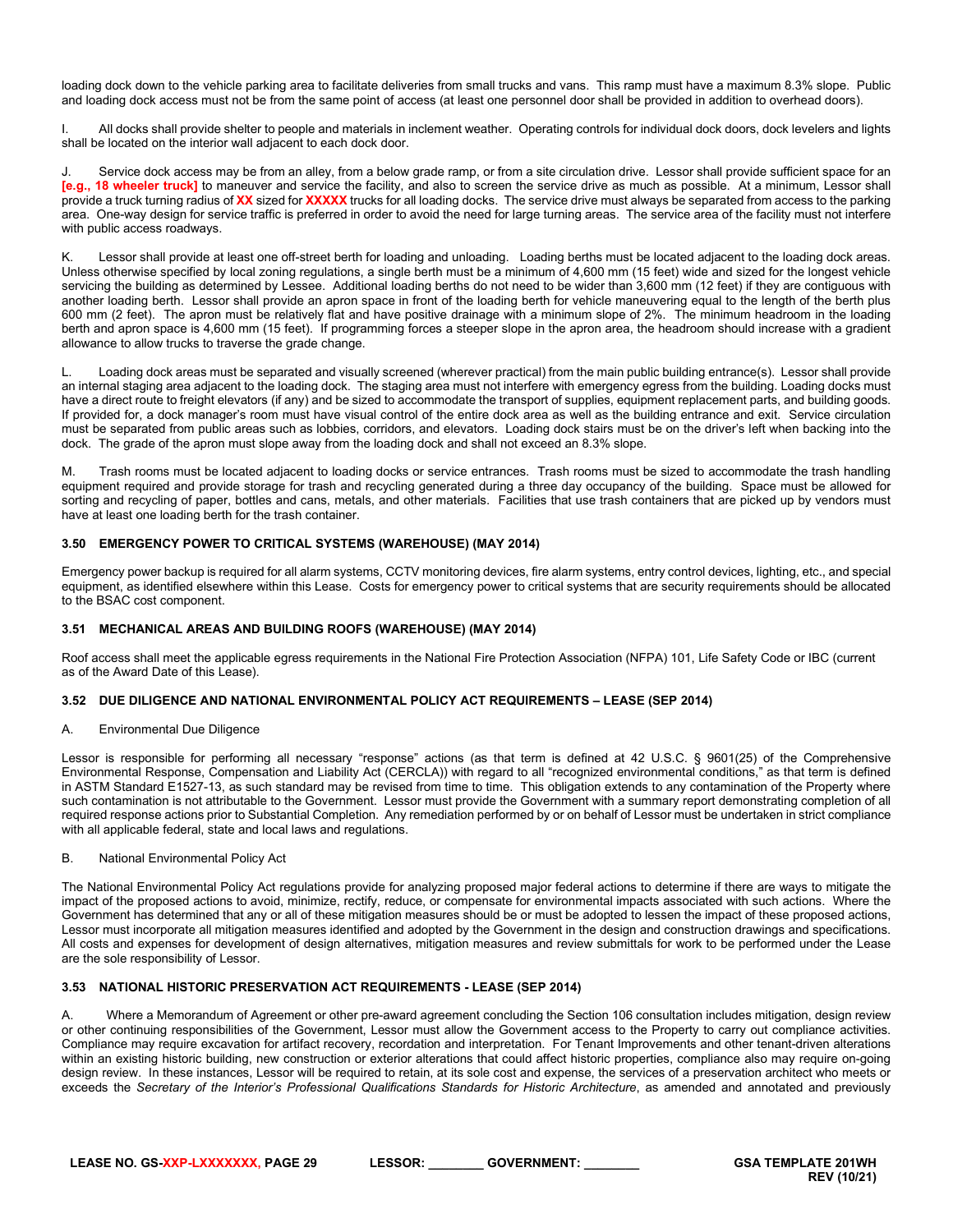loading dock down to the vehicle parking area to facilitate deliveries from small trucks and vans. This ramp must have a maximum 8.3% slope. Public and loading dock access must not be from the same point of access (at least one personnel door shall be provided in addition to overhead doors).

I. All docks shall provide shelter to people and materials in inclement weather. Operating controls for individual dock doors, dock levelers and lights shall be located on the interior wall adjacent to each dock door.

J. Service dock access may be from an alley, from a below grade ramp, or from a site circulation drive. Lessor shall provide sufficient space for an **[e.g., 18 wheeler truck]** to maneuver and service the facility, and also to screen the service drive as much as possible. At a minimum, Lessor shall provide a truck turning radius of **XX** sized for **XXXXX** trucks for all loading docks. The service drive must always be separated from access to the parking area. One-way design for service traffic is preferred in order to avoid the need for large turning areas. The service area of the facility must not interfere with public access roadways.

K. Lessor shall provide at least one off-street berth for loading and unloading. Loading berths must be located adjacent to the loading dock areas. Unless otherwise specified by local zoning regulations, a single berth must be a minimum of 4,600 mm (15 feet) wide and sized for the longest vehicle servicing the building as determined by Lessee. Additional loading berths do not need to be wider than 3,600 mm (12 feet) if they are contiguous with another loading berth. Lessor shall provide an apron space in front of the loading berth for vehicle maneuvering equal to the length of the berth plus 600 mm (2 feet). The apron must be relatively flat and have positive drainage with a minimum slope of 2%. The minimum headroom in the loading berth and apron space is 4,600 mm (15 feet). If programming forces a steeper slope in the apron area, the headroom should increase with a gradient allowance to allow trucks to traverse the grade change.

L. Loading dock areas must be separated and visually screened (wherever practical) from the main public building entrance(s). Lessor shall provide an internal staging area adjacent to the loading dock. The staging area must not interfere with emergency egress from the building. Loading docks must have a direct route to freight elevators (if any) and be sized to accommodate the transport of supplies, equipment replacement parts, and building goods. If provided for, a dock manager's room must have visual control of the entire dock area as well as the building entrance and exit. Service circulation must be separated from public areas such as lobbies, corridors, and elevators. Loading dock stairs must be on the driver's left when backing into the dock. The grade of the apron must slope away from the loading dock and shall not exceed an 8.3% slope.

M. Trash rooms must be located adjacent to loading docks or service entrances. Trash rooms must be sized to accommodate the trash handling equipment required and provide storage for trash and recycling generated during a three day occupancy of the building. Space must be allowed for sorting and recycling of paper, bottles and cans, metals, and other materials. Facilities that use trash containers that are picked up by vendors must have at least one loading berth for the trash container.

### 3.50 EMERGENCY POWER TO CRITICAL SYSTEMS (WAREHOUSE) (MAY 2014)

Emergency power backup is required for all alarm systems, CCTV monitoring devices, fire alarm systems, entry control devices, lighting, etc., and special equipment, as identified elsewhere within this Lease. Costs for emergency power to critical systems that are security requirements should be allocated to the BSAC cost component.

### 3.51 MECHANICAL AREAS AND BUILDING ROOFS (WAREHOUSE) (MAY 2014)

Roof access shall meet the applicable egress requirements in the National Fire Protection Association (NFPA) 101, Life Safety Code or IBC (current as of the Award Date of this Lease).

### 3.52 DUE DILIGENCE AND NATIONAL ENVIRONMENTAL POLICY ACT REQUIREMENTS – LEASE (SEP 2014)

A. Environmental Due Diligence

Lessor is responsible for performing all necessary "response" actions (as that term is defined at 42 U.S.C. § 9601(25) of the Comprehensive Environmental Response, Compensation and Liability Act (CERCLA)) with regard to all "recognized environmental conditions," as that term is defined in ASTM Standard E1527-13, as such standard may be revised from time to time. This obligation extends to any contamination of the Property where such contamination is not attributable to the Government. Lessor must provide the Government with a summary report demonstrating completion of all required response actions prior to Substantial Completion. Any remediation performed by or on behalf of Lessor must be undertaken in strict compliance with all applicable federal, state and local laws and regulations.

B. National Environmental Policy Act

The National Environmental Policy Act regulations provide for analyzing proposed major federal actions to determine if there are ways to mitigate the impact of the proposed actions to avoid, minimize, rectify, reduce, or compensate for environmental impacts associated with such actions. Where the Government has determined that any or all of these mitigation measures should be or must be adopted to lessen the impact of these proposed actions, Lessor must incorporate all mitigation measures identified and adopted by the Government in the design and construction drawings and specifications. All costs and expenses for development of design alternatives, mitigation measures and review submittals for work to be performed under the Lease are the sole responsibility of Lessor.

### 3.53 NATIONAL HISTORIC PRESERVATION ACT REQUIREMENTS - LEASE (SEP 2014)

A. Where a Memorandum of Agreement or other pre-award agreement concluding the Section 106 consultation includes mitigation, design review or other continuing responsibilities of the Government, Lessor must allow the Government access to the Property to carry out compliance activities. Compliance may require excavation for artifact recovery, recordation and interpretation. For Tenant Improvements and other tenant-driven alterations within an existing historic building, new construction or exterior alterations that could affect historic properties, compliance also may require on-going design review. In these instances, Lessor will be required to retain, at its sole cost and expense, the services of a preservation architect who meets or exceeds the *Secretary of the Interior's Professional Qualifications Standards for Historic Architecture*, as amended and annotated and previously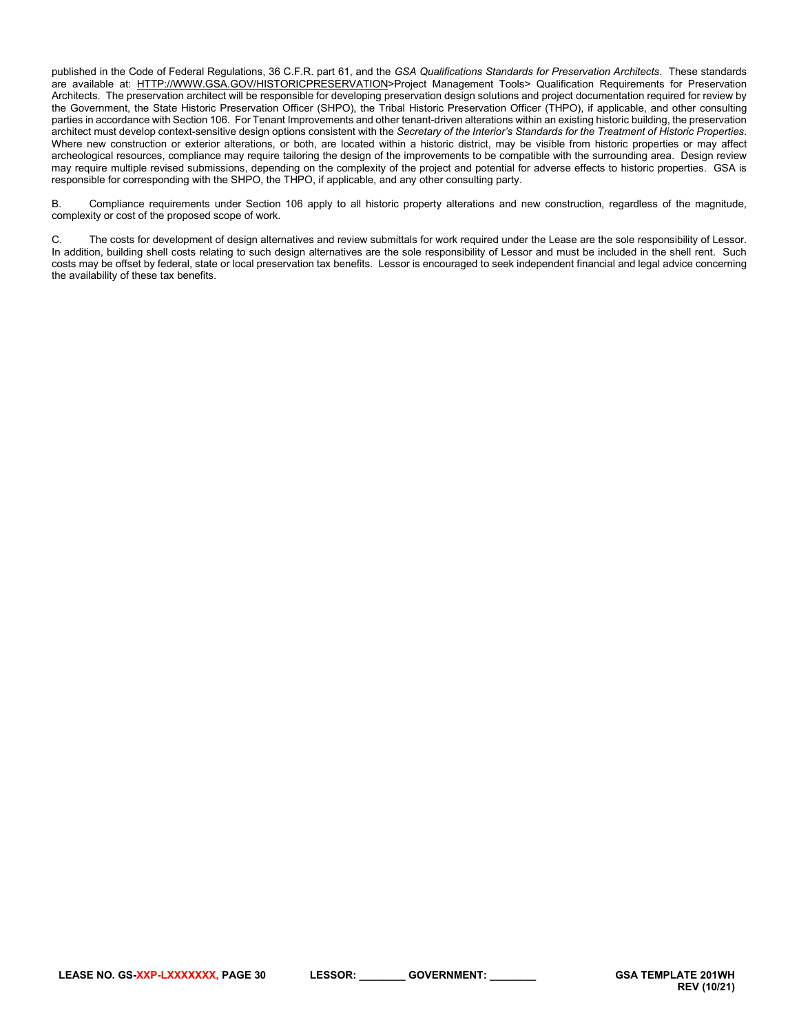published in the Code of Federal Regulations, 36 C.F.R. part 61, and the *GSA Qualifications Standards for Preservation Architects*. These standards are available at: HTTP://WWW.GSA.GOV/HISTORICPRESERVATION>Project Management Tools> Qualification Requirements for Preservation Architects. The preservation architect will be responsible for developing preservation design solutions and project documentation required for review by the Government, the State Historic Preservation Officer (SHPO), the Tribal Historic Preservation Officer (THPO), if applicable, and other consulting parties in accordance with Section 106. For Tenant Improvements and other tenant-driven alterations within an existing historic building, the preservation architect must develop context-sensitive design options consistent with the *Secretary of the Interior's Standards for the Treatment of Historic Properties*. Where new construction or exterior alterations, or both, are located within a historic district, may be visible from historic properties or may affect archeological resources, compliance may require tailoring the design of the improvements to be compatible with the surrounding area. Design review may require multiple revised submissions, depending on the complexity of the project and potential for adverse effects to historic properties. GSA is responsible for corresponding with the SHPO, the THPO, if applicable, and any other consulting party.

B. Compliance requirements under Section 106 apply to all historic property alterations and new construction, regardless of the magnitude, complexity or cost of the proposed scope of work.

C. The costs for development of design alternatives and review submittals for work required under the Lease are the sole responsibility of Lessor. In addition, building shell costs relating to such design alternatives are the sole responsibility of Lessor and must be included in the shell rent. Such costs may be offset by federal, state or local preservation tax benefits. Lessor is encouraged to seek independent financial and legal advice concerning the availability of these tax benefits.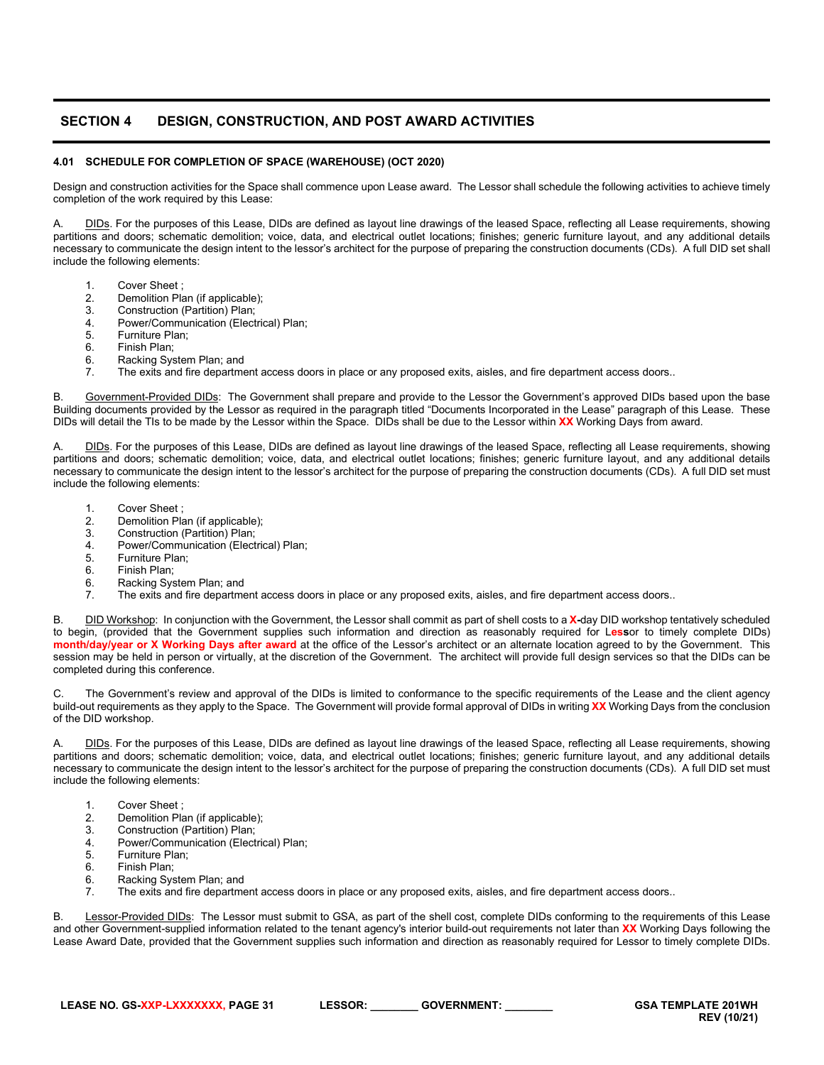## SECTION 4 DESIGN, CONSTRUCTION, AND POST AWARD ACTIVITIES

### 4.01 SCHEDULE FOR COMPLETION OF SPACE (WAREHOUSE) (OCT 2020)

Design and construction activities for the Space shall commence upon Lease award. The Lessor shall schedule the following activities to achieve timely completion of the work required by this Lease:

A. DIDs. For the purposes of this Lease, DIDs are defined as layout line drawings of the leased Space, reflecting all Lease requirements, showing partitions and doors; schematic demolition; voice, data, and electrical outlet locations; finishes; generic furniture layout, and any additional details necessary to communicate the design intent to the lessor's architect for the purpose of preparing the construction documents (CDs). A full DID set shall include the following elements:

1. Cover Sheet ;
2. Demolition Plan (if applicable);
3. Construction (Partition) Plan;
4. Power/Communication (Electrical) Plan;
5. Furniture Plan;
6. Finish Plan;
6. Racking System Plan; and
7. The exits and fire department access doors in place or any proposed exits, aisles, and fire department access doors..

B. Government-Provided DIDs: The Government shall prepare and provide to the Lessor the Government's approved DIDs based upon the base Building documents provided by the Lessor as required in the paragraph titled "Documents Incorporated in the Lease" paragraph of this Lease. These DIDs will detail the TIs to be made by the Lessor within the Space. DIDs shall be due to the Lessor within **XX** Working Days from award.

A. DIDs. For the purposes of this Lease, DIDs are defined as layout line drawings of the leased Space, reflecting all Lease requirements, showing partitions and doors; schematic demolition; voice, data, and electrical outlet locations; finishes; generic furniture layout, and any additional details necessary to communicate the design intent to the lessor's architect for the purpose of preparing the construction documents (CDs). A full DID set must include the following elements:

1. Cover Sheet ;
2. Demolition Plan (if applicable);
3. Construction (Partition) Plan;
4. Power/Communication (Electrical) Plan;
5. Furniture Plan;
6. Finish Plan;
6. Racking System Plan; and
7. The exits and fire department access doors in place or any proposed exits, aisles, and fire department access doors..

B. DID Workshop: In conjunction with the Government, the Lessor shall commit as part of shell costs to a **X**-day DID workshop tentatively scheduled to begin, (provided that the Government supplies such information and direction as reasonably required for Lessor to timely complete DIDs) **month/day/year or X Working Days after award** at the office of the Lessor's architect or an alternate location agreed to by the Government. This session may be held in person or virtually, at the discretion of the Government. The architect will provide full design services so that the DIDs can be completed during this conference.

C. The Government's review and approval of the DIDs is limited to conformance to the specific requirements of the Lease and the client agency build-out requirements as they apply to the Space. The Government will provide formal approval of DIDs in writing **XX** Working Days from the conclusion of the DID workshop.

A. DIDs. For the purposes of this Lease, DIDs are defined as layout line drawings of the leased Space, reflecting all Lease requirements, showing partitions and doors; schematic demolition; voice, data, and electrical outlet locations; finishes; generic furniture layout, and any additional details necessary to communicate the design intent to the lessor's architect for the purpose of preparing the construction documents (CDs). A full DID set must include the following elements:

1. Cover Sheet ;
2. Demolition Plan (if applicable);
3. Construction (Partition) Plan;
4. Power/Communication (Electrical) Plan;
5. Furniture Plan;
6. Finish Plan;
6. Racking System Plan; and
7. The exits and fire department access doors in place or any proposed exits, aisles, and fire department access doors..

B. Lessor-Provided DIDs: The Lessor must submit to GSA, as part of the shell cost, complete DIDs conforming to the requirements of this Lease and other Government-supplied information related to the tenant agency's interior build-out requirements not later than **XX** Working Days following the Lease Award Date, provided that the Government supplies such information and direction as reasonably required for Lessor to timely complete DIDs.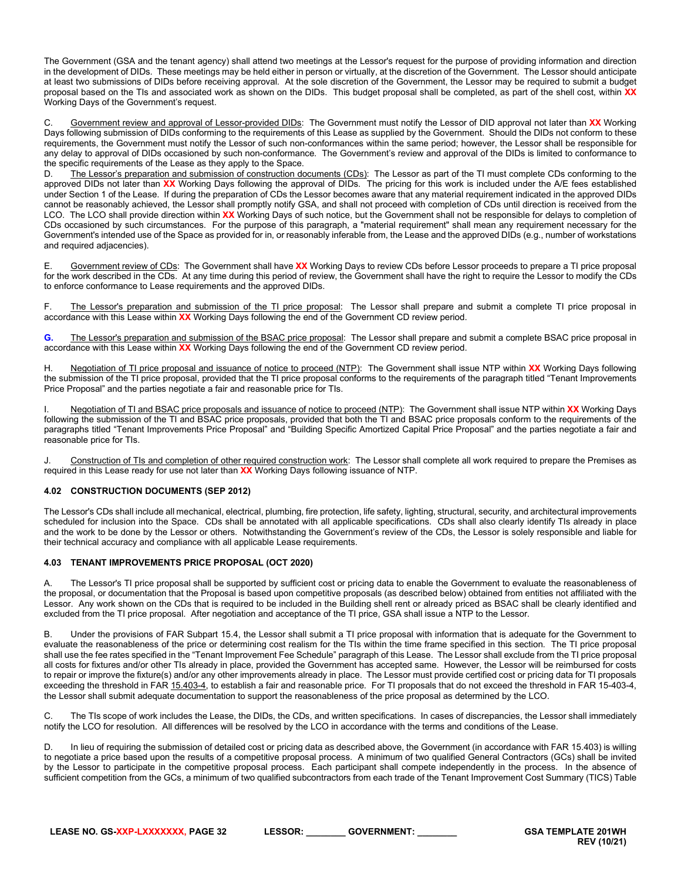The Government (GSA and the tenant agency) shall attend two meetings at the Lessor's request for the purpose of providing information and direction in the development of DIDs. These meetings may be held either in person or virtually, at the discretion of the Government. The Lessor should anticipate at least two submissions of DIDs before receiving approval. At the sole discretion of the Government, the Lessor may be required to submit a budget proposal based on the TIs and associated work as shown on the DIDs. This budget proposal shall be completed, as part of the shell cost, within **XX** Working Days of the Government's request.

C. Government review and approval of Lessor-provided DIDs: The Government must notify the Lessor of DID approval not later than **XX** Working Days following submission of DIDs conforming to the requirements of this Lease as supplied by the Government. Should the DIDs not conform to these requirements, the Government must notify the Lessor of such non-conformances within the same period; however, the Lessor shall be responsible for any delay to approval of DIDs occasioned by such non-conformance. The Government's review and approval of the DIDs is limited to conformance to the specific requirements of the Lease as they apply to the Space.

D. The Lessor's preparation and submission of construction documents (CDs): The Lessor as part of the TI must complete CDs conforming to the approved DIDs not later than **XX** Working Days following the approval of DIDs. The pricing for this work is included under the A/E fees established under Section 1 of the Lease. If during the preparation of CDs the Lessor becomes aware that any material requirement indicated in the approved DIDs cannot be reasonably achieved, the Lessor shall promptly notify GSA, and shall not proceed with completion of CDs until direction is received from the LCO. The LCO shall provide direction within **XX** Working Days of such notice, but the Government shall not be responsible for delays to completion of CDs occasioned by such circumstances. For the purpose of this paragraph, a "material requirement" shall mean any requirement necessary for the Government's intended use of the Space as provided for in, or reasonably inferable from, the Lease and the approved DIDs (e.g., number of workstations and required adjacencies).

E. Government review of CDs: The Government shall have **XX** Working Days to review CDs before Lessor proceeds to prepare a TI price proposal for the work described in the CDs. At any time during this period of review, the Government shall have the right to require the Lessor to modify the CDs to enforce conformance to Lease requirements and the approved DIDs.

F. The Lessor's preparation and submission of the TI price proposal: The Lessor shall prepare and submit a complete TI price proposal in accordance with this Lease within **XX** Working Days following the end of the Government CD review period.

**G.** The Lessor's preparation and submission of the BSAC price proposal: The Lessor shall prepare and submit a complete BSAC price proposal in accordance with this Lease within **XX** Working Days following the end of the Government CD review period.

H. Negotiation of TI price proposal and issuance of notice to proceed (NTP): The Government shall issue NTP within **XX** Working Days following the submission of the TI price proposal, provided that the TI price proposal conforms to the requirements of the paragraph titled "Tenant Improvements Price Proposal" and the parties negotiate a fair and reasonable price for TIs.

I. Negotiation of TI and BSAC price proposals and issuance of notice to proceed (NTP): The Government shall issue NTP within **XX** Working Days following the submission of the TI and BSAC price proposals, provided that both the TI and BSAC price proposals conform to the requirements of the paragraphs titled "Tenant Improvements Price Proposal" and "Building Specific Amortized Capital Price Proposal" and the parties negotiate a fair and reasonable price for TIs.

J. Construction of TIs and completion of other required construction work: The Lessor shall complete all work required to prepare the Premises as required in this Lease ready for use not later than **XX** Working Days following issuance of NTP.

### 4.02 CONSTRUCTION DOCUMENTS (SEP 2012)

The Lessor's CDs shall include all mechanical, electrical, plumbing, fire protection, life safety, lighting, structural, security, and architectural improvements scheduled for inclusion into the Space. CDs shall be annotated with all applicable specifications. CDs shall also clearly identify TIs already in place and the work to be done by the Lessor or others. Notwithstanding the Government's review of the CDs, the Lessor is solely responsible and liable for their technical accuracy and compliance with all applicable Lease requirements.

### 4.03 TENANT IMPROVEMENTS PRICE PROPOSAL (OCT 2020)

A. The Lessor's TI price proposal shall be supported by sufficient cost or pricing data to enable the Government to evaluate the reasonableness of the proposal, or documentation that the Proposal is based upon competitive proposals (as described below) obtained from entities not affiliated with the Lessor. Any work shown on the CDs that is required to be included in the Building shell rent or already priced as BSAC shall be clearly identified and excluded from the TI price proposal. After negotiation and acceptance of the TI price, GSA shall issue a NTP to the Lessor.

B. Under the provisions of FAR Subpart 15.4, the Lessor shall submit a TI price proposal with information that is adequate for the Government to evaluate the reasonableness of the price or determining cost realism for the TIs within the time frame specified in this section. The TI price proposal shall use the fee rates specified in the "Tenant Improvement Fee Schedule" paragraph of this Lease. The Lessor shall exclude from the TI price proposal all costs for fixtures and/or other TIs already in place, provided the Government has accepted same. However, the Lessor will be reimbursed for costs to repair or improve the fixture(s) and/or any other improvements already in place. The Lessor must provide certified cost or pricing data for TI proposals exceeding the threshold in FAR 15.403-4, to establish a fair and reasonable price. For TI proposals that do not exceed the threshold in FAR 15-403-4, the Lessor shall submit adequate documentation to support the reasonableness of the price proposal as determined by the LCO.

C. The TIs scope of work includes the Lease, the DIDs, the CDs, and written specifications. In cases of discrepancies, the Lessor shall immediately notify the LCO for resolution. All differences will be resolved by the LCO in accordance with the terms and conditions of the Lease.

D. In lieu of requiring the submission of detailed cost or pricing data as described above, the Government (in accordance with FAR 15.403) is willing to negotiate a price based upon the results of a competitive proposal process. A minimum of two qualified General Contractors (GCs) shall be invited by the Lessor to participate in the competitive proposal process. Each participant shall compete independently in the process. In the absence of sufficient competition from the GCs, a minimum of two qualified subcontractors from each trade of the Tenant Improvement Cost Summary (TICS) Table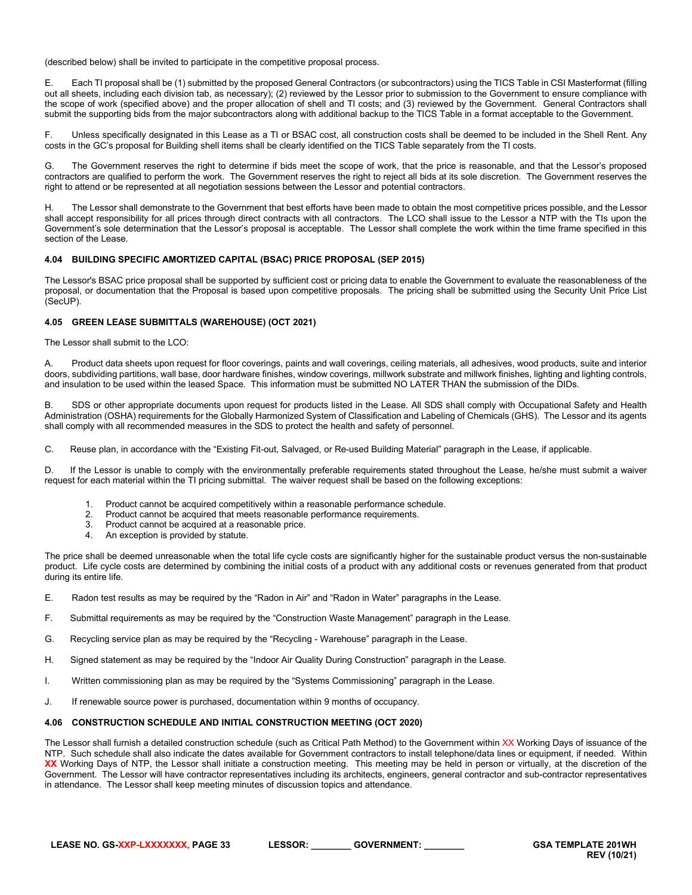(described below) shall be invited to participate in the competitive proposal process.

E. Each TI proposal shall be (1) submitted by the proposed General Contractors (or subcontractors) using the TICS Table in CSI Masterformat (filling out all sheets, including each division tab, as necessary); (2) reviewed by the Lessor prior to submission to the Government to ensure compliance with the scope of work (specified above) and the proper allocation of shell and TI costs; and (3) reviewed by the Government. General Contractors shall submit the supporting bids from the major subcontractors along with additional backup to the TICS Table in a format acceptable to the Government.

F. Unless specifically designated in this Lease as a TI or BSAC cost, all construction costs shall be deemed to be included in the Shell Rent. Any costs in the GC's proposal for Building shell items shall be clearly identified on the TICS Table separately from the TI costs.

G. The Government reserves the right to determine if bids meet the scope of work, that the price is reasonable, and that the Lessor's proposed contractors are qualified to perform the work. The Government reserves the right to reject all bids at its sole discretion. The Government reserves the right to attend or be represented at all negotiation sessions between the Lessor and potential contractors.

H. The Lessor shall demonstrate to the Government that best efforts have been made to obtain the most competitive prices possible, and the Lessor shall accept responsibility for all prices through direct contracts with all contractors. The LCO shall issue to the Lessor a NTP with the TIs upon the Government's sole determination that the Lessor's proposal is acceptable. The Lessor shall complete the work within the time frame specified in this section of the Lease.

### 4.04 BUILDING SPECIFIC AMORTIZED CAPITAL (BSAC) PRICE PROPOSAL (SEP 2015)

The Lessor's BSAC price proposal shall be supported by sufficient cost or pricing data to enable the Government to evaluate the reasonableness of the proposal, or documentation that the Proposal is based upon competitive proposals. The pricing shall be submitted using the Security Unit Price List (SecUP).

### 4.05 GREEN LEASE SUBMITTALS (WAREHOUSE) (OCT 2021)

The Lessor shall submit to the LCO:

A. Product data sheets upon request for floor coverings, paints and wall coverings, ceiling materials, all adhesives, wood products, suite and interior doors, subdividing partitions, wall base, door hardware finishes, window coverings, millwork substrate and millwork finishes, lighting and lighting controls, and insulation to be used within the leased Space. This information must be submitted NO LATER THAN the submission of the DIDs.

B. SDS or other appropriate documents upon request for products listed in the Lease. All SDS shall comply with Occupational Safety and Health Administration (OSHA) requirements for the Globally Harmonized System of Classification and Labeling of Chemicals (GHS). The Lessor and its agents shall comply with all recommended measures in the SDS to protect the health and safety of personnel.

C. Reuse plan, in accordance with the "Existing Fit-out, Salvaged, or Re-used Building Material" paragraph in the Lease, if applicable.

D. If the Lessor is unable to comply with the environmentally preferable requirements stated throughout the Lease, he/she must submit a waiver request for each material within the TI pricing submittal. The waiver request shall be based on the following exceptions:

1. Product cannot be acquired competitively within a reasonable performance schedule.
2. Product cannot be acquired that meets reasonable performance requirements.
3. Product cannot be acquired at a reasonable price.
4. An exception is provided by statute.

The price shall be deemed unreasonable when the total life cycle costs are significantly higher for the sustainable product versus the non-sustainable product. Life cycle costs are determined by combining the initial costs of a product with any additional costs or revenues generated from that product during its entire life.

E. Radon test results as may be required by the "Radon in Air" and "Radon in Water" paragraphs in the Lease.

F. Submittal requirements as may be required by the "Construction Waste Management" paragraph in the Lease.

G. Recycling service plan as may be required by the "Recycling - Warehouse" paragraph in the Lease.

H. Signed statement as may be required by the "Indoor Air Quality During Construction" paragraph in the Lease.

I. Written commissioning plan as may be required by the "Systems Commissioning" paragraph in the Lease.

J. If renewable source power is purchased, documentation within 9 months of occupancy.

### 4.06 CONSTRUCTION SCHEDULE AND INITIAL CONSTRUCTION MEETING (OCT 2020)

The Lessor shall furnish a detailed construction schedule (such as Critical Path Method) to the Government within XX Working Days of issuance of the NTP. Such schedule shall also indicate the dates available for Government contractors to install telephone/data lines or equipment, if needed. Within **XX** Working Days of NTP, the Lessor shall initiate a construction meeting. This meeting may be held in person or virtually, at the discretion of the Government. The Lessor will have contractor representatives including its architects, engineers, general contractor and sub-contractor representatives in attendance. The Lessor shall keep meeting minutes of discussion topics and attendance.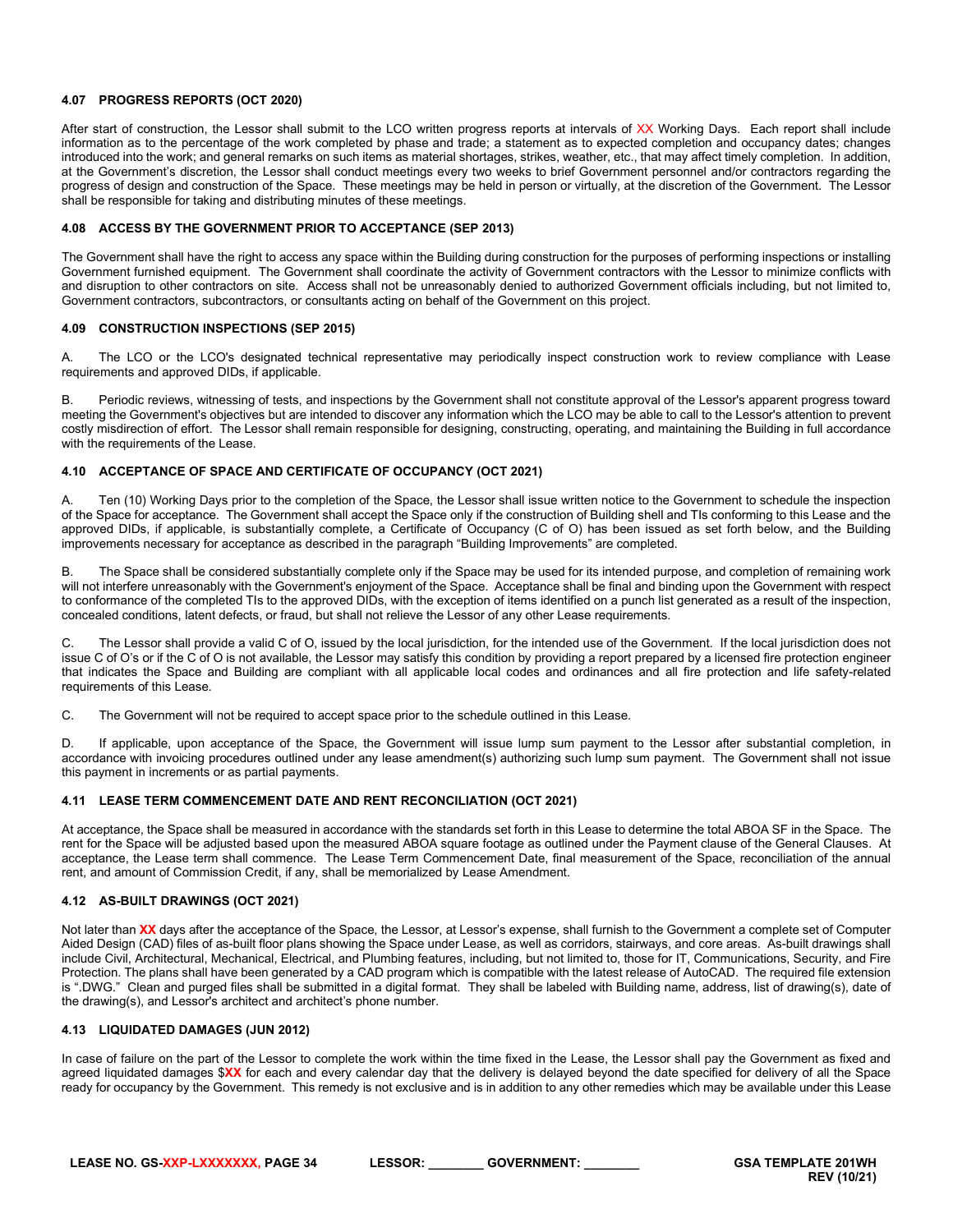#### 4.07 PROGRESS REPORTS (OCT 2020)

After start of construction, the Lessor shall submit to the LCO written progress reports at intervals of XX Working Days. Each report shall include information as to the percentage of the work completed by phase and trade; a statement as to expected completion and occupancy dates; changes introduced into the work; and general remarks on such items as material shortages, strikes, weather, etc., that may affect timely completion. In addition, at the Government's discretion, the Lessor shall conduct meetings every two weeks to brief Government personnel and/or contractors regarding the progress of design and construction of the Space. These meetings may be held in person or virtually, at the discretion of the Government. The Lessor shall be responsible for taking and distributing minutes of these meetings.

#### 4.08 ACCESS BY THE GOVERNMENT PRIOR TO ACCEPTANCE (SEP 2013)

The Government shall have the right to access any space within the Building during construction for the purposes of performing inspections or installing Government furnished equipment. The Government shall coordinate the activity of Government contractors with the Lessor to minimize conflicts with and disruption to other contractors on site. Access shall not be unreasonably denied to authorized Government officials including, but not limited to, Government contractors, subcontractors, or consultants acting on behalf of the Government on this project.

#### 4.09 CONSTRUCTION INSPECTIONS (SEP 2015)

A. The LCO or the LCO's designated technical representative may periodically inspect construction work to review compliance with Lease requirements and approved DIDs, if applicable.

B. Periodic reviews, witnessing of tests, and inspections by the Government shall not constitute approval of the Lessor's apparent progress toward meeting the Government's objectives but are intended to discover any information which the LCO may be able to call to the Lessor's attention to prevent costly misdirection of effort. The Lessor shall remain responsible for designing, constructing, operating, and maintaining the Building in full accordance with the requirements of the Lease.

#### 4.10 ACCEPTANCE OF SPACE AND CERTIFICATE OF OCCUPANCY (OCT 2021)

A. Ten (10) Working Days prior to the completion of the Space, the Lessor shall issue written notice to the Government to schedule the inspection of the Space for acceptance. The Government shall accept the Space only if the construction of Building shell and TIs conforming to this Lease and the approved DIDs, if applicable, is substantially complete, a Certificate of Occupancy (C of O) has been issued as set forth below, and the Building improvements necessary for acceptance as described in the paragraph "Building Improvements" are completed.

B. The Space shall be considered substantially complete only if the Space may be used for its intended purpose, and completion of remaining work will not interfere unreasonably with the Government's enjoyment of the Space. Acceptance shall be final and binding upon the Government with respect to conformance of the completed TIs to the approved DIDs, with the exception of items identified on a punch list generated as a result of the inspection, concealed conditions, latent defects, or fraud, but shall not relieve the Lessor of any other Lease requirements.

C. The Lessor shall provide a valid C of O, issued by the local jurisdiction, for the intended use of the Government. If the local jurisdiction does not issue C of O's or if the C of O is not available, the Lessor may satisfy this condition by providing a report prepared by a licensed fire protection engineer that indicates the Space and Building are compliant with all applicable local codes and ordinances and all fire protection and life safety-related requirements of this Lease.

C. The Government will not be required to accept space prior to the schedule outlined in this Lease.

D. If applicable, upon acceptance of the Space, the Government will issue lump sum payment to the Lessor after substantial completion, in accordance with invoicing procedures outlined under any lease amendment(s) authorizing such lump sum payment. The Government shall not issue this payment in increments or as partial payments.

#### 4.11 LEASE TERM COMMENCEMENT DATE AND RENT RECONCILIATION (OCT 2021)

At acceptance, the Space shall be measured in accordance with the standards set forth in this Lease to determine the total ABOA SF in the Space. The rent for the Space will be adjusted based upon the measured ABOA square footage as outlined under the Payment clause of the General Clauses. At acceptance, the Lease term shall commence. The Lease Term Commencement Date, final measurement of the Space, reconciliation of the annual rent, and amount of Commission Credit, if any, shall be memorialized by Lease Amendment.

#### 4.12 AS-BUILT DRAWINGS (OCT 2021)

Not later than **XX** days after the acceptance of the Space, the Lessor, at Lessor's expense, shall furnish to the Government a complete set of Computer Aided Design (CAD) files of as-built floor plans showing the Space under Lease, as well as corridors, stairways, and core areas. As-built drawings shall include Civil, Architectural, Mechanical, Electrical, and Plumbing features, including, but not limited to, those for IT, Communications, Security, and Fire Protection. The plans shall have been generated by a CAD program which is compatible with the latest release of AutoCAD. The required file extension is ".DWG." Clean and purged files shall be submitted in a digital format. They shall be labeled with Building name, address, list of drawing(s), date of the drawing(s), and Lessor's architect and architect's phone number.

#### 4.13 LIQUIDATED DAMAGES (JUN 2012)

In case of failure on the part of the Lessor to complete the work within the time fixed in the Lease, the Lessor shall pay the Government as fixed and agreed liquidated damages $**XX** for each and every calendar day that the delivery is delayed beyond the date specified for delivery of all the Space ready for occupancy by the Government. This remedy is not exclusive and is in addition to any other remedies which may be available under this Lease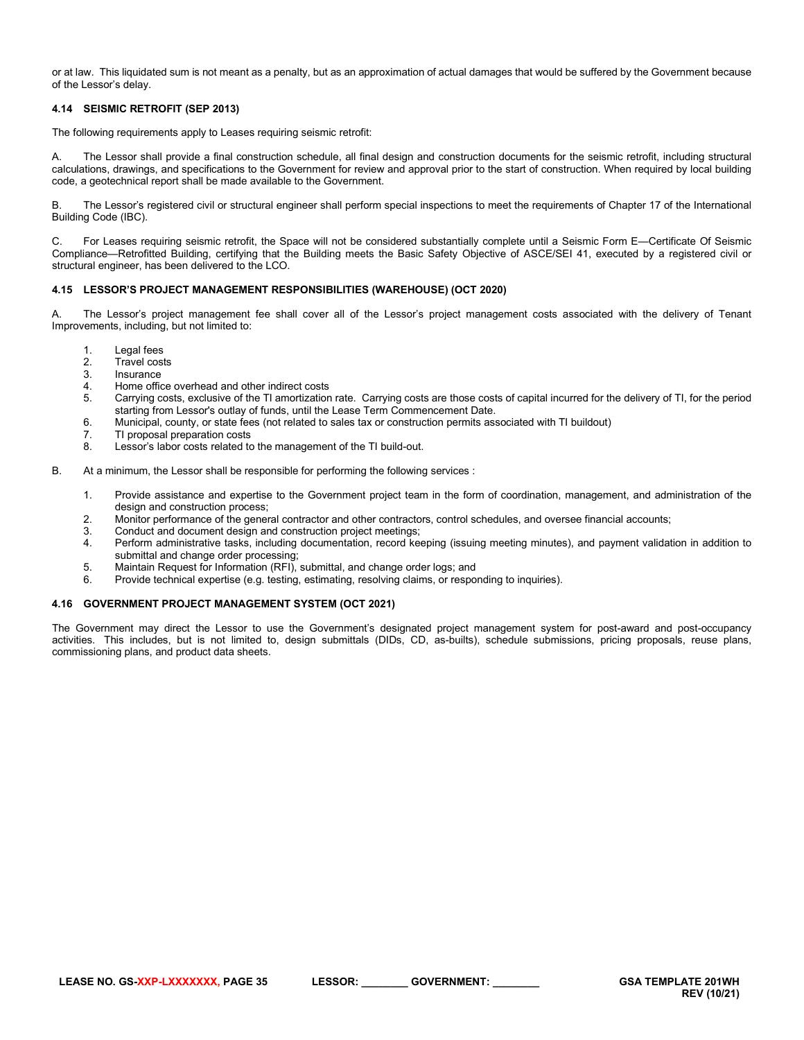or at law. This liquidated sum is not meant as a penalty, but as an approximation of actual damages that would be suffered by the Government because of the Lessor's delay.

### 4.14 SEISMIC RETROFIT (SEP 2013)

The following requirements apply to Leases requiring seismic retrofit:

A. The Lessor shall provide a final construction schedule, all final design and construction documents for the seismic retrofit, including structural calculations, drawings, and specifications to the Government for review and approval prior to the start of construction. When required by local building code, a geotechnical report shall be made available to the Government.

B. The Lessor's registered civil or structural engineer shall perform special inspections to meet the requirements of Chapter 17 of the International Building Code (IBC).

C. For Leases requiring seismic retrofit, the Space will not be considered substantially complete until a Seismic Form E—Certificate Of Seismic Compliance—Retrofitted Building, certifying that the Building meets the Basic Safety Objective of ASCE/SEI 41, executed by a registered civil or structural engineer, has been delivered to the LCO.

### 4.15 LESSOR'S PROJECT MANAGEMENT RESPONSIBILITIES (WAREHOUSE) (OCT 2020)

A. The Lessor's project management fee shall cover all of the Lessor's project management costs associated with the delivery of Tenant Improvements, including, but not limited to:

1. Legal fees
2. Travel costs
3. Insurance
4. Home office overhead and other indirect costs
5. Carrying costs, exclusive of the TI amortization rate. Carrying costs are those costs of capital incurred for the delivery of TI, for the period starting from Lessor's outlay of funds, until the Lease Term Commencement Date.
6. Municipal, county, or state fees (not related to sales tax or construction permits associated with TI buildout)
7. TI proposal preparation costs
8. Lessor's labor costs related to the management of the TI build-out.

B. At a minimum, the Lessor shall be responsible for performing the following services :

1. Provide assistance and expertise to the Government project team in the form of coordination, management, and administration of the design and construction process;
2. Monitor performance of the general contractor and other contractors, control schedules, and oversee financial accounts;
3. Conduct and document design and construction project meetings;
4. Perform administrative tasks, including documentation, record keeping (issuing meeting minutes), and payment validation in addition to submittal and change order processing;
5. Maintain Request for Information (RFI), submittal, and change order logs; and
6. Provide technical expertise (e.g. testing, estimating, resolving claims, or responding to inquiries).

### 4.16 GOVERNMENT PROJECT MANAGEMENT SYSTEM (OCT 2021)

The Government may direct the Lessor to use the Government's designated project management system for post-award and post-occupancy activities. This includes, but is not limited to, design submittals (DIDs, CD, as-builts), schedule submissions, pricing proposals, reuse plans, commissioning plans, and product data sheets.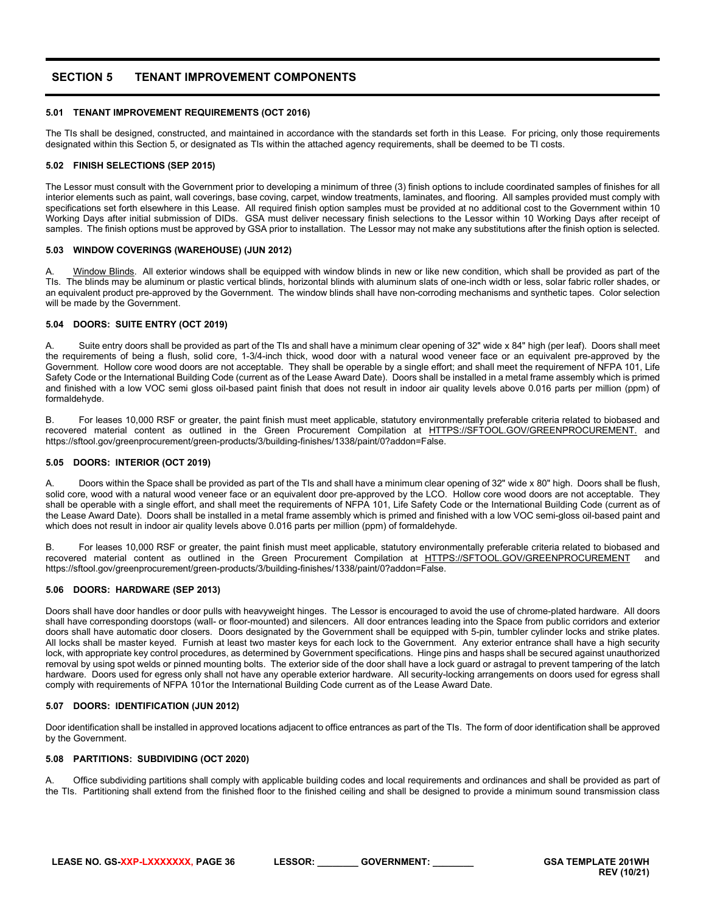## SECTION 5 TENANT IMPROVEMENT COMPONENTS

### 5.01 TENANT IMPROVEMENT REQUIREMENTS (OCT 2016)

The TIs shall be designed, constructed, and maintained in accordance with the standards set forth in this Lease. For pricing, only those requirements designated within this Section 5, or designated as TIs within the attached agency requirements, shall be deemed to be TI costs.

### 5.02 FINISH SELECTIONS (SEP 2015)

The Lessor must consult with the Government prior to developing a minimum of three (3) finish options to include coordinated samples of finishes for all interior elements such as paint, wall coverings, base coving, carpet, window treatments, laminates, and flooring. All samples provided must comply with specifications set forth elsewhere in this Lease. All required finish option samples must be provided at no additional cost to the Government within 10 Working Days after initial submission of DIDs. GSA must deliver necessary finish selections to the Lessor within 10 Working Days after receipt of samples. The finish options must be approved by GSA prior to installation. The Lessor may not make any substitutions after the finish option is selected.

### 5.03 WINDOW COVERINGS (WAREHOUSE) (JUN 2012)

A. Window Blinds. All exterior windows shall be equipped with window blinds in new or like new condition, which shall be provided as part of the TIs. The blinds may be aluminum or plastic vertical blinds, horizontal blinds with aluminum slats of one-inch width or less, solar fabric roller shades, or an equivalent product pre-approved by the Government. The window blinds shall have non-corroding mechanisms and synthetic tapes. Color selection will be made by the Government.

### 5.04 DOORS: SUITE ENTRY (OCT 2019)

A. Suite entry doors shall be provided as part of the TIs and shall have a minimum clear opening of 32" wide x 84" high (per leaf). Doors shall meet the requirements of being a flush, solid core, 1-3/4-inch thick, wood door with a natural wood veneer face or an equivalent pre-approved by the Government. Hollow core wood doors are not acceptable. They shall be operable by a single effort; and shall meet the requirement of NFPA 101, Life Safety Code or the International Building Code (current as of the Lease Award Date). Doors shall be installed in a metal frame assembly which is primed and finished with a low VOC semi gloss oil-based paint finish that does not result in indoor air quality levels above 0.016 parts per million (ppm) of formaldehyde.

B. For leases 10,000 RSF or greater, the paint finish must meet applicable, statutory environmentally preferable criteria related to biobased and recovered material content as outlined in the Green Procurement Compilation at HTTPS://SFTOOL.GOV/GREENPROCUREMENT. and https://sftool.gov/greenprocurement/green-products/3/building-finishes/1338/paint/0?addon=False.

### 5.05 DOORS: INTERIOR (OCT 2019)

A. Doors within the Space shall be provided as part of the TIs and shall have a minimum clear opening of 32" wide x 80" high. Doors shall be flush, solid core, wood with a natural wood veneer face or an equivalent door pre-approved by the LCO. Hollow core wood doors are not acceptable. They shall be operable with a single effort, and shall meet the requirements of NFPA 101, Life Safety Code or the International Building Code (current as of the Lease Award Date). Doors shall be installed in a metal frame assembly which is primed and finished with a low VOC semi-gloss oil-based paint and which does not result in indoor air quality levels above 0.016 parts per million (ppm) of formaldehyde.

B. For leases 10,000 RSF or greater, the paint finish must meet applicable, statutory environmentally preferable criteria related to biobased and recovered material content as outlined in the Green Procurement Compilation at HTTPS://SFTOOL.GOV/GREENPROCUREMENT and https://sftool.gov/greenprocurement/green-products/3/building-finishes/1338/paint/0?addon=False.

### 5.06 DOORS: HARDWARE (SEP 2013)

Doors shall have door handles or door pulls with heavyweight hinges. The Lessor is encouraged to avoid the use of chrome-plated hardware. All doors shall have corresponding doorstops (wall- or floor-mounted) and silencers. All door entrances leading into the Space from public corridors and exterior doors shall have automatic door closers. Doors designated by the Government shall be equipped with 5-pin, tumbler cylinder locks and strike plates. All locks shall be master keyed. Furnish at least two master keys for each lock to the Government. Any exterior entrance shall have a high security lock, with appropriate key control procedures, as determined by Government specifications. Hinge pins and hasps shall be secured against unauthorized removal by using spot welds or pinned mounting bolts. The exterior side of the door shall have a lock guard or astragal to prevent tampering of the latch hardware. Doors used for egress only shall not have any operable exterior hardware. All security-locking arrangements on doors used for egress shall comply with requirements of NFPA 101or the International Building Code current as of the Lease Award Date.

### 5.07 DOORS: IDENTIFICATION (JUN 2012)

Door identification shall be installed in approved locations adjacent to office entrances as part of the TIs. The form of door identification shall be approved by the Government.

### 5.08 PARTITIONS: SUBDIVIDING (OCT 2020)

A. Office subdividing partitions shall comply with applicable building codes and local requirements and ordinances and shall be provided as part of the TIs. Partitioning shall extend from the finished floor to the finished ceiling and shall be designed to provide a minimum sound transmission class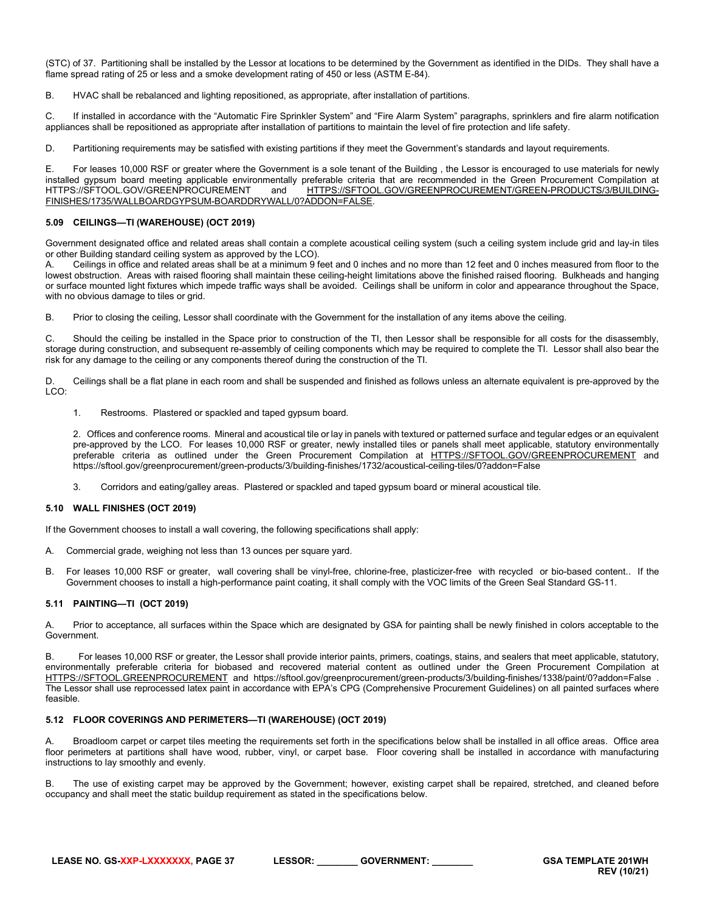(STC) of 37. Partitioning shall be installed by the Lessor at locations to be determined by the Government as identified in the DIDs. They shall have a flame spread rating of 25 or less and a smoke development rating of 450 or less (ASTM E-84).

B. HVAC shall be rebalanced and lighting repositioned, as appropriate, after installation of partitions.

C. If installed in accordance with the "Automatic Fire Sprinkler System" and "Fire Alarm System" paragraphs, sprinklers and fire alarm notification appliances shall be repositioned as appropriate after installation of partitions to maintain the level of fire protection and life safety.

D. Partitioning requirements may be satisfied with existing partitions if they meet the Government's standards and layout requirements.

E. For leases 10,000 RSF or greater where the Government is a sole tenant of the Building , the Lessor is encouraged to use materials for newly installed gypsum board meeting applicable environmentally preferable criteria that are recommended in the Green Procurement Compilation at HTTPS://SFTOOL.GOV/GREENPROCUREMENT and HTTPS://SFTOOL.GOV/GREENPROCUREMENT/GREEN-PRODUCTS/3/BUILDING-FINISHES/1735/WALLBOARDGYPSUM-BOARDDRYWALL/0?ADDON=FALSE.

### 5.09 CEILINGS—TI (WAREHOUSE) (OCT 2019)

Government designated office and related areas shall contain a complete acoustical ceiling system (such a ceiling system include grid and lay-in tiles or other Building standard ceiling system as approved by the LCO).

A. Ceilings in office and related areas shall be at a minimum 9 feet and 0 inches and no more than 12 feet and 0 inches measured from floor to the lowest obstruction. Areas with raised flooring shall maintain these ceiling-height limitations above the finished raised flooring. Bulkheads and hanging or surface mounted light fixtures which impede traffic ways shall be avoided. Ceilings shall be uniform in color and appearance throughout the Space, with no obvious damage to tiles or grid.

B. Prior to closing the ceiling, Lessor shall coordinate with the Government for the installation of any items above the ceiling.

C. Should the ceiling be installed in the Space prior to construction of the TI, then Lessor shall be responsible for all costs for the disassembly, storage during construction, and subsequent re-assembly of ceiling components which may be required to complete the TI. Lessor shall also bear the risk for any damage to the ceiling or any components thereof during the construction of the TI.

D. Ceilings shall be a flat plane in each room and shall be suspended and finished as follows unless an alternate equivalent is pre-approved by the LCO:

1. Restrooms. Plastered or spackled and taped gypsum board.

2. Offices and conference rooms. Mineral and acoustical tile or lay in panels with textured or patterned surface and tegular edges or an equivalent pre-approved by the LCO. For leases 10,000 RSF or greater, newly installed tiles or panels shall meet applicable, statutory environmentally preferable criteria as outlined under the Green Procurement Compilation at HTTPS://SFTOOL.GOV/GREENPROCUREMENT and https://sftool.gov/greenprocurement/green-products/3/building-finishes/1732/acoustical-ceiling-tiles/0?addon=False

3. Corridors and eating/galley areas. Plastered or spackled and taped gypsum board or mineral acoustical tile.

### 5.10 WALL FINISHES (OCT 2019)

If the Government chooses to install a wall covering, the following specifications shall apply:

A. Commercial grade, weighing not less than 13 ounces per square yard.

B. For leases 10,000 RSF or greater, wall covering shall be vinyl-free, chlorine-free, plasticizer-free with recycled or bio-based content.. If the Government chooses to install a high-performance paint coating, it shall comply with the VOC limits of the Green Seal Standard GS-11.

### 5.11 PAINTING—TI (OCT 2019)

A. Prior to acceptance, all surfaces within the Space which are designated by GSA for painting shall be newly finished in colors acceptable to the Government.

B. For leases 10,000 RSF or greater, the Lessor shall provide interior paints, primers, coatings, stains, and sealers that meet applicable, statutory, environmentally preferable criteria for biobased and recovered material content as outlined under the Green Procurement Compilation at HTTPS://SFTOOL.GREENPROCUREMENT and https://sftool.gov/greenprocurement/green-products/3/building-finishes/1338/paint/0?addon=False . The Lessor shall use reprocessed latex paint in accordance with EPA's CPG (Comprehensive Procurement Guidelines) on all painted surfaces where feasible.

### 5.12 FLOOR COVERINGS AND PERIMETERS—TI (WAREHOUSE) (OCT 2019)

A. Broadloom carpet or carpet tiles meeting the requirements set forth in the specifications below shall be installed in all office areas. Office area floor perimeters at partitions shall have wood, rubber, vinyl, or carpet base. Floor covering shall be installed in accordance with manufacturing instructions to lay smoothly and evenly.

B. The use of existing carpet may be approved by the Government; however, existing carpet shall be repaired, stretched, and cleaned before occupancy and shall meet the static buildup requirement as stated in the specifications below.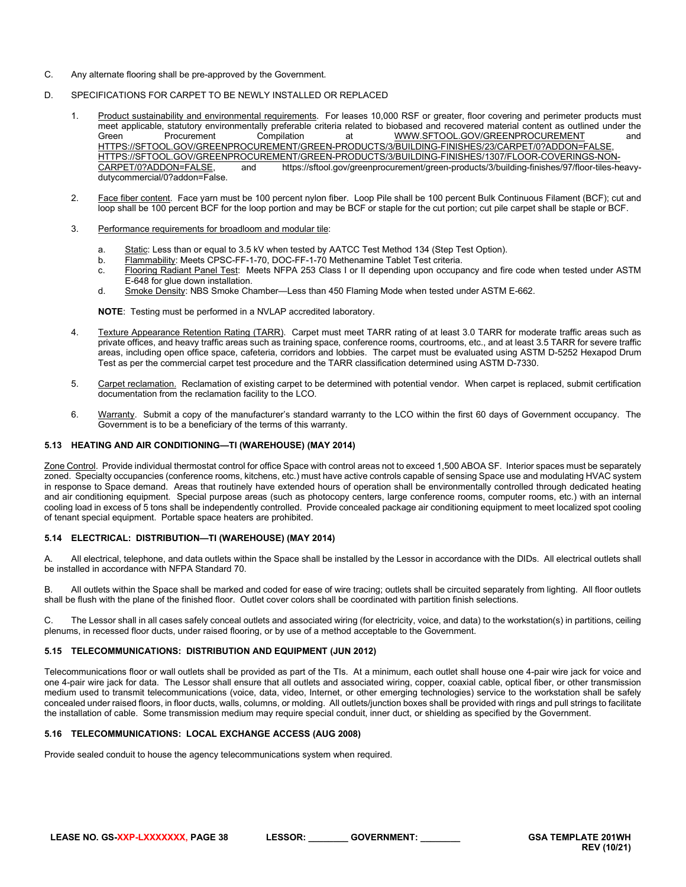C. Any alternate flooring shall be pre-approved by the Government.

D. SPECIFICATIONS FOR CARPET TO BE NEWLY INSTALLED OR REPLACED

1. Product sustainability and environmental requirements. For leases 10,000 RSF or greater, floor covering and perimeter products must meet applicable, statutory environmentally preferable criteria related to biobased and recovered material content as outlined under the Green Procurement Compilation at WWW.SFTOOL.GOV/GREENPROCUREMENT and HTTPS://SFTOOL.GOV/GREENPROCUREMENT/GREEN-PRODUCTS/3/BUILDING-FINISHES/23/CARPET/0?ADDON=FALSE, HTTPS://SFTOOL.GOV/GREENPROCUREMENT/GREEN-PRODUCTS/3/BUILDING-FINISHES/1307/FLOOR-COVERINGS-NON-CARPET/0?ADDON=FALSE, and https://sftool.gov/greenprocurement/green-products/3/building-finishes/97/floor-tiles-heavy-dutycommercial/0?addon=False.

2. Face fiber content. Face yarn must be 100 percent nylon fiber. Loop Pile shall be 100 percent Bulk Continuous Filament (BCF); cut and loop shall be 100 percent BCF for the loop portion and may be BCF or staple for the cut portion; cut pile carpet shall be staple or BCF.

3. Performance requirements for broadloom and modular tile:

   a. Static: Less than or equal to 3.5 kV when tested by AATCC Test Method 134 (Step Test Option).
   b. Flammability: Meets CPSC-FF-1-70, DOC-FF-1-70 Methenamine Tablet Test criteria.
   c. Flooring Radiant Panel Test: Meets NFPA 253 Class I or II depending upon occupancy and fire code when tested under ASTM E-648 for glue down installation.
   d. Smoke Density: NBS Smoke Chamber—Less than 450 Flaming Mode when tested under ASTM E-662.

   **NOTE**: Testing must be performed in a NVLAP accredited laboratory.

4. Texture Appearance Retention Rating (TARR). Carpet must meet TARR rating of at least 3.0 TARR for moderate traffic areas such as private offices, and heavy traffic areas such as training space, conference rooms, courtrooms, etc., and at least 3.5 TARR for severe traffic areas, including open office space, cafeteria, corridors and lobbies. The carpet must be evaluated using ASTM D-5252 Hexapod Drum Test as per the commercial carpet test procedure and the TARR classification determined using ASTM D-7330.

5. Carpet reclamation. Reclamation of existing carpet to be determined with potential vendor. When carpet is replaced, submit certification documentation from the reclamation facility to the LCO.

6. Warranty. Submit a copy of the manufacturer's standard warranty to the LCO within the first 60 days of Government occupancy. The Government is to be a beneficiary of the terms of this warranty.

### 5.13 HEATING AND AIR CONDITIONING—TI (WAREHOUSE) (MAY 2014)

Zone Control. Provide individual thermostat control for office Space with control areas not to exceed 1,500 ABOA SF. Interior spaces must be separately zoned. Specialty occupancies (conference rooms, kitchens, etc.) must have active controls capable of sensing Space use and modulating HVAC system in response to Space demand. Areas that routinely have extended hours of operation shall be environmentally controlled through dedicated heating and air conditioning equipment. Special purpose areas (such as photocopy centers, large conference rooms, computer rooms, etc.) with an internal cooling load in excess of 5 tons shall be independently controlled. Provide concealed package air conditioning equipment to meet localized spot cooling of tenant special equipment. Portable space heaters are prohibited.

### 5.14 ELECTRICAL: DISTRIBUTION—TI (WAREHOUSE) (MAY 2014)

A. All electrical, telephone, and data outlets within the Space shall be installed by the Lessor in accordance with the DIDs. All electrical outlets shall be installed in accordance with NFPA Standard 70.

B. All outlets within the Space shall be marked and coded for ease of wire tracing; outlets shall be circuited separately from lighting. All floor outlets shall be flush with the plane of the finished floor. Outlet cover colors shall be coordinated with partition finish selections.

C. The Lessor shall in all cases safely conceal outlets and associated wiring (for electricity, voice, and data) to the workstation(s) in partitions, ceiling plenums, in recessed floor ducts, under raised flooring, or by use of a method acceptable to the Government.

### 5.15 TELECOMMUNICATIONS: DISTRIBUTION AND EQUIPMENT (JUN 2012)

Telecommunications floor or wall outlets shall be provided as part of the TIs. At a minimum, each outlet shall house one 4-pair wire jack for voice and one 4-pair wire jack for data. The Lessor shall ensure that all outlets and associated wiring, copper, coaxial cable, optical fiber, or other transmission medium used to transmit telecommunications (voice, data, video, Internet, or other emerging technologies) service to the workstation shall be safely concealed under raised floors, in floor ducts, walls, columns, or molding. All outlets/junction boxes shall be provided with rings and pull strings to facilitate the installation of cable. Some transmission medium may require special conduit, inner duct, or shielding as specified by the Government.

### 5.16 TELECOMMUNICATIONS: LOCAL EXCHANGE ACCESS (AUG 2008)

Provide sealed conduit to house the agency telecommunications system when required.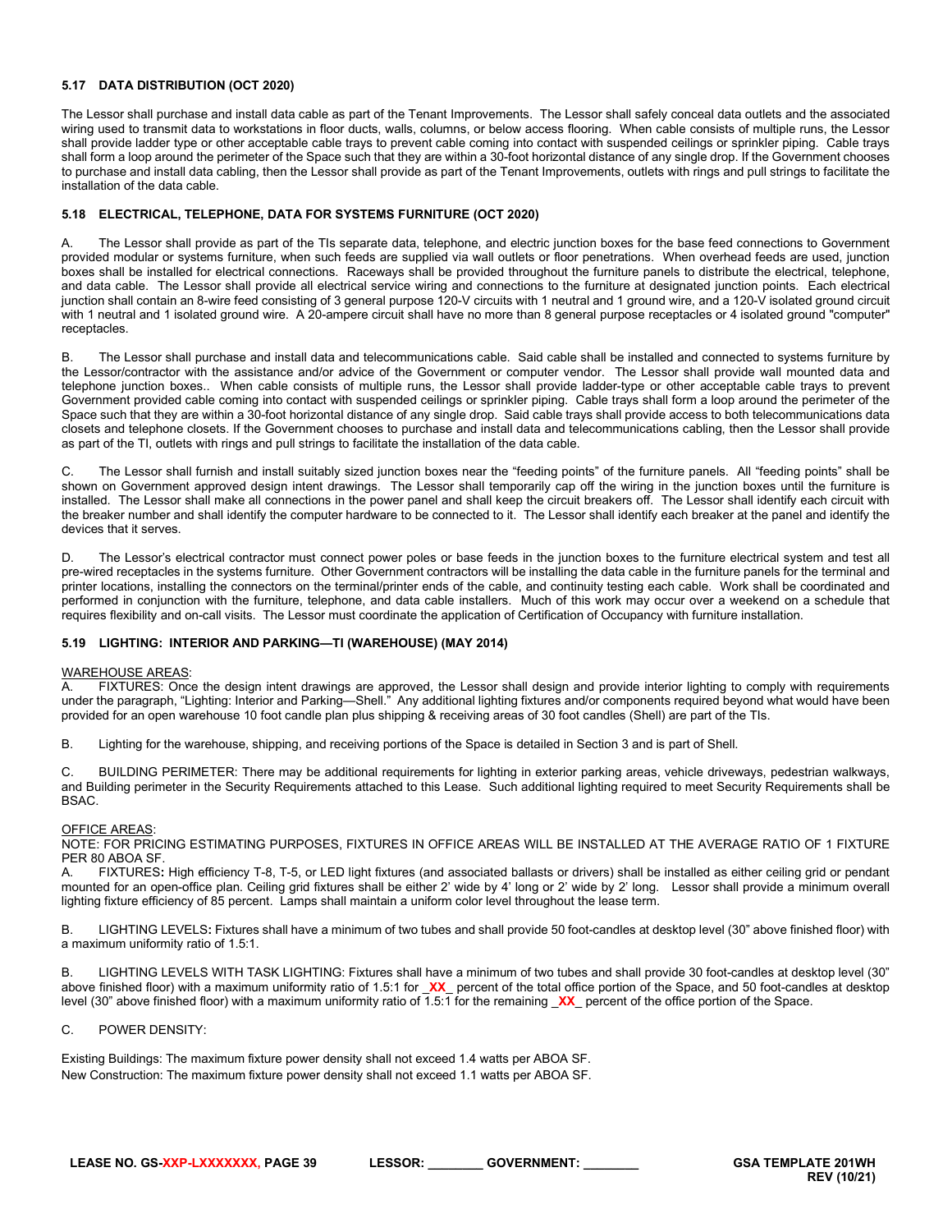### 5.17 DATA DISTRIBUTION (OCT 2020)

The Lessor shall purchase and install data cable as part of the Tenant Improvements. The Lessor shall safely conceal data outlets and the associated wiring used to transmit data to workstations in floor ducts, walls, columns, or below access flooring. When cable consists of multiple runs, the Lessor shall provide ladder type or other acceptable cable trays to prevent cable coming into contact with suspended ceilings or sprinkler piping. Cable trays shall form a loop around the perimeter of the Space such that they are within a 30-foot horizontal distance of any single drop. If the Government chooses to purchase and install data cabling, then the Lessor shall provide as part of the Tenant Improvements, outlets with rings and pull strings to facilitate the installation of the data cable.

### 5.18 ELECTRICAL, TELEPHONE, DATA FOR SYSTEMS FURNITURE (OCT 2020)

A. The Lessor shall provide as part of the TIs separate data, telephone, and electric junction boxes for the base feed connections to Government provided modular or systems furniture, when such feeds are supplied via wall outlets or floor penetrations. When overhead feeds are used, junction boxes shall be installed for electrical connections. Raceways shall be provided throughout the furniture panels to distribute the electrical, telephone, and data cable. The Lessor shall provide all electrical service wiring and connections to the furniture at designated junction points. Each electrical junction shall contain an 8-wire feed consisting of 3 general purpose 120-V circuits with 1 neutral and 1 ground wire, and a 120-V isolated ground circuit with 1 neutral and 1 isolated ground wire. A 20-ampere circuit shall have no more than 8 general purpose receptacles or 4 isolated ground "computer" receptacles.

B. The Lessor shall purchase and install data and telecommunications cable. Said cable shall be installed and connected to systems furniture by the Lessor/contractor with the assistance and/or advice of the Government or computer vendor. The Lessor shall provide wall mounted data and telephone junction boxes.. When cable consists of multiple runs, the Lessor shall provide ladder-type or other acceptable cable trays to prevent Government provided cable coming into contact with suspended ceilings or sprinkler piping. Cable trays shall form a loop around the perimeter of the Space such that they are within a 30-foot horizontal distance of any single drop. Said cable trays shall provide access to both telecommunications data closets and telephone closets. If the Government chooses to purchase and install data and telecommunications cabling, then the Lessor shall provide as part of the TI, outlets with rings and pull strings to facilitate the installation of the data cable.

C. The Lessor shall furnish and install suitably sized junction boxes near the "feeding points" of the furniture panels. All "feeding points" shall be shown on Government approved design intent drawings. The Lessor shall temporarily cap off the wiring in the junction boxes until the furniture is installed. The Lessor shall make all connections in the power panel and shall keep the circuit breakers off. The Lessor shall identify each circuit with the breaker number and shall identify the computer hardware to be connected to it. The Lessor shall identify each breaker at the panel and identify the devices that it serves.

D. The Lessor's electrical contractor must connect power poles or base feeds in the junction boxes to the furniture electrical system and test all pre-wired receptacles in the systems furniture. Other Government contractors will be installing the data cable in the furniture panels for the terminal and printer locations, installing the connectors on the terminal/printer ends of the cable, and continuity testing each cable. Work shall be coordinated and performed in conjunction with the furniture, telephone, and data cable installers. Much of this work may occur over a weekend on a schedule that requires flexibility and on-call visits. The Lessor must coordinate the application of Certification of Occupancy with furniture installation.

### 5.19 LIGHTING: INTERIOR AND PARKING—TI (WAREHOUSE) (MAY 2014)

WAREHOUSE AREAS:

A. FIXTURES: Once the design intent drawings are approved, the Lessor shall design and provide interior lighting to comply with requirements under the paragraph, "Lighting: Interior and Parking—Shell." Any additional lighting fixtures and/or components required beyond what would have been provided for an open warehouse 10 foot candle plan plus shipping & receiving areas of 30 foot candles (Shell) are part of the TIs.

B. Lighting for the warehouse, shipping, and receiving portions of the Space is detailed in Section 3 and is part of Shell.

C. BUILDING PERIMETER: There may be additional requirements for lighting in exterior parking areas, vehicle driveways, pedestrian walkways, and Building perimeter in the Security Requirements attached to this Lease. Such additional lighting required to meet Security Requirements shall be BSAC.

OFFICE AREAS:

NOTE: FOR PRICING ESTIMATING PURPOSES, FIXTURES IN OFFICE AREAS WILL BE INSTALLED AT THE AVERAGE RATIO OF 1 FIXTURE PER 80 ABOA SF.

A. FIXTURES**:** High efficiency T-8, T-5, or LED light fixtures (and associated ballasts or drivers) shall be installed as either ceiling grid or pendant mounted for an open-office plan. Ceiling grid fixtures shall be either 2' wide by 4' long or 2' wide by 2' long. Lessor shall provide a minimum overall lighting fixture efficiency of 85 percent. Lamps shall maintain a uniform color level throughout the lease term.

B. LIGHTING LEVELS**:** Fixtures shall have a minimum of two tubes and shall provide 50 foot-candles at desktop level (30" above finished floor) with a maximum uniformity ratio of 1.5:1.

B. LIGHTING LEVELS WITH TASK LIGHTING: Fixtures shall have a minimum of two tubes and shall provide 30 foot-candles at desktop level (30" above finished floor) with a maximum uniformity ratio of 1.5:1 for _**XX**_ percent of the total office portion of the Space, and 50 foot-candles at desktop level (30" above finished floor) with a maximum uniformity ratio of 1.5:1 for the remaining _**XX**_ percent of the office portion of the Space.

C. POWER DENSITY:

Existing Buildings: The maximum fixture power density shall not exceed 1.4 watts per ABOA SF.
New Construction: The maximum fixture power density shall not exceed 1.1 watts per ABOA SF.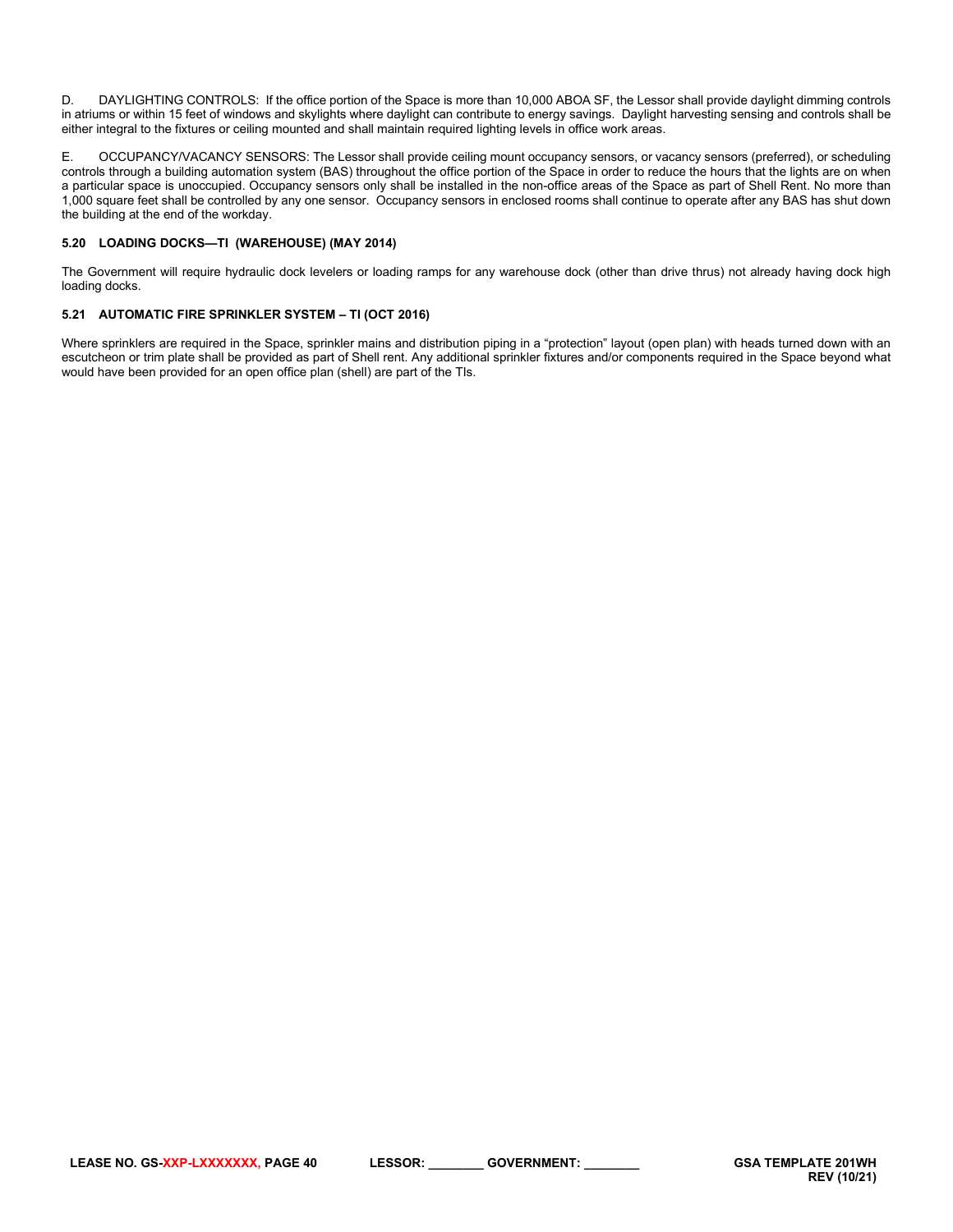D. DAYLIGHTING CONTROLS: If the office portion of the Space is more than 10,000 ABOA SF, the Lessor shall provide daylight dimming controls in atriums or within 15 feet of windows and skylights where daylight can contribute to energy savings. Daylight harvesting sensing and controls shall be either integral to the fixtures or ceiling mounted and shall maintain required lighting levels in office work areas.

E. OCCUPANCY/VACANCY SENSORS: The Lessor shall provide ceiling mount occupancy sensors, or vacancy sensors (preferred), or scheduling controls through a building automation system (BAS) throughout the office portion of the Space in order to reduce the hours that the lights are on when a particular space is unoccupied. Occupancy sensors only shall be installed in the non-office areas of the Space as part of Shell Rent. No more than 1,000 square feet shall be controlled by any one sensor. Occupancy sensors in enclosed rooms shall continue to operate after any BAS has shut down the building at the end of the workday.

### 5.20 LOADING DOCKS—TI (WAREHOUSE) (MAY 2014)

The Government will require hydraulic dock levelers or loading ramps for any warehouse dock (other than drive thrus) not already having dock high loading docks.

### 5.21 AUTOMATIC FIRE SPRINKLER SYSTEM – TI (OCT 2016)

Where sprinklers are required in the Space, sprinkler mains and distribution piping in a "protection" layout (open plan) with heads turned down with an escutcheon or trim plate shall be provided as part of Shell rent. Any additional sprinkler fixtures and/or components required in the Space beyond what would have been provided for an open office plan (shell) are part of the TIs.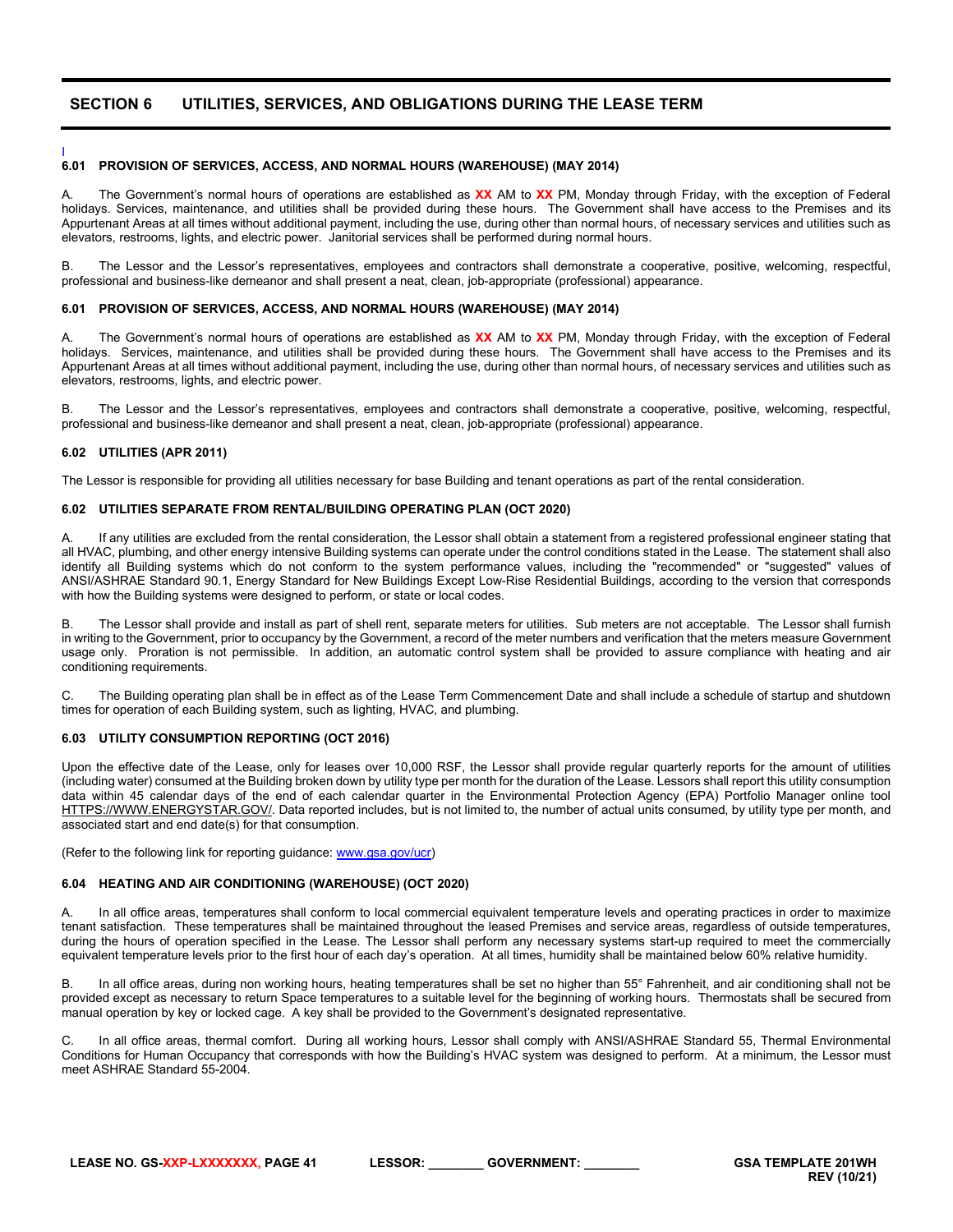## SECTION 6 UTILITIES, SERVICES, AND OBLIGATIONS DURING THE LEASE TERM

### 6.01 PROVISION OF SERVICES, ACCESS, AND NORMAL HOURS (WAREHOUSE) (MAY 2014)

A. The Government's normal hours of operations are established as **XX** AM to **XX** PM, Monday through Friday, with the exception of Federal holidays. Services, maintenance, and utilities shall be provided during these hours. The Government shall have access to the Premises and its Appurtenant Areas at all times without additional payment, including the use, during other than normal hours, of necessary services and utilities such as elevators, restrooms, lights, and electric power. Janitorial services shall be performed during normal hours.

B. The Lessor and the Lessor's representatives, employees and contractors shall demonstrate a cooperative, positive, welcoming, respectful, professional and business-like demeanor and shall present a neat, clean, job-appropriate (professional) appearance.

### 6.01 PROVISION OF SERVICES, ACCESS, AND NORMAL HOURS (WAREHOUSE) (MAY 2014)

A. The Government's normal hours of operations are established as **XX** AM to **XX** PM, Monday through Friday, with the exception of Federal holidays. Services, maintenance, and utilities shall be provided during these hours. The Government shall have access to the Premises and its Appurtenant Areas at all times without additional payment, including the use, during other than normal hours, of necessary services and utilities such as elevators, restrooms, lights, and electric power.

B. The Lessor and the Lessor's representatives, employees and contractors shall demonstrate a cooperative, positive, welcoming, respectful, professional and business-like demeanor and shall present a neat, clean, job-appropriate (professional) appearance.

### 6.02 UTILITIES (APR 2011)

The Lessor is responsible for providing all utilities necessary for base Building and tenant operations as part of the rental consideration.

### 6.02 UTILITIES SEPARATE FROM RENTAL/BUILDING OPERATING PLAN (OCT 2020)

A. If any utilities are excluded from the rental consideration, the Lessor shall obtain a statement from a registered professional engineer stating that all HVAC, plumbing, and other energy intensive Building systems can operate under the control conditions stated in the Lease. The statement shall also identify all Building systems which do not conform to the system performance values, including the "recommended" or "suggested" values of ANSI/ASHRAE Standard 90.1, Energy Standard for New Buildings Except Low-Rise Residential Buildings, according to the version that corresponds with how the Building systems were designed to perform, or state or local codes.

B. The Lessor shall provide and install as part of shell rent, separate meters for utilities. Sub meters are not acceptable. The Lessor shall furnish in writing to the Government, prior to occupancy by the Government, a record of the meter numbers and verification that the meters measure Government usage only. Proration is not permissible. In addition, an automatic control system shall be provided to assure compliance with heating and air conditioning requirements.

C. The Building operating plan shall be in effect as of the Lease Term Commencement Date and shall include a schedule of startup and shutdown times for operation of each Building system, such as lighting, HVAC, and plumbing.

### 6.03 UTILITY CONSUMPTION REPORTING (OCT 2016)

Upon the effective date of the Lease, only for leases over 10,000 RSF, the Lessor shall provide regular quarterly reports for the amount of utilities (including water) consumed at the Building broken down by utility type per month for the duration of the Lease. Lessors shall report this utility consumption data within 45 calendar days of the end of each calendar quarter in the Environmental Protection Agency (EPA) Portfolio Manager online tool HTTPS://WWW.ENERGYSTAR.GOV/. Data reported includes, but is not limited to, the number of actual units consumed, by utility type per month, and associated start and end date(s) for that consumption.

(Refer to the following link for reporting guidance: www.gsa.gov/ucr)

### 6.04 HEATING AND AIR CONDITIONING (WAREHOUSE) (OCT 2020)

A. In all office areas, temperatures shall conform to local commercial equivalent temperature levels and operating practices in order to maximize tenant satisfaction. These temperatures shall be maintained throughout the leased Premises and service areas, regardless of outside temperatures, during the hours of operation specified in the Lease. The Lessor shall perform any necessary systems start-up required to meet the commercially equivalent temperature levels prior to the first hour of each day's operation. At all times, humidity shall be maintained below 60% relative humidity.

B. In all office areas, during non working hours, heating temperatures shall be set no higher than 55° Fahrenheit, and air conditioning shall not be provided except as necessary to return Space temperatures to a suitable level for the beginning of working hours. Thermostats shall be secured from manual operation by key or locked cage. A key shall be provided to the Government's designated representative.

C. In all office areas, thermal comfort. During all working hours, Lessor shall comply with ANSI/ASHRAE Standard 55, Thermal Environmental Conditions for Human Occupancy that corresponds with how the Building's HVAC system was designed to perform. At a minimum, the Lessor must meet ASHRAE Standard 55-2004.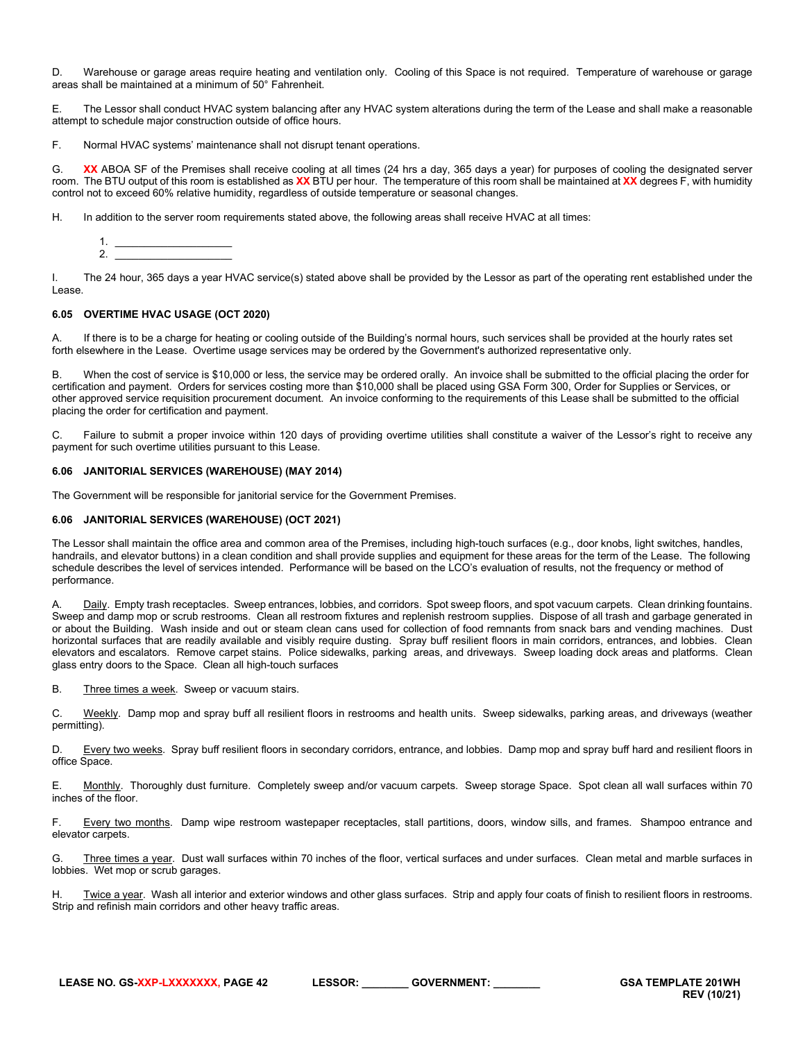D. Warehouse or garage areas require heating and ventilation only. Cooling of this Space is not required. Temperature of warehouse or garage areas shall be maintained at a minimum of 50° Fahrenheit.

E. The Lessor shall conduct HVAC system balancing after any HVAC system alterations during the term of the Lease and shall make a reasonable attempt to schedule major construction outside of office hours.

F. Normal HVAC systems' maintenance shall not disrupt tenant operations.

G. **XX** ABOA SF of the Premises shall receive cooling at all times (24 hrs a day, 365 days a year) for purposes of cooling the designated server room. The BTU output of this room is established as **XX** BTU per hour. The temperature of this room shall be maintained at **XX** degrees F, with humidity control not to exceed 60% relative humidity, regardless of outside temperature or seasonal changes.

H. In addition to the server room requirements stated above, the following areas shall receive HVAC at all times:

1. ____________________
2. ____________________

I. The 24 hour, 365 days a year HVAC service(s) stated above shall be provided by the Lessor as part of the operating rent established under the Lease.

**6.05 OVERTIME HVAC USAGE (OCT 2020)**

A. If there is to be a charge for heating or cooling outside of the Building's normal hours, such services shall be provided at the hourly rates set forth elsewhere in the Lease. Overtime usage services may be ordered by the Government's authorized representative only.

B. When the cost of service is $10,000 or less, the service may be ordered orally. An invoice shall be submitted to the official placing the order for certification and payment. Orders for services costing more than $10,000 shall be placed using GSA Form 300, Order for Supplies or Services, or other approved service requisition procurement document. An invoice conforming to the requirements of this Lease shall be submitted to the official placing the order for certification and payment.

C. Failure to submit a proper invoice within 120 days of providing overtime utilities shall constitute a waiver of the Lessor's right to receive any payment for such overtime utilities pursuant to this Lease.

**6.06 JANITORIAL SERVICES (WAREHOUSE) (MAY 2014)**

The Government will be responsible for janitorial service for the Government Premises.

**6.06 JANITORIAL SERVICES (WAREHOUSE) (OCT 2021)**

The Lessor shall maintain the office area and common area of the Premises, including high-touch surfaces (e.g., door knobs, light switches, handles, handrails, and elevator buttons) in a clean condition and shall provide supplies and equipment for these areas for the term of the Lease. The following schedule describes the level of services intended. Performance will be based on the LCO's evaluation of results, not the frequency or method of performance.

A. Daily. Empty trash receptacles. Sweep entrances, lobbies, and corridors. Spot sweep floors, and spot vacuum carpets. Clean drinking fountains. Sweep and damp mop or scrub restrooms. Clean all restroom fixtures and replenish restroom supplies. Dispose of all trash and garbage generated in or about the Building. Wash inside and out or steam clean cans used for collection of food remnants from snack bars and vending machines. Dust horizontal surfaces that are readily available and visibly require dusting. Spray buff resilient floors in main corridors, entrances, and lobbies. Clean elevators and escalators. Remove carpet stains. Police sidewalks, parking areas, and driveways. Sweep loading dock areas and platforms. Clean glass entry doors to the Space. Clean all high-touch surfaces

B. Three times a week. Sweep or vacuum stairs.

C. Weekly. Damp mop and spray buff all resilient floors in restrooms and health units. Sweep sidewalks, parking areas, and driveways (weather permitting).

D. Every two weeks. Spray buff resilient floors in secondary corridors, entrance, and lobbies. Damp mop and spray buff hard and resilient floors in office Space.

E. Monthly. Thoroughly dust furniture. Completely sweep and/or vacuum carpets. Sweep storage Space. Spot clean all wall surfaces within 70 inches of the floor.

F. Every two months. Damp wipe restroom wastepaper receptacles, stall partitions, doors, window sills, and frames. Shampoo entrance and elevator carpets.

G. Three times a year. Dust wall surfaces within 70 inches of the floor, vertical surfaces and under surfaces. Clean metal and marble surfaces in lobbies. Wet mop or scrub garages.

H. Twice a year. Wash all interior and exterior windows and other glass surfaces. Strip and apply four coats of finish to resilient floors in restrooms. Strip and refinish main corridors and other heavy traffic areas.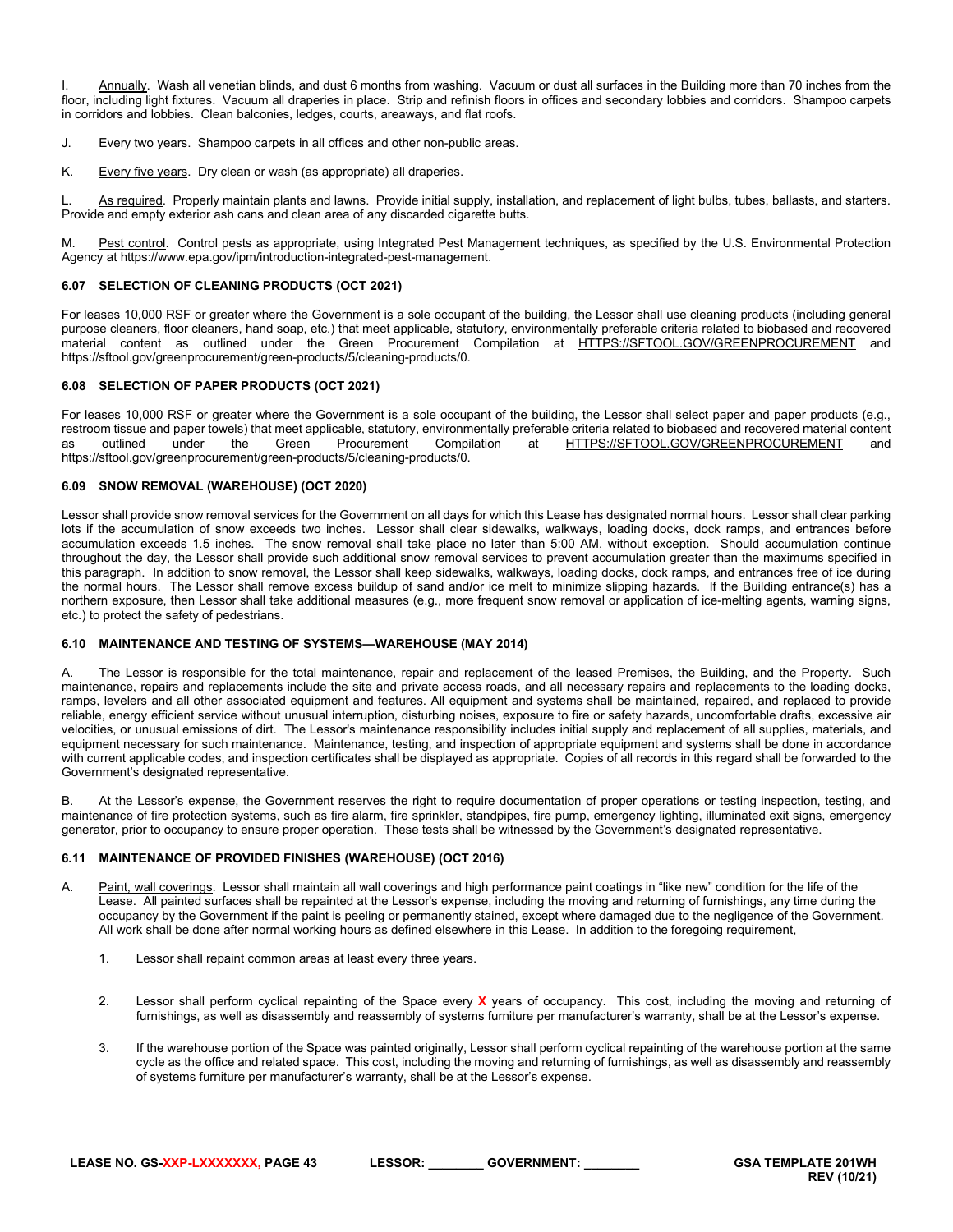I. Annually. Wash all venetian blinds, and dust 6 months from washing. Vacuum or dust all surfaces in the Building more than 70 inches from the floor, including light fixtures. Vacuum all draperies in place. Strip and refinish floors in offices and secondary lobbies and corridors. Shampoo carpets in corridors and lobbies. Clean balconies, ledges, courts, areaways, and flat roofs.

J. Every two years. Shampoo carpets in all offices and other non-public areas.

K. Every five years. Dry clean or wash (as appropriate) all draperies.

L. As required. Properly maintain plants and lawns. Provide initial supply, installation, and replacement of light bulbs, tubes, ballasts, and starters. Provide and empty exterior ash cans and clean area of any discarded cigarette butts.

M. Pest control. Control pests as appropriate, using Integrated Pest Management techniques, as specified by the U.S. Environmental Protection Agency at https://www.epa.gov/ipm/introduction-integrated-pest-management.

### 6.07 SELECTION OF CLEANING PRODUCTS (OCT 2021)

For leases 10,000 RSF or greater where the Government is a sole occupant of the building, the Lessor shall use cleaning products (including general purpose cleaners, floor cleaners, hand soap, etc.) that meet applicable, statutory, environmentally preferable criteria related to biobased and recovered material content as outlined under the Green Procurement Compilation at HTTPS://SFTOOL.GOV/GREENPROCUREMENT and https://sftool.gov/greenprocurement/green-products/5/cleaning-products/0.

### 6.08 SELECTION OF PAPER PRODUCTS (OCT 2021)

For leases 10,000 RSF or greater where the Government is a sole occupant of the building, the Lessor shall select paper and paper products (e.g., restroom tissue and paper towels) that meet applicable, statutory, environmentally preferable criteria related to biobased and recovered material content as outlined under the Green Procurement Compilation at HTTPS://SFTOOL.GOV/GREENPROCUREMENT and https://sftool.gov/greenprocurement/green-products/5/cleaning-products/0.

### 6.09 SNOW REMOVAL (WAREHOUSE) (OCT 2020)

Lessor shall provide snow removal services for the Government on all days for which this Lease has designated normal hours. Lessor shall clear parking lots if the accumulation of snow exceeds two inches. Lessor shall clear sidewalks, walkways, loading docks, dock ramps, and entrances before accumulation exceeds 1.5 inches. The snow removal shall take place no later than 5:00 AM, without exception. Should accumulation continue throughout the day, the Lessor shall provide such additional snow removal services to prevent accumulation greater than the maximums specified in this paragraph. In addition to snow removal, the Lessor shall keep sidewalks, walkways, loading docks, dock ramps, and entrances free of ice during the normal hours. The Lessor shall remove excess buildup of sand and/or ice melt to minimize slipping hazards. If the Building entrance(s) has a northern exposure, then Lessor shall take additional measures (e.g., more frequent snow removal or application of ice-melting agents, warning signs, etc.) to protect the safety of pedestrians.

### 6.10 MAINTENANCE AND TESTING OF SYSTEMS—WAREHOUSE (MAY 2014)

A. The Lessor is responsible for the total maintenance, repair and replacement of the leased Premises, the Building, and the Property. Such maintenance, repairs and replacements include the site and private access roads, and all necessary repairs and replacements to the loading docks, ramps, levelers and all other associated equipment and features. All equipment and systems shall be maintained, repaired, and replaced to provide reliable, energy efficient service without unusual interruption, disturbing noises, exposure to fire or safety hazards, uncomfortable drafts, excessive air velocities, or unusual emissions of dirt. The Lessor's maintenance responsibility includes initial supply and replacement of all supplies, materials, and equipment necessary for such maintenance. Maintenance, testing, and inspection of appropriate equipment and systems shall be done in accordance with current applicable codes, and inspection certificates shall be displayed as appropriate. Copies of all records in this regard shall be forwarded to the Government's designated representative.

B. At the Lessor's expense, the Government reserves the right to require documentation of proper operations or testing inspection, testing, and maintenance of fire protection systems, such as fire alarm, fire sprinkler, standpipes, fire pump, emergency lighting, illuminated exit signs, emergency generator, prior to occupancy to ensure proper operation. These tests shall be witnessed by the Government's designated representative.

### 6.11 MAINTENANCE OF PROVIDED FINISHES (WAREHOUSE) (OCT 2016)

A. Paint, wall coverings. Lessor shall maintain all wall coverings and high performance paint coatings in "like new" condition for the life of the Lease. All painted surfaces shall be repainted at the Lessor's expense, including the moving and returning of furnishings, any time during the occupancy by the Government if the paint is peeling or permanently stained, except where damaged due to the negligence of the Government. All work shall be done after normal working hours as defined elsewhere in this Lease. In addition to the foregoing requirement,

1. Lessor shall repaint common areas at least every three years.

2. Lessor shall perform cyclical repainting of the Space every **X** years of occupancy. This cost, including the moving and returning of furnishings, as well as disassembly and reassembly of systems furniture per manufacturer's warranty, shall be at the Lessor's expense.

3. If the warehouse portion of the Space was painted originally, Lessor shall perform cyclical repainting of the warehouse portion at the same cycle as the office and related space. This cost, including the moving and returning of furnishings, as well as disassembly and reassembly of systems furniture per manufacturer's warranty, shall be at the Lessor's expense.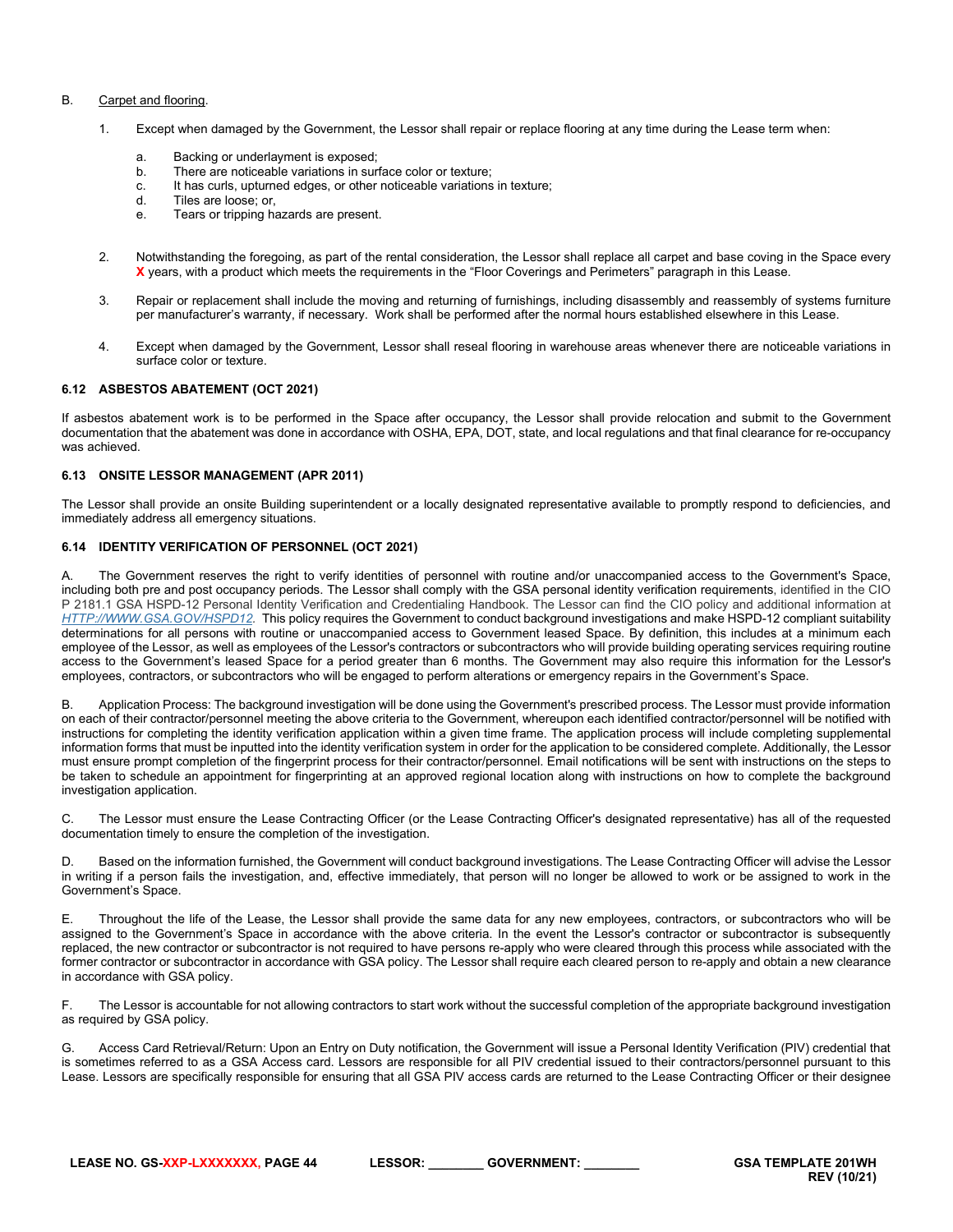B. Carpet and flooring.

1. Except when damaged by the Government, the Lessor shall repair or replace flooring at any time during the Lease term when:

   a. Backing or underlayment is exposed;
   b. There are noticeable variations in surface color or texture;
   c. It has curls, upturned edges, or other noticeable variations in texture;
   d. Tiles are loose; or,
   e. Tears or tripping hazards are present.

2. Notwithstanding the foregoing, as part of the rental consideration, the Lessor shall replace all carpet and base coving in the Space every **X** years, with a product which meets the requirements in the "Floor Coverings and Perimeters" paragraph in this Lease.

3. Repair or replacement shall include the moving and returning of furnishings, including disassembly and reassembly of systems furniture per manufacturer's warranty, if necessary. Work shall be performed after the normal hours established elsewhere in this Lease.

4. Except when damaged by the Government, Lessor shall reseal flooring in warehouse areas whenever there are noticeable variations in surface color or texture.

### 6.12 ASBESTOS ABATEMENT (OCT 2021)

If asbestos abatement work is to be performed in the Space after occupancy, the Lessor shall provide relocation and submit to the Government documentation that the abatement was done in accordance with OSHA, EPA, DOT, state, and local regulations and that final clearance for re-occupancy was achieved.

### 6.13 ONSITE LESSOR MANAGEMENT (APR 2011)

The Lessor shall provide an onsite Building superintendent or a locally designated representative available to promptly respond to deficiencies, and immediately address all emergency situations.

### 6.14 IDENTITY VERIFICATION OF PERSONNEL (OCT 2021)

A. The Government reserves the right to verify identities of personnel with routine and/or unaccompanied access to the Government's Space, including both pre and post occupancy periods. The Lessor shall comply with the GSA personal identity verification requirements, identified in the CIO P 2181.1 GSA HSPD-12 Personal Identity Verification and Credentialing Handbook. The Lessor can find the CIO policy and additional information at *HTTP://WWW.GSA.GOV/HSPD12.* This policy requires the Government to conduct background investigations and make HSPD-12 compliant suitability determinations for all persons with routine or unaccompanied access to Government leased Space. By definition, this includes at a minimum each employee of the Lessor, as well as employees of the Lessor's contractors or subcontractors who will provide building operating services requiring routine access to the Government's leased Space for a period greater than 6 months. The Government may also require this information for the Lessor's employees, contractors, or subcontractors who will be engaged to perform alterations or emergency repairs in the Government's Space.

B. Application Process: The background investigation will be done using the Government's prescribed process. The Lessor must provide information on each of their contractor/personnel meeting the above criteria to the Government, whereupon each identified contractor/personnel will be notified with instructions for completing the identity verification application within a given time frame. The application process will include completing supplemental information forms that must be inputted into the identity verification system in order for the application to be considered complete. Additionally, the Lessor must ensure prompt completion of the fingerprint process for their contractor/personnel. Email notifications will be sent with instructions on the steps to be taken to schedule an appointment for fingerprinting at an approved regional location along with instructions on how to complete the background investigation application.

C. The Lessor must ensure the Lease Contracting Officer (or the Lease Contracting Officer's designated representative) has all of the requested documentation timely to ensure the completion of the investigation.

D. Based on the information furnished, the Government will conduct background investigations. The Lease Contracting Officer will advise the Lessor in writing if a person fails the investigation, and, effective immediately, that person will no longer be allowed to work or be assigned to work in the Government's Space.

E. Throughout the life of the Lease, the Lessor shall provide the same data for any new employees, contractors, or subcontractors who will be assigned to the Government's Space in accordance with the above criteria. In the event the Lessor's contractor or subcontractor is subsequently replaced, the new contractor or subcontractor is not required to have persons re-apply who were cleared through this process while associated with the former contractor or subcontractor in accordance with GSA policy. The Lessor shall require each cleared person to re-apply and obtain a new clearance in accordance with GSA policy.

F. The Lessor is accountable for not allowing contractors to start work without the successful completion of the appropriate background investigation as required by GSA policy.

G. Access Card Retrieval/Return: Upon an Entry on Duty notification, the Government will issue a Personal Identity Verification (PIV) credential that is sometimes referred to as a GSA Access card. Lessors are responsible for all PIV credential issued to their contractors/personnel pursuant to this Lease. Lessors are specifically responsible for ensuring that all GSA PIV access cards are returned to the Lease Contracting Officer or their designee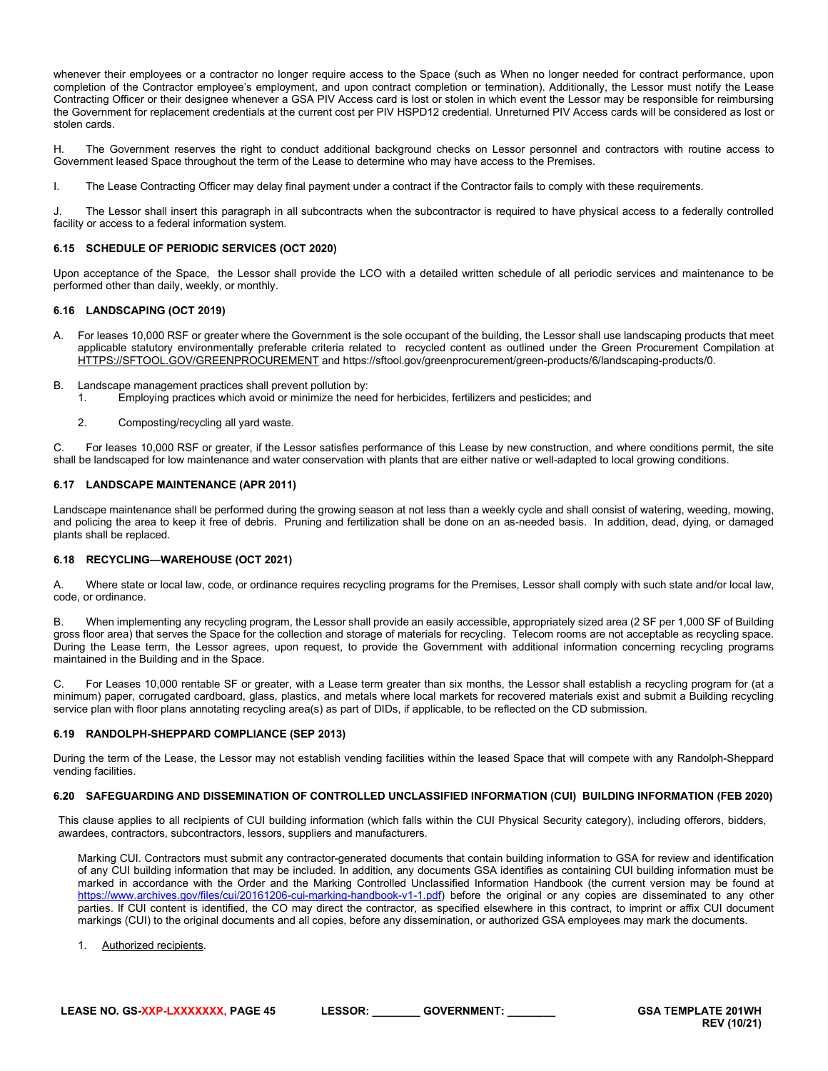whenever their employees or a contractor no longer require access to the Space (such as When no longer needed for contract performance, upon completion of the Contractor employee's employment, and upon contract completion or termination). Additionally, the Lessor must notify the Lease Contracting Officer or their designee whenever a GSA PIV Access card is lost or stolen in which event the Lessor may be responsible for reimbursing the Government for replacement credentials at the current cost per PIV HSPD12 credential. Unreturned PIV Access cards will be considered as lost or stolen cards.

H. The Government reserves the right to conduct additional background checks on Lessor personnel and contractors with routine access to Government leased Space throughout the term of the Lease to determine who may have access to the Premises.

I. The Lease Contracting Officer may delay final payment under a contract if the Contractor fails to comply with these requirements.

J. The Lessor shall insert this paragraph in all subcontracts when the subcontractor is required to have physical access to a federally controlled facility or access to a federal information system.

#### 6.15 SCHEDULE OF PERIODIC SERVICES (OCT 2020)

Upon acceptance of the Space, the Lessor shall provide the LCO with a detailed written schedule of all periodic services and maintenance to be performed other than daily, weekly, or monthly.

#### 6.16 LANDSCAPING (OCT 2019)

A. For leases 10,000 RSF or greater where the Government is the sole occupant of the building, the Lessor shall use landscaping products that meet applicable statutory environmentally preferable criteria related to recycled content as outlined under the Green Procurement Compilation at HTTPS://SFTOOL.GOV/GREENPROCUREMENT and https://sftool.gov/greenprocurement/green-products/6/landscaping-products/0.

B. Landscape management practices shall prevent pollution by:
   1. Employing practices which avoid or minimize the need for herbicides, fertilizers and pesticides; and

   2. Composting/recycling all yard waste.

C. For leases 10,000 RSF or greater, if the Lessor satisfies performance of this Lease by new construction, and where conditions permit, the site shall be landscaped for low maintenance and water conservation with plants that are either native or well-adapted to local growing conditions.

#### 6.17 LANDSCAPE MAINTENANCE (APR 2011)

Landscape maintenance shall be performed during the growing season at not less than a weekly cycle and shall consist of watering, weeding, mowing, and policing the area to keep it free of debris. Pruning and fertilization shall be done on an as-needed basis. In addition, dead, dying, or damaged plants shall be replaced.

#### 6.18 RECYCLING—WAREHOUSE (OCT 2021)

A. Where state or local law, code, or ordinance requires recycling programs for the Premises, Lessor shall comply with such state and/or local law, code, or ordinance.

B. When implementing any recycling program, the Lessor shall provide an easily accessible, appropriately sized area (2 SF per 1,000 SF of Building gross floor area) that serves the Space for the collection and storage of materials for recycling. Telecom rooms are not acceptable as recycling space. During the Lease term, the Lessor agrees, upon request, to provide the Government with additional information concerning recycling programs maintained in the Building and in the Space.

C. For Leases 10,000 rentable SF or greater, with a Lease term greater than six months, the Lessor shall establish a recycling program for (at a minimum) paper, corrugated cardboard, glass, plastics, and metals where local markets for recovered materials exist and submit a Building recycling service plan with floor plans annotating recycling area(s) as part of DIDs, if applicable, to be reflected on the CD submission.

#### 6.19 RANDOLPH-SHEPPARD COMPLIANCE (SEP 2013)

During the term of the Lease, the Lessor may not establish vending facilities within the leased Space that will compete with any Randolph-Sheppard vending facilities.

#### 6.20 SAFEGUARDING AND DISSEMINATION OF CONTROLLED UNCLASSIFIED INFORMATION (CUI) BUILDING INFORMATION (FEB 2020)

This clause applies to all recipients of CUI building information (which falls within the CUI Physical Security category), including offerors, bidders, awardees, contractors, subcontractors, lessors, suppliers and manufacturers.

Marking CUI. Contractors must submit any contractor-generated documents that contain building information to GSA for review and identification of any CUI building information that may be included. In addition, any documents GSA identifies as containing CUI building information must be marked in accordance with the Order and the Marking Controlled Unclassified Information Handbook (the current version may be found at https://www.archives.gov/files/cui/20161206-cui-marking-handbook-v1-1.pdf) before the original or any copies are disseminated to any other parties. If CUI content is identified, the CO may direct the contractor, as specified elsewhere in this contract, to imprint or affix CUI document markings (CUI) to the original documents and all copies, before any dissemination, or authorized GSA employees may mark the documents.

1. Authorized recipients.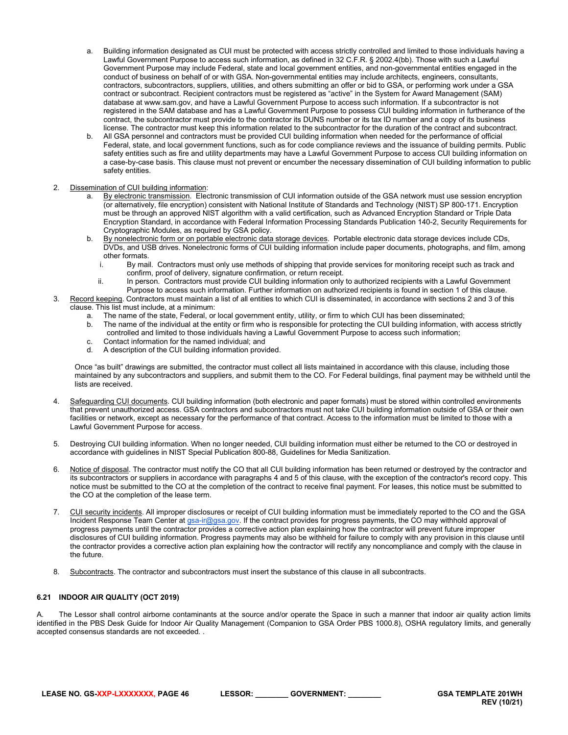a. Building information designated as CUI must be protected with access strictly controlled and limited to those individuals having a Lawful Government Purpose to access such information, as defined in 32 C.F.R. § 2002.4(bb). Those with such a Lawful Government Purpose may include Federal, state and local government entities, and non-governmental entities engaged in the conduct of business on behalf of or with GSA. Non-governmental entities may include architects, engineers, consultants, contractors, subcontractors, suppliers, utilities, and others submitting an offer or bid to GSA, or performing work under a GSA contract or subcontract. Recipient contractors must be registered as "active" in the System for Award Management (SAM) database at www.sam.gov, and have a Lawful Government Purpose to access such information. If a subcontractor is not registered in the SAM database and has a Lawful Government Purpose to possess CUI building information in furtherance of the contract, the subcontractor must provide to the contractor its DUNS number or its tax ID number and a copy of its business license. The contractor must keep this information related to the subcontractor for the duration of the contract and subcontract.

b. All GSA personnel and contractors must be provided CUI building information when needed for the performance of official Federal, state, and local government functions, such as for code compliance reviews and the issuance of building permits. Public safety entities such as fire and utility departments may have a Lawful Government Purpose to access CUI building information on a case-by-case basis. This clause must not prevent or encumber the necessary dissemination of CUI building information to public safety entities.

2. Dissemination of CUI building information:
   a. By electronic transmission. Electronic transmission of CUI information outside of the GSA network must use session encryption (or alternatively, file encryption) consistent with National Institute of Standards and Technology (NIST) SP 800-171. Encryption must be through an approved NIST algorithm with a valid certification, such as Advanced Encryption Standard or Triple Data Encryption Standard, in accordance with Federal Information Processing Standards Publication 140-2, Security Requirements for Cryptographic Modules, as required by GSA policy.
   b. By nonelectronic form or on portable electronic data storage devices. Portable electronic data storage devices include CDs, DVDs, and USB drives. Nonelectronic forms of CUI building information include paper documents, photographs, and film, among other formats.
      i. By mail. Contractors must only use methods of shipping that provide services for monitoring receipt such as track and confirm, proof of delivery, signature confirmation, or return receipt.
      ii. In person. Contractors must provide CUI building information only to authorized recipients with a Lawful Government Purpose to access such information. Further information on authorized recipients is found in section 1 of this clause.

3. Record keeping. Contractors must maintain a list of all entities to which CUI is disseminated, in accordance with sections 2 and 3 of this clause. This list must include, at a minimum:
   a. The name of the state, Federal, or local government entity, utility, or firm to which CUI has been disseminated;
   b. The name of the individual at the entity or firm who is responsible for protecting the CUI building information, with access strictly controlled and limited to those individuals having a Lawful Government Purpose to access such information;
   c. Contact information for the named individual; and
   d. A description of the CUI building information provided.

   Once "as built" drawings are submitted, the contractor must collect all lists maintained in accordance with this clause, including those maintained by any subcontractors and suppliers, and submit them to the CO. For Federal buildings, final payment may be withheld until the lists are received.

4. Safeguarding CUI documents. CUI building information (both electronic and paper formats) must be stored within controlled environments that prevent unauthorized access. GSA contractors and subcontractors must not take CUI building information outside of GSA or their own facilities or network, except as necessary for the performance of that contract. Access to the information must be limited to those with a Lawful Government Purpose for access.

5. Destroying CUI building information. When no longer needed, CUI building information must either be returned to the CO or destroyed in accordance with guidelines in NIST Special Publication 800-88, Guidelines for Media Sanitization.

6. Notice of disposal. The contractor must notify the CO that all CUI building information has been returned or destroyed by the contractor and its subcontractors or suppliers in accordance with paragraphs 4 and 5 of this clause, with the exception of the contractor's record copy. This notice must be submitted to the CO at the completion of the contract to receive final payment. For leases, this notice must be submitted to the CO at the completion of the lease term.

7. CUI security incidents. All improper disclosures or receipt of CUI building information must be immediately reported to the CO and the GSA Incident Response Team Center at gsa-ir@gsa.gov. If the contract provides for progress payments, the CO may withhold approval of progress payments until the contractor provides a corrective action plan explaining how the contractor will prevent future improper disclosures of CUI building information. Progress payments may also be withheld for failure to comply with any provision in this clause until the contractor provides a corrective action plan explaining how the contractor will rectify any noncompliance and comply with the clause in the future.

8. Subcontracts. The contractor and subcontractors must insert the substance of this clause in all subcontracts.

### 6.21 INDOOR AIR QUALITY (OCT 2019)

A. The Lessor shall control airborne contaminants at the source and/or operate the Space in such a manner that indoor air quality action limits identified in the PBS Desk Guide for Indoor Air Quality Management (Companion to GSA Order PBS 1000.8), OSHA regulatory limits, and generally accepted consensus standards are not exceeded. .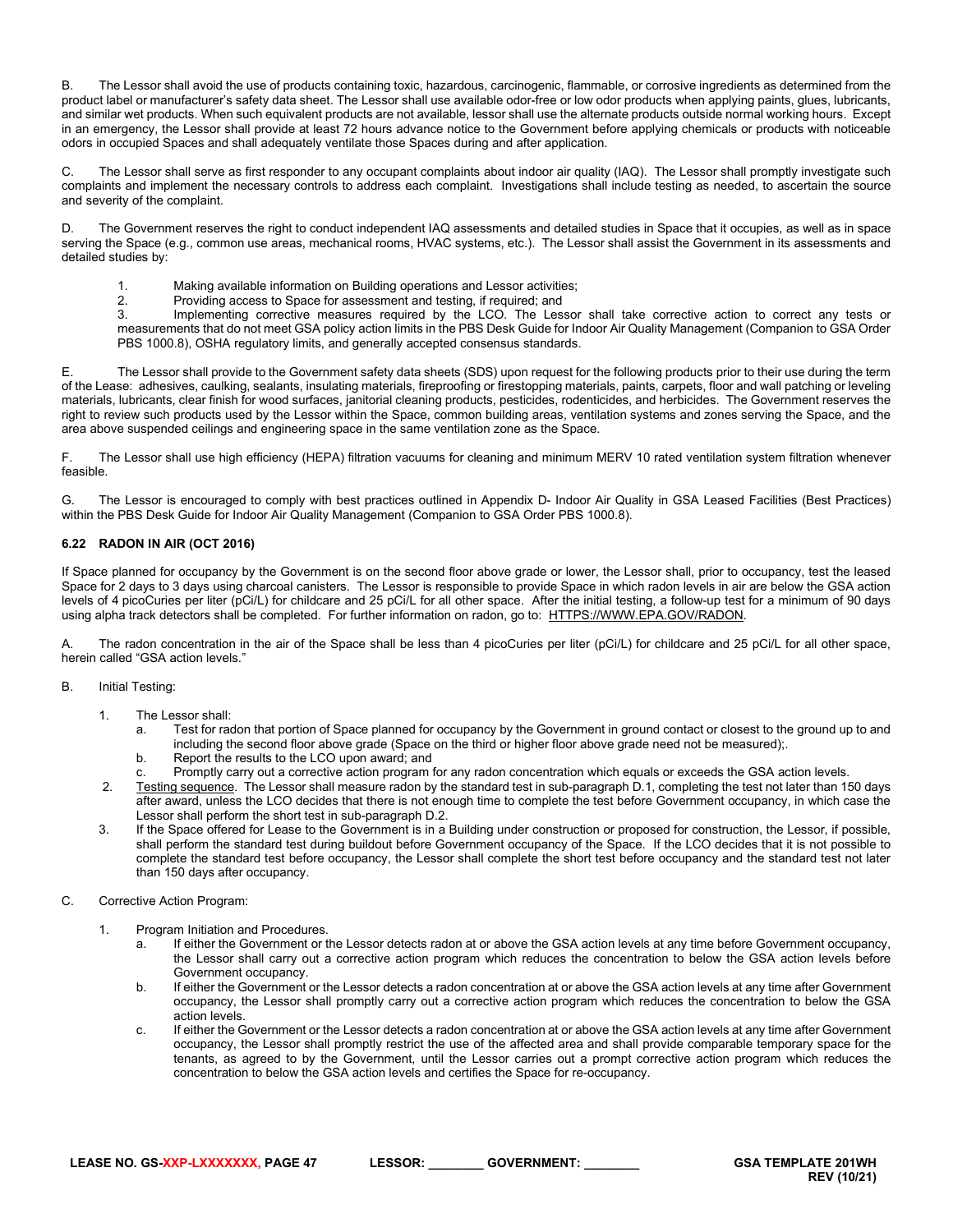B. The Lessor shall avoid the use of products containing toxic, hazardous, carcinogenic, flammable, or corrosive ingredients as determined from the product label or manufacturer's safety data sheet. The Lessor shall use available odor-free or low odor products when applying paints, glues, lubricants, and similar wet products. When such equivalent products are not available, lessor shall use the alternate products outside normal working hours. Except in an emergency, the Lessor shall provide at least 72 hours advance notice to the Government before applying chemicals or products with noticeable odors in occupied Spaces and shall adequately ventilate those Spaces during and after application.

C. The Lessor shall serve as first responder to any occupant complaints about indoor air quality (IAQ). The Lessor shall promptly investigate such complaints and implement the necessary controls to address each complaint. Investigations shall include testing as needed, to ascertain the source and severity of the complaint.

D. The Government reserves the right to conduct independent IAQ assessments and detailed studies in Space that it occupies, as well as in space serving the Space (e.g., common use areas, mechanical rooms, HVAC systems, etc.). The Lessor shall assist the Government in its assessments and detailed studies by:

1. Making available information on Building operations and Lessor activities;
2. Providing access to Space for assessment and testing, if required; and
3. Implementing corrective measures required by the LCO. The Lessor shall take corrective action to correct any tests or measurements that do not meet GSA policy action limits in the PBS Desk Guide for Indoor Air Quality Management (Companion to GSA Order PBS 1000.8), OSHA regulatory limits, and generally accepted consensus standards.

E. The Lessor shall provide to the Government safety data sheets (SDS) upon request for the following products prior to their use during the term of the Lease: adhesives, caulking, sealants, insulating materials, fireproofing or firestopping materials, paints, carpets, floor and wall patching or leveling materials, lubricants, clear finish for wood surfaces, janitorial cleaning products, pesticides, rodenticides, and herbicides. The Government reserves the right to review such products used by the Lessor within the Space, common building areas, ventilation systems and zones serving the Space, and the area above suspended ceilings and engineering space in the same ventilation zone as the Space.

F. The Lessor shall use high efficiency (HEPA) filtration vacuums for cleaning and minimum MERV 10 rated ventilation system filtration whenever feasible.

G. The Lessor is encouraged to comply with best practices outlined in Appendix D- Indoor Air Quality in GSA Leased Facilities (Best Practices) within the PBS Desk Guide for Indoor Air Quality Management (Companion to GSA Order PBS 1000.8).

### 6.22 RADON IN AIR (OCT 2016)

If Space planned for occupancy by the Government is on the second floor above grade or lower, the Lessor shall, prior to occupancy, test the leased Space for 2 days to 3 days using charcoal canisters. The Lessor is responsible to provide Space in which radon levels in air are below the GSA action levels of 4 picoCuries per liter (pCi/L) for childcare and 25 pCi/L for all other space. After the initial testing, a follow-up test for a minimum of 90 days using alpha track detectors shall be completed. For further information on radon, go to: HTTPS://WWW.EPA.GOV/RADON.

A. The radon concentration in the air of the Space shall be less than 4 picoCuries per liter (pCi/L) for childcare and 25 pCi/L for all other space, herein called "GSA action levels."

B. Initial Testing:

1. The Lessor shall:
   a. Test for radon that portion of Space planned for occupancy by the Government in ground contact or closest to the ground up to and including the second floor above grade (Space on the third or higher floor above grade need not be measured);.
   b. Report the results to the LCO upon award; and
   c. Promptly carry out a corrective action program for any radon concentration which equals or exceeds the GSA action levels.
2. Testing sequence. The Lessor shall measure radon by the standard test in sub-paragraph D.1, completing the test not later than 150 days after award, unless the LCO decides that there is not enough time to complete the test before Government occupancy, in which case the Lessor shall perform the short test in sub-paragraph D.2.
3. If the Space offered for Lease to the Government is in a Building under construction or proposed for construction, the Lessor, if possible, shall perform the standard test during buildout before Government occupancy of the Space. If the LCO decides that it is not possible to complete the standard test before occupancy, the Lessor shall complete the short test before occupancy and the standard test not later than 150 days after occupancy.

C. Corrective Action Program:

1. Program Initiation and Procedures.
   a. If either the Government or the Lessor detects radon at or above the GSA action levels at any time before Government occupancy, the Lessor shall carry out a corrective action program which reduces the concentration to below the GSA action levels before Government occupancy.
   b. If either the Government or the Lessor detects a radon concentration at or above the GSA action levels at any time after Government occupancy, the Lessor shall promptly carry out a corrective action program which reduces the concentration to below the GSA action levels.
   c. If either the Government or the Lessor detects a radon concentration at or above the GSA action levels at any time after Government occupancy, the Lessor shall promptly restrict the use of the affected area and shall provide comparable temporary space for the tenants, as agreed to by the Government, until the Lessor carries out a prompt corrective action program which reduces the concentration to below the GSA action levels and certifies the Space for re-occupancy.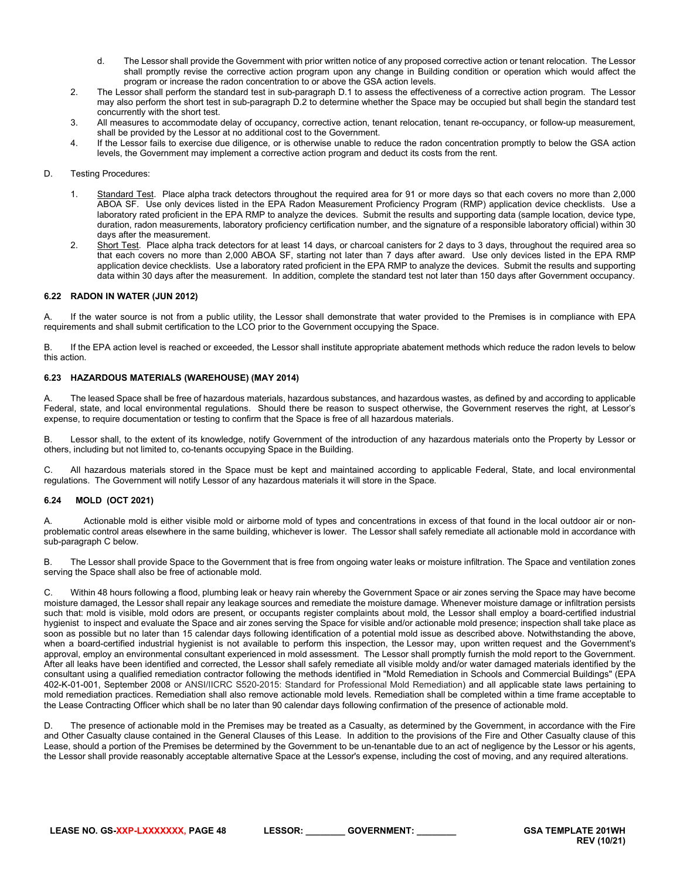d. The Lessor shall provide the Government with prior written notice of any proposed corrective action or tenant relocation. The Lessor shall promptly revise the corrective action program upon any change in Building condition or operation which would affect the program or increase the radon concentration to or above the GSA action levels.

2. The Lessor shall perform the standard test in sub-paragraph D.1 to assess the effectiveness of a corrective action program. The Lessor may also perform the short test in sub-paragraph D.2 to determine whether the Space may be occupied but shall begin the standard test concurrently with the short test.

3. All measures to accommodate delay of occupancy, corrective action, tenant relocation, tenant re-occupancy, or follow-up measurement, shall be provided by the Lessor at no additional cost to the Government.

4. If the Lessor fails to exercise due diligence, or is otherwise unable to reduce the radon concentration promptly to below the GSA action levels, the Government may implement a corrective action program and deduct its costs from the rent.

D. Testing Procedures:

1. Standard Test. Place alpha track detectors throughout the required area for 91 or more days so that each covers no more than 2,000 ABOA SF. Use only devices listed in the EPA Radon Measurement Proficiency Program (RMP) application device checklists. Use a laboratory rated proficient in the EPA RMP to analyze the devices. Submit the results and supporting data (sample location, device type, duration, radon measurements, laboratory proficiency certification number, and the signature of a responsible laboratory official) within 30 days after the measurement.

2. Short Test. Place alpha track detectors for at least 14 days, or charcoal canisters for 2 days to 3 days, throughout the required area so that each covers no more than 2,000 ABOA SF, starting not later than 7 days after award. Use only devices listed in the EPA RMP application device checklists. Use a laboratory rated proficient in the EPA RMP to analyze the devices. Submit the results and supporting data within 30 days after the measurement. In addition, complete the standard test not later than 150 days after Government occupancy.

### 6.22 RADON IN WATER (JUN 2012)

A. If the water source is not from a public utility, the Lessor shall demonstrate that water provided to the Premises is in compliance with EPA requirements and shall submit certification to the LCO prior to the Government occupying the Space.

B. If the EPA action level is reached or exceeded, the Lessor shall institute appropriate abatement methods which reduce the radon levels to below this action.

### 6.23 HAZARDOUS MATERIALS (WAREHOUSE) (MAY 2014)

A. The leased Space shall be free of hazardous materials, hazardous substances, and hazardous wastes, as defined by and according to applicable Federal, state, and local environmental regulations. Should there be reason to suspect otherwise, the Government reserves the right, at Lessor's expense, to require documentation or testing to confirm that the Space is free of all hazardous materials.

B. Lessor shall, to the extent of its knowledge, notify Government of the introduction of any hazardous materials onto the Property by Lessor or others, including but not limited to, co-tenants occupying Space in the Building.

C. All hazardous materials stored in the Space must be kept and maintained according to applicable Federal, State, and local environmental regulations. The Government will notify Lessor of any hazardous materials it will store in the Space.

### 6.24 MOLD (OCT 2021)

A. Actionable mold is either visible mold or airborne mold of types and concentrations in excess of that found in the local outdoor air or non-problematic control areas elsewhere in the same building, whichever is lower. The Lessor shall safely remediate all actionable mold in accordance with sub-paragraph C below.

B. The Lessor shall provide Space to the Government that is free from ongoing water leaks or moisture infiltration. The Space and ventilation zones serving the Space shall also be free of actionable mold.

C. Within 48 hours following a flood, plumbing leak or heavy rain whereby the Government Space or air zones serving the Space may have become moisture damaged, the Lessor shall repair any leakage sources and remediate the moisture damage. Whenever moisture damage or infiltration persists such that: mold is visible, mold odors are present, or occupants register complaints about mold, the Lessor shall employ a board-certified industrial hygienist to inspect and evaluate the Space and air zones serving the Space for visible and/or actionable mold presence; inspection shall take place as soon as possible but no later than 15 calendar days following identification of a potential mold issue as described above. Notwithstanding the above, when a board-certified industrial hygienist is not available to perform this inspection, the Lessor may, upon written request and the Government's approval, employ an environmental consultant experienced in mold assessment. The Lessor shall promptly furnish the mold report to the Government. After all leaks have been identified and corrected, the Lessor shall safely remediate all visible moldy and/or water damaged materials identified by the consultant using a qualified remediation contractor following the methods identified in "Mold Remediation in Schools and Commercial Buildings" (EPA 402-K-01-001, September 2008 or ANSI/IICRC S520-2015: Standard for Professional Mold Remediation) and all applicable state laws pertaining to mold remediation practices. Remediation shall also remove actionable mold levels. Remediation shall be completed within a time frame acceptable to the Lease Contracting Officer which shall be no later than 90 calendar days following confirmation of the presence of actionable mold.

D. The presence of actionable mold in the Premises may be treated as a Casualty, as determined by the Government, in accordance with the Fire and Other Casualty clause contained in the General Clauses of this Lease. In addition to the provisions of the Fire and Other Casualty clause of this Lease, should a portion of the Premises be determined by the Government to be un-tenantable due to an act of negligence by the Lessor or his agents, the Lessor shall provide reasonably acceptable alternative Space at the Lessor's expense, including the cost of moving, and any required alterations.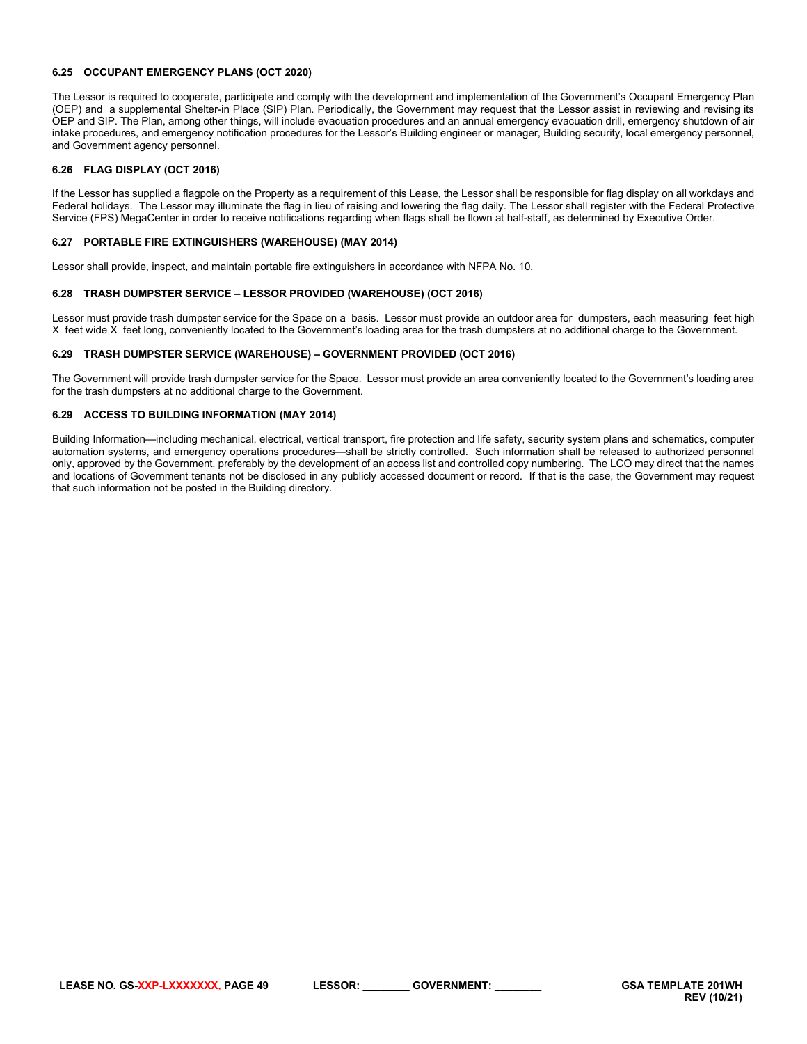#### 6.25 OCCUPANT EMERGENCY PLANS (OCT 2020)

The Lessor is required to cooperate, participate and comply with the development and implementation of the Government's Occupant Emergency Plan (OEP) and a supplemental Shelter-in Place (SIP) Plan. Periodically, the Government may request that the Lessor assist in reviewing and revising its OEP and SIP. The Plan, among other things, will include evacuation procedures and an annual emergency evacuation drill, emergency shutdown of air intake procedures, and emergency notification procedures for the Lessor's Building engineer or manager, Building security, local emergency personnel, and Government agency personnel.

#### 6.26 FLAG DISPLAY (OCT 2016)

If the Lessor has supplied a flagpole on the Property as a requirement of this Lease, the Lessor shall be responsible for flag display on all workdays and Federal holidays. The Lessor may illuminate the flag in lieu of raising and lowering the flag daily. The Lessor shall register with the Federal Protective Service (FPS) MegaCenter in order to receive notifications regarding when flags shall be flown at half-staff, as determined by Executive Order.

#### 6.27 PORTABLE FIRE EXTINGUISHERS (WAREHOUSE) (MAY 2014)

Lessor shall provide, inspect, and maintain portable fire extinguishers in accordance with NFPA No. 10.

#### 6.28 TRASH DUMPSTER SERVICE – LESSOR PROVIDED (WAREHOUSE) (OCT 2016)

Lessor must provide trash dumpster service for the Space on a basis. Lessor must provide an outdoor area for dumpsters, each measuring feet high X feet wide X feet long, conveniently located to the Government's loading area for the trash dumpsters at no additional charge to the Government.

#### 6.29 TRASH DUMPSTER SERVICE (WAREHOUSE) – GOVERNMENT PROVIDED (OCT 2016)

The Government will provide trash dumpster service for the Space. Lessor must provide an area conveniently located to the Government's loading area for the trash dumpsters at no additional charge to the Government.

#### 6.29 ACCESS TO BUILDING INFORMATION (MAY 2014)

Building Information—including mechanical, electrical, vertical transport, fire protection and life safety, security system plans and schematics, computer automation systems, and emergency operations procedures—shall be strictly controlled. Such information shall be released to authorized personnel only, approved by the Government, preferably by the development of an access list and controlled copy numbering. The LCO may direct that the names and locations of Government tenants not be disclosed in any publicly accessed document or record. If that is the case, the Government may request that such information not be posted in the Building directory.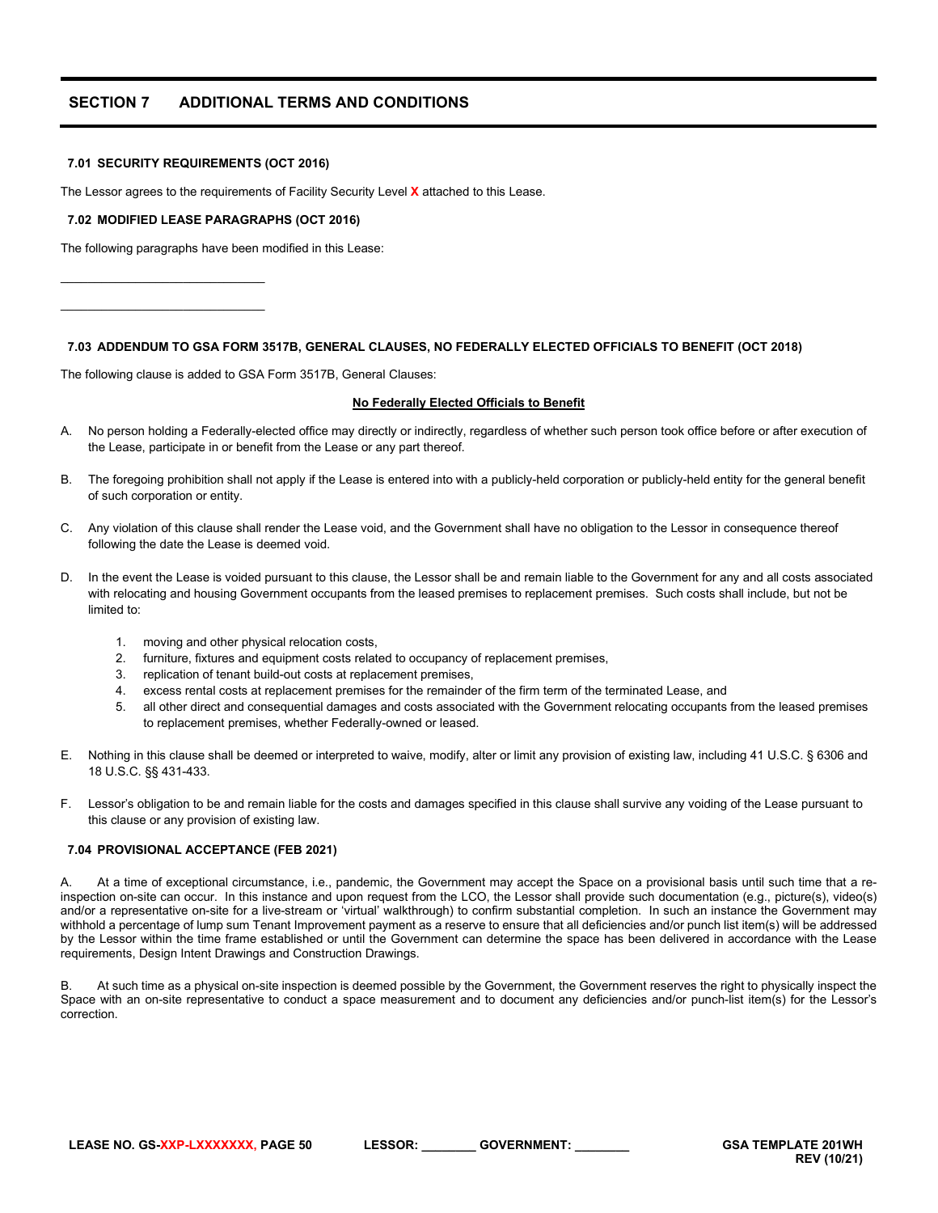## SECTION 7 ADDITIONAL TERMS AND CONDITIONS

### 7.01 SECURITY REQUIREMENTS (OCT 2016)

The Lessor agrees to the requirements of Facility Security Level **X** attached to this Lease.

### 7.02 MODIFIED LEASE PARAGRAPHS (OCT 2016)

The following paragraphs have been modified in this Lease:

\_\_\_\_\_\_\_\_\_\_\_\_\_\_\_\_\_\_\_\_\_\_\_\_\_\_\_\_\_\_

\_\_\_\_\_\_\_\_\_\_\_\_\_\_\_\_\_\_\_\_\_\_\_\_\_\_\_\_\_\_

### 7.03 ADDENDUM TO GSA FORM 3517B, GENERAL CLAUSES, NO FEDERALLY ELECTED OFFICIALS TO BENEFIT (OCT 2018)

The following clause is added to GSA Form 3517B, General Clauses:

**No Federally Elected Officials to Benefit**

A. No person holding a Federally-elected office may directly or indirectly, regardless of whether such person took office before or after execution of the Lease, participate in or benefit from the Lease or any part thereof.

B. The foregoing prohibition shall not apply if the Lease is entered into with a publicly-held corporation or publicly-held entity for the general benefit of such corporation or entity.

C. Any violation of this clause shall render the Lease void, and the Government shall have no obligation to the Lessor in consequence thereof following the date the Lease is deemed void.

D. In the event the Lease is voided pursuant to this clause, the Lessor shall be and remain liable to the Government for any and all costs associated with relocating and housing Government occupants from the leased premises to replacement premises. Such costs shall include, but not be limited to:

1. moving and other physical relocation costs,
2. furniture, fixtures and equipment costs related to occupancy of replacement premises,
3. replication of tenant build-out costs at replacement premises,
4. excess rental costs at replacement premises for the remainder of the firm term of the terminated Lease, and
5. all other direct and consequential damages and costs associated with the Government relocating occupants from the leased premises to replacement premises, whether Federally-owned or leased.

E. Nothing in this clause shall be deemed or interpreted to waive, modify, alter or limit any provision of existing law, including 41 U.S.C. § 6306 and 18 U.S.C. §§ 431-433.

F. Lessor's obligation to be and remain liable for the costs and damages specified in this clause shall survive any voiding of the Lease pursuant to this clause or any provision of existing law.

### 7.04 PROVISIONAL ACCEPTANCE (FEB 2021)

A. At a time of exceptional circumstance, i.e., pandemic, the Government may accept the Space on a provisional basis until such time that a re-inspection on-site can occur. In this instance and upon request from the LCO, the Lessor shall provide such documentation (e.g., picture(s), video(s) and/or a representative on-site for a live-stream or 'virtual' walkthrough) to confirm substantial completion. In such an instance the Government may withhold a percentage of lump sum Tenant Improvement payment as a reserve to ensure that all deficiencies and/or punch list item(s) will be addressed by the Lessor within the time frame established or until the Government can determine the space has been delivered in accordance with the Lease requirements, Design Intent Drawings and Construction Drawings.

B. At such time as a physical on-site inspection is deemed possible by the Government, the Government reserves the right to physically inspect the Space with an on-site representative to conduct a space measurement and to document any deficiencies and/or punch-list item(s) for the Lessor's correction.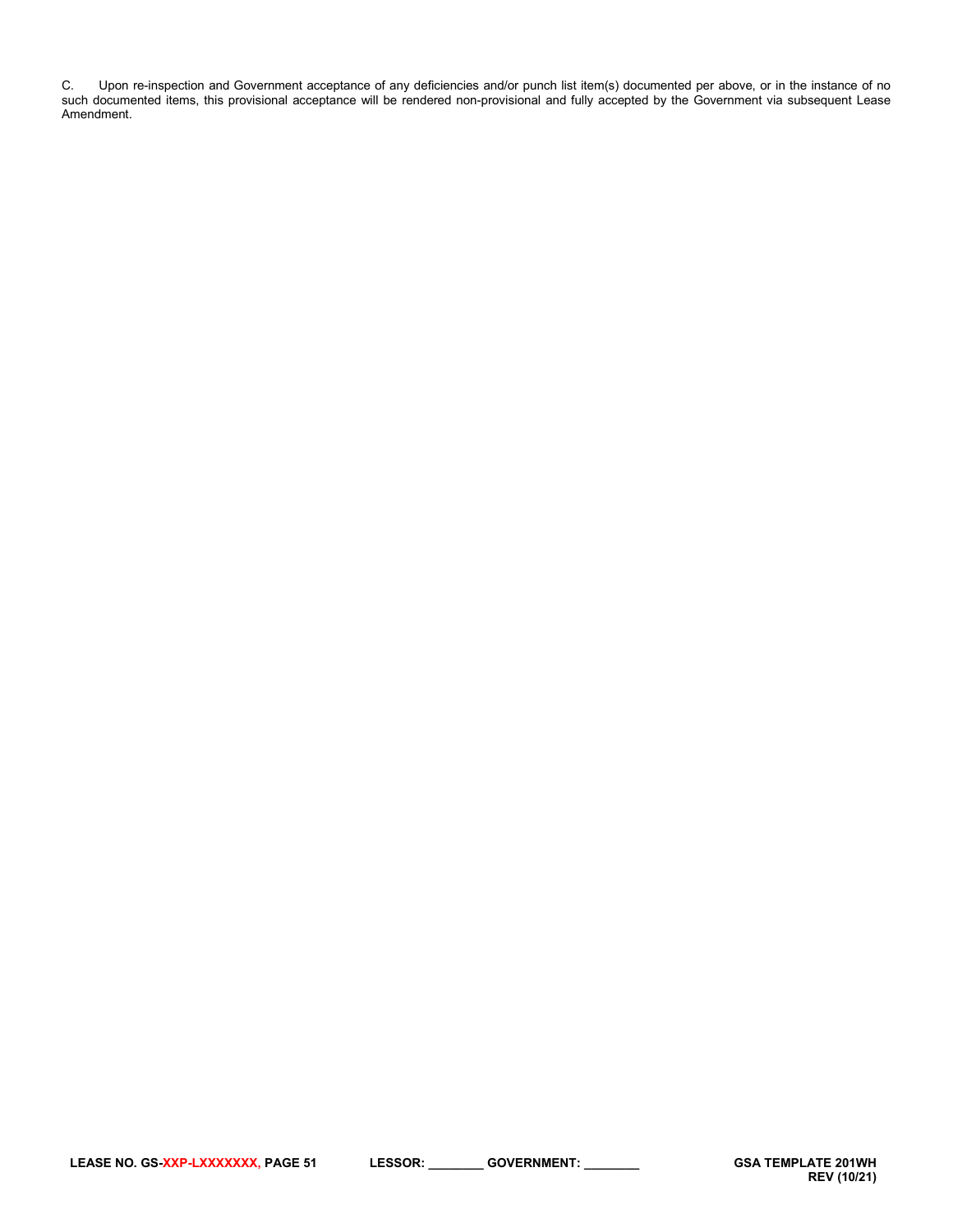C. Upon re-inspection and Government acceptance of any deficiencies and/or punch list item(s) documented per above, or in the instance of no such documented items, this provisional acceptance will be rendered non-provisional and fully accepted by the Government via subsequent Lease Amendment.